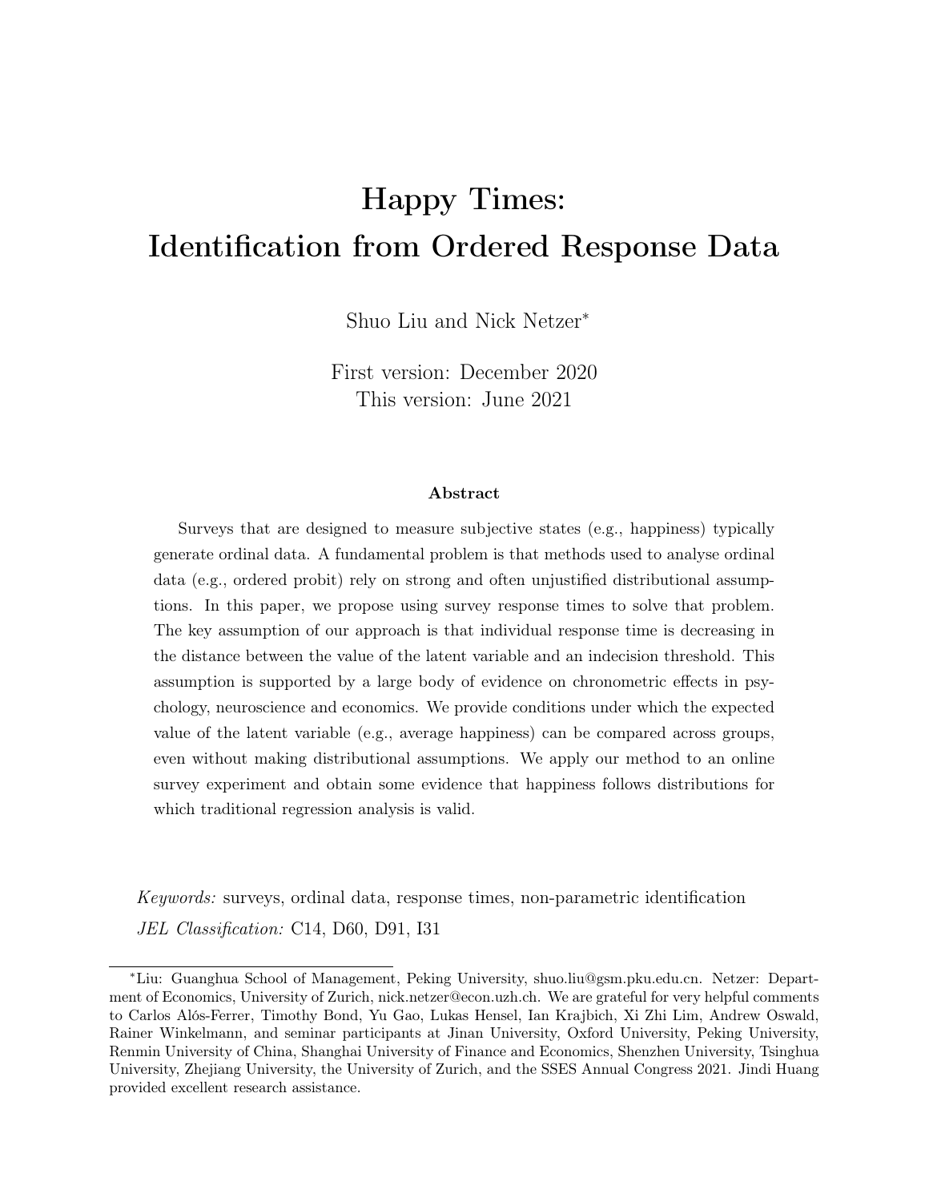# Happy Times: Identification from Ordered Response Data

Shuo Liu and Nick Netzer*

First version: December 2020
This version: June 2021

### Abstract

Surveys that are designed to measure subjective states (e.g., happiness) typically generate ordinal data. A fundamental problem is that methods used to analyse ordinal data (e.g., ordered probit) rely on strong and often unjustified distributional assumptions. In this paper, we propose using survey response times to solve that problem. The key assumption of our approach is that individual response time is decreasing in the distance between the value of the latent variable and an indecision threshold. This assumption is supported by a large body of evidence on chronometric effects in psychology, neuroscience and economics. We provide conditions under which the expected value of the latent variable (e.g., average happiness) can be compared across groups, even without making distributional assumptions. We apply our method to an online survey experiment and obtain some evidence that happiness follows distributions for which traditional regression analysis is valid.

*Keywords:* surveys, ordinal data, response times, non-parametric identification

*JEL Classification:* C14, D60, D91, I31

---

*Liu: Guanghua School of Management, Peking University, shuo.liu@gsm.pku.edu.cn. Netzer: Department of Economics, University of Zurich, nick.netzer@econ.uzh.ch. We are grateful for very helpful comments to Carlos Alós-Ferrer, Timothy Bond, Yu Gao, Lukas Hensel, Ian Krajbich, Xi Zhi Lim, Andrew Oswald, Rainer Winkelmann, and seminar participants at Jinan University, Oxford University, Peking University, Renmin University of China, Shanghai University of Finance and Economics, Shenzhen University, Tsinghua University, Zhejiang University, the University of Zurich, and the SSES Annual Congress 2021. Jindi Huang provided excellent research assistance.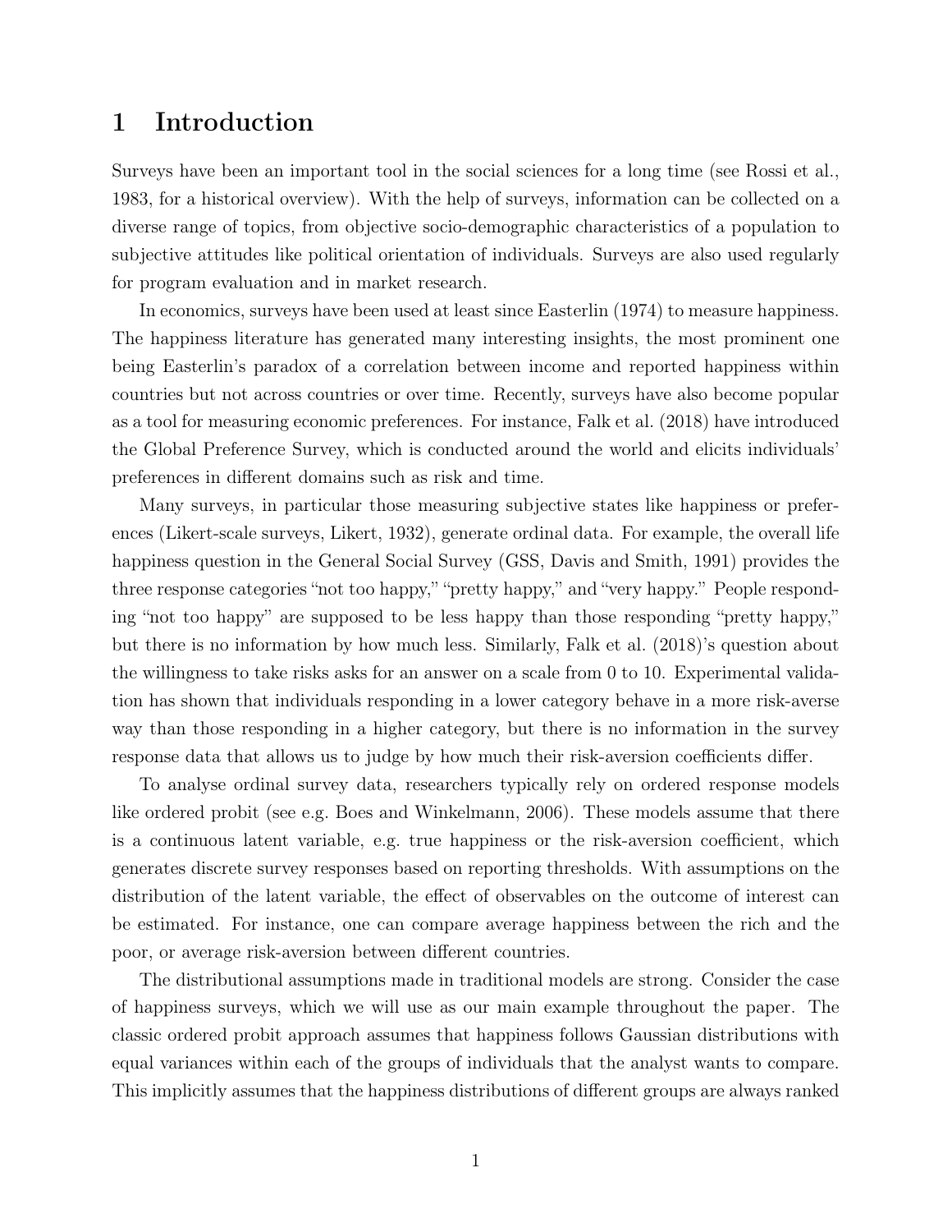# 1 Introduction

Surveys have been an important tool in the social sciences for a long time (see Rossi et al., 1983, for a historical overview). With the help of surveys, information can be collected on a diverse range of topics, from objective socio-demographic characteristics of a population to subjective attitudes like political orientation of individuals. Surveys are also used regularly for program evaluation and in market research.

In economics, surveys have been used at least since Easterlin (1974) to measure happiness. The happiness literature has generated many interesting insights, the most prominent one being Easterlin's paradox of a correlation between income and reported happiness within countries but not across countries or over time. Recently, surveys have also become popular as a tool for measuring economic preferences. For instance, Falk et al. (2018) have introduced the Global Preference Survey, which is conducted around the world and elicits individuals' preferences in different domains such as risk and time.

Many surveys, in particular those measuring subjective states like happiness or preferences (Likert-scale surveys, Likert, 1932), generate ordinal data. For example, the overall life happiness question in the General Social Survey (GSS, Davis and Smith, 1991) provides the three response categories "not too happy," "pretty happy," and "very happy." People responding "not too happy" are supposed to be less happy than those responding "pretty happy," but there is no information by how much less. Similarly, Falk et al. (2018)'s question about the willingness to take risks asks for an answer on a scale from 0 to 10. Experimental validation has shown that individuals responding in a lower category behave in a more risk-averse way than those responding in a higher category, but there is no information in the survey response data that allows us to judge by how much their risk-aversion coefficients differ.

To analyse ordinal survey data, researchers typically rely on ordered response models like ordered probit (see e.g. Boes and Winkelmann, 2006). These models assume that there is a continuous latent variable, e.g. true happiness or the risk-aversion coefficient, which generates discrete survey responses based on reporting thresholds. With assumptions on the distribution of the latent variable, the effect of observables on the outcome of interest can be estimated. For instance, one can compare average happiness between the rich and the poor, or average risk-aversion between different countries.

The distributional assumptions made in traditional models are strong. Consider the case of happiness surveys, which we will use as our main example throughout the paper. The classic ordered probit approach assumes that happiness follows Gaussian distributions with equal variances within each of the groups of individuals that the analyst wants to compare. This implicitly assumes that the happiness distributions of different groups are always ranked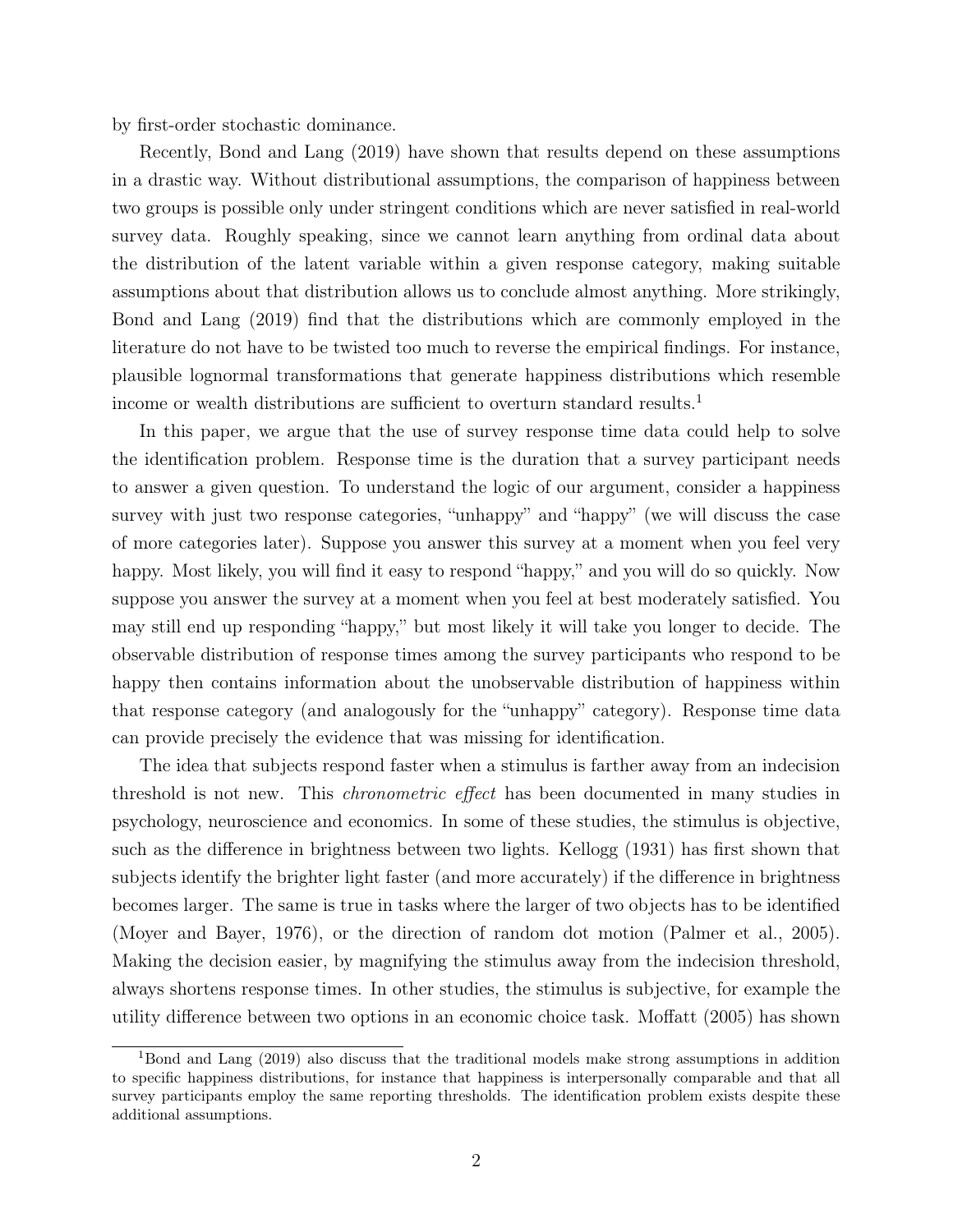by first-order stochastic dominance.

Recently, Bond and Lang (2019) have shown that results depend on these assumptions in a drastic way. Without distributional assumptions, the comparison of happiness between two groups is possible only under stringent conditions which are never satisfied in real-world survey data. Roughly speaking, since we cannot learn anything from ordinal data about the distribution of the latent variable within a given response category, making suitable assumptions about that distribution allows us to conclude almost anything. More strikingly, Bond and Lang (2019) find that the distributions which are commonly employed in the literature do not have to be twisted too much to reverse the empirical findings. For instance, plausible lognormal transformations that generate happiness distributions which resemble income or wealth distributions are sufficient to overturn standard results.[1]

In this paper, we argue that the use of survey response time data could help to solve the identification problem. Response time is the duration that a survey participant needs to answer a given question. To understand the logic of our argument, consider a happiness survey with just two response categories, "unhappy" and "happy" (we will discuss the case of more categories later). Suppose you answer this survey at a moment when you feel very happy. Most likely, you will find it easy to respond "happy," and you will do so quickly. Now suppose you answer the survey at a moment when you feel at best moderately satisfied. You may still end up responding "happy," but most likely it will take you longer to decide. The observable distribution of response times among the survey participants who respond to be happy then contains information about the unobservable distribution of happiness within that response category (and analogously for the "unhappy" category). Response time data can provide precisely the evidence that was missing for identification.

The idea that subjects respond faster when a stimulus is farther away from an indecision threshold is not new. This *chronometric effect* has been documented in many studies in psychology, neuroscience and economics. In some of these studies, the stimulus is objective, such as the difference in brightness between two lights. Kellogg (1931) has first shown that subjects identify the brighter light faster (and more accurately) if the difference in brightness becomes larger. The same is true in tasks where the larger of two objects has to be identified (Moyer and Bayer, 1976), or the direction of random dot motion (Palmer et al., 2005). Making the decision easier, by magnifying the stimulus away from the indecision threshold, always shortens response times. In other studies, the stimulus is subjective, for example the utility difference between two options in an economic choice task. Moffatt (2005) has shown

[1] Bond and Lang (2019) also discuss that the traditional models make strong assumptions in addition to specific happiness distributions, for instance that happiness is interpersonally comparable and that all survey participants employ the same reporting thresholds. The identification problem exists despite these additional assumptions.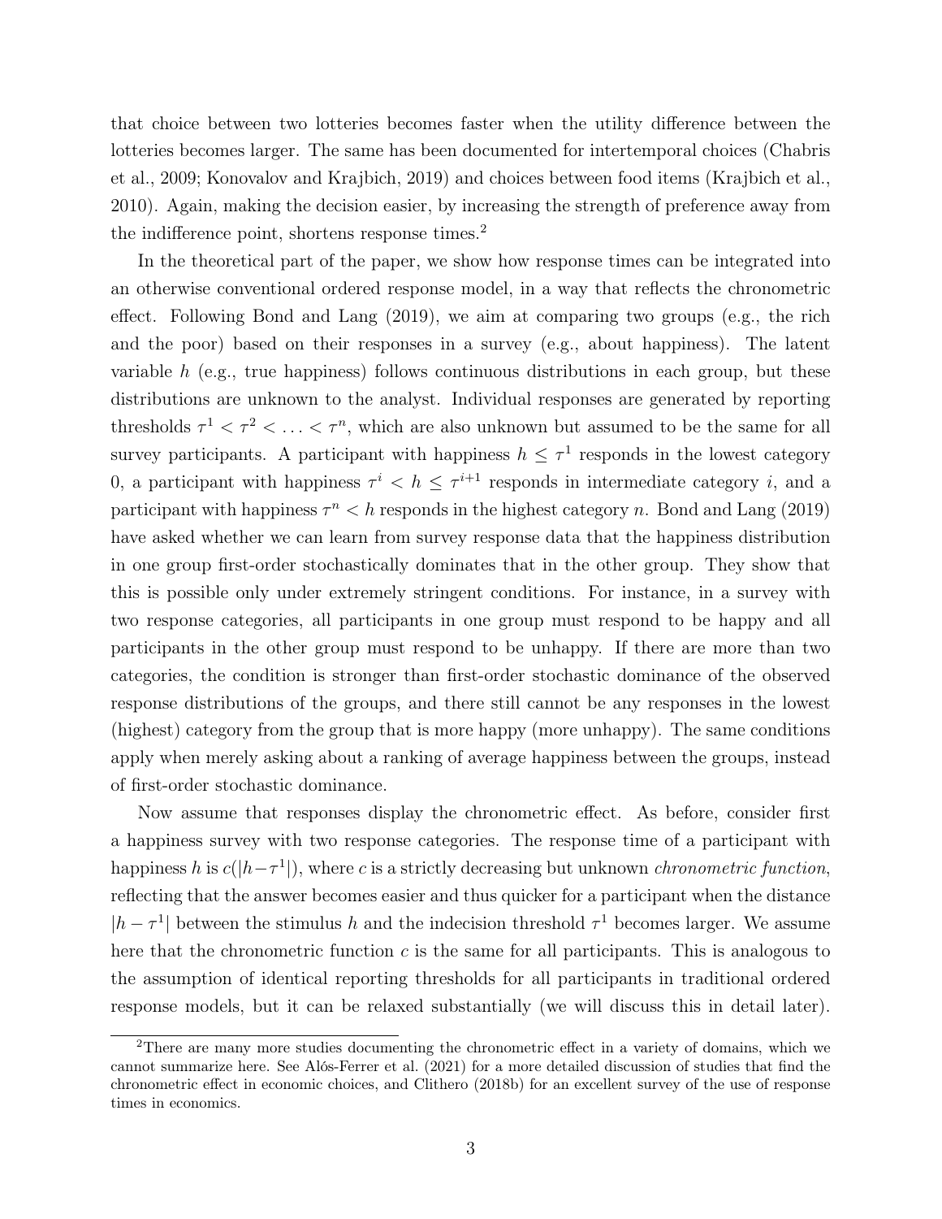that choice between two lotteries becomes faster when the utility difference between the lotteries becomes larger. The same has been documented for intertemporal choices (Chabris et al., 2009; Konovalov and Krajbich, 2019) and choices between food items (Krajbich et al., 2010). Again, making the decision easier, by increasing the strength of preference away from the indifference point, shortens response times.[2]

In the theoretical part of the paper, we show how response times can be integrated into an otherwise conventional ordered response model, in a way that reflects the chronometric effect. Following Bond and Lang (2019), we aim at comparing two groups (e.g., the rich and the poor) based on their responses in a survey (e.g., about happiness). The latent variable $h$ (e.g., true happiness) follows continuous distributions in each group, but these distributions are unknown to the analyst. Individual responses are generated by reporting thresholds $\tau^1 < \tau^2 < \ldots < \tau^n$, which are also unknown but assumed to be the same for all survey participants. A participant with happiness $h \leq \tau^1$ responds in the lowest category 0, a participant with happiness $\tau^i < h \leq \tau^{i+1}$ responds in intermediate category $i$, and a participant with happiness $\tau^n < h$ responds in the highest category $n$. Bond and Lang (2019) have asked whether we can learn from survey response data that the happiness distribution in one group first-order stochastically dominates that in the other group. They show that this is possible only under extremely stringent conditions. For instance, in a survey with two response categories, all participants in one group must respond to be happy and all participants in the other group must respond to be unhappy. If there are more than two categories, the condition is stronger than first-order stochastic dominance of the observed response distributions of the groups, and there still cannot be any responses in the lowest (highest) category from the group that is more happy (more unhappy). The same conditions apply when merely asking about a ranking of average happiness between the groups, instead of first-order stochastic dominance.

Now assume that responses display the chronometric effect. As before, consider first a happiness survey with two response categories. The response time of a participant with happiness $h$ is $c(|h - \tau^1|)$, where $c$ is a strictly decreasing but unknown *chronometric function*, reflecting that the answer becomes easier and thus quicker for a participant when the distance $|h - \tau^1|$ between the stimulus $h$ and the indecision threshold $\tau^1$ becomes larger. We assume here that the chronometric function $c$ is the same for all participants. This is analogous to the assumption of identical reporting thresholds for all participants in traditional ordered response models, but it can be relaxed substantially (we will discuss this in detail later).

[2] There are many more studies documenting the chronometric effect in a variety of domains, which we cannot summarize here. See Alós-Ferrer et al. (2021) for a more detailed discussion of studies that find the chronometric effect in economic choices, and Clithero (2018b) for an excellent survey of the use of response times in economics.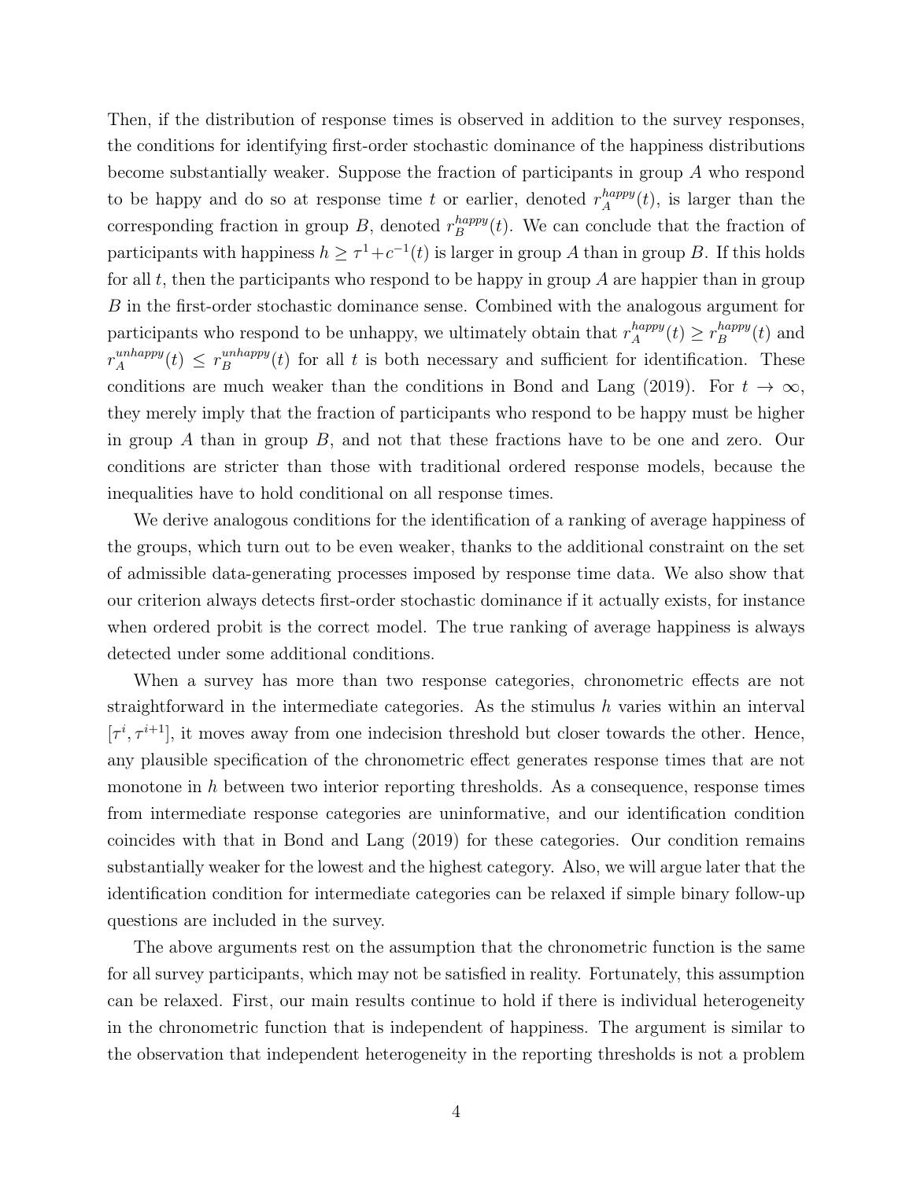Then, if the distribution of response times is observed in addition to the survey responses, the conditions for identifying first-order stochastic dominance of the happiness distributions become substantially weaker. Suppose the fraction of participants in group $A$ who respond to be happy and do so at response time $t$ or earlier, denoted $r_A^{happy}(t)$, is larger than the corresponding fraction in group $B$, denoted $r_B^{happy}(t)$. We can conclude that the fraction of participants with happiness $h \geq \tau^1 + c^{-1}(t)$ is larger in group $A$ than in group $B$. If this holds for all $t$, then the participants who respond to be happy in group $A$ are happier than in group $B$ in the first-order stochastic dominance sense. Combined with the analogous argument for participants who respond to be unhappy, we ultimately obtain that $r_A^{happy}(t) \geq r_B^{happy}(t)$ and $r_A^{unhappy}(t) \leq r_B^{unhappy}(t)$ for all $t$ is both necessary and sufficient for identification. These conditions are much weaker than the conditions in Bond and Lang (2019). For $t \to \infty$, they merely imply that the fraction of participants who respond to be happy must be higher in group $A$ than in group $B$, and not that these fractions have to be one and zero. Our conditions are stricter than those with traditional ordered response models, because the inequalities have to hold conditional on all response times.

We derive analogous conditions for the identification of a ranking of average happiness of the groups, which turn out to be even weaker, thanks to the additional constraint on the set of admissible data-generating processes imposed by response time data. We also show that our criterion always detects first-order stochastic dominance if it actually exists, for instance when ordered probit is the correct model. The true ranking of average happiness is always detected under some additional conditions.

When a survey has more than two response categories, chronometric effects are not straightforward in the intermediate categories. As the stimulus $h$ varies within an interval $[\tau^i, \tau^{i+1}]$, it moves away from one indecision threshold but closer towards the other. Hence, any plausible specification of the chronometric effect generates response times that are not monotone in $h$ between two interior reporting thresholds. As a consequence, response times from intermediate response categories are uninformative, and our identification condition coincides with that in Bond and Lang (2019) for these categories. Our condition remains substantially weaker for the lowest and the highest category. Also, we will argue later that the identification condition for intermediate categories can be relaxed if simple binary follow-up questions are included in the survey.

The above arguments rest on the assumption that the chronometric function is the same for all survey participants, which may not be satisfied in reality. Fortunately, this assumption can be relaxed. First, our main results continue to hold if there is individual heterogeneity in the chronometric function that is independent of happiness. The argument is similar to the observation that independent heterogeneity in the reporting thresholds is not a problem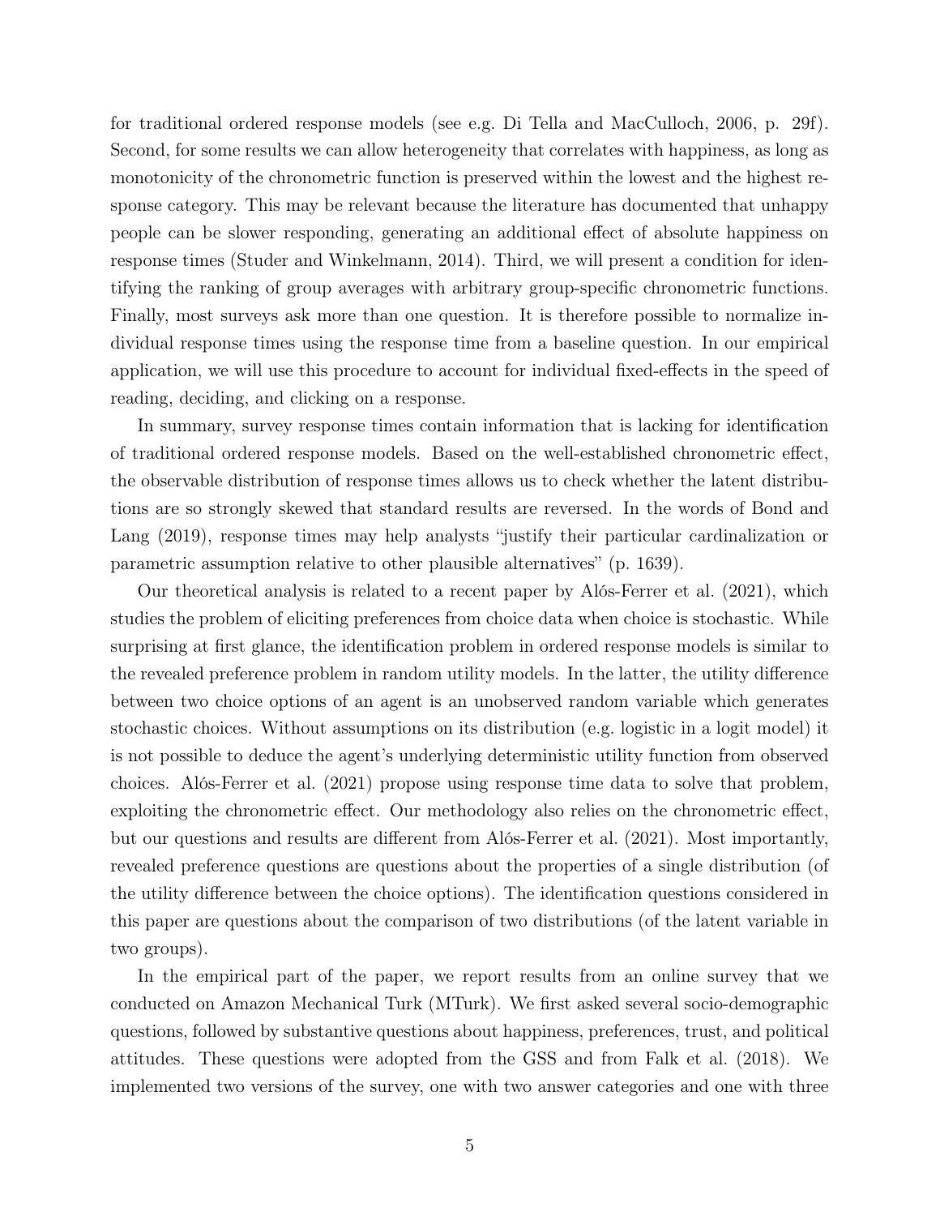for traditional ordered response models (see e.g. Di Tella and MacCulloch, 2006, p. 29f). Second, for some results we can allow heterogeneity that correlates with happiness, as long as monotonicity of the chronometric function is preserved within the lowest and the highest response category. This may be relevant because the literature has documented that unhappy people can be slower responding, generating an additional effect of absolute happiness on response times (Studer and Winkelmann, 2014). Third, we will present a condition for identifying the ranking of group averages with arbitrary group-specific chronometric functions. Finally, most surveys ask more than one question. It is therefore possible to normalize individual response times using the response time from a baseline question. In our empirical application, we will use this procedure to account for individual fixed-effects in the speed of reading, deciding, and clicking on a response.

In summary, survey response times contain information that is lacking for identification of traditional ordered response models. Based on the well-established chronometric effect, the observable distribution of response times allows us to check whether the latent distributions are so strongly skewed that standard results are reversed. In the words of Bond and Lang (2019), response times may help analysts "justify their particular cardinalization or parametric assumption relative to other plausible alternatives" (p. 1639).

Our theoretical analysis is related to a recent paper by Alós-Ferrer et al. (2021), which studies the problem of eliciting preferences from choice data when choice is stochastic. While surprising at first glance, the identification problem in ordered response models is similar to the revealed preference problem in random utility models. In the latter, the utility difference between two choice options of an agent is an unobserved random variable which generates stochastic choices. Without assumptions on its distribution (e.g. logistic in a logit model) it is not possible to deduce the agent's underlying deterministic utility function from observed choices. Alós-Ferrer et al. (2021) propose using response time data to solve that problem, exploiting the chronometric effect. Our methodology also relies on the chronometric effect, but our questions and results are different from Alós-Ferrer et al. (2021). Most importantly, revealed preference questions are questions about the properties of a single distribution (of the utility difference between the choice options). The identification questions considered in this paper are questions about the comparison of two distributions (of the latent variable in two groups).

In the empirical part of the paper, we report results from an online survey that we conducted on Amazon Mechanical Turk (MTurk). We first asked several socio-demographic questions, followed by substantive questions about happiness, preferences, trust, and political attitudes. These questions were adopted from the GSS and from Falk et al. (2018). We implemented two versions of the survey, one with two answer categories and one with three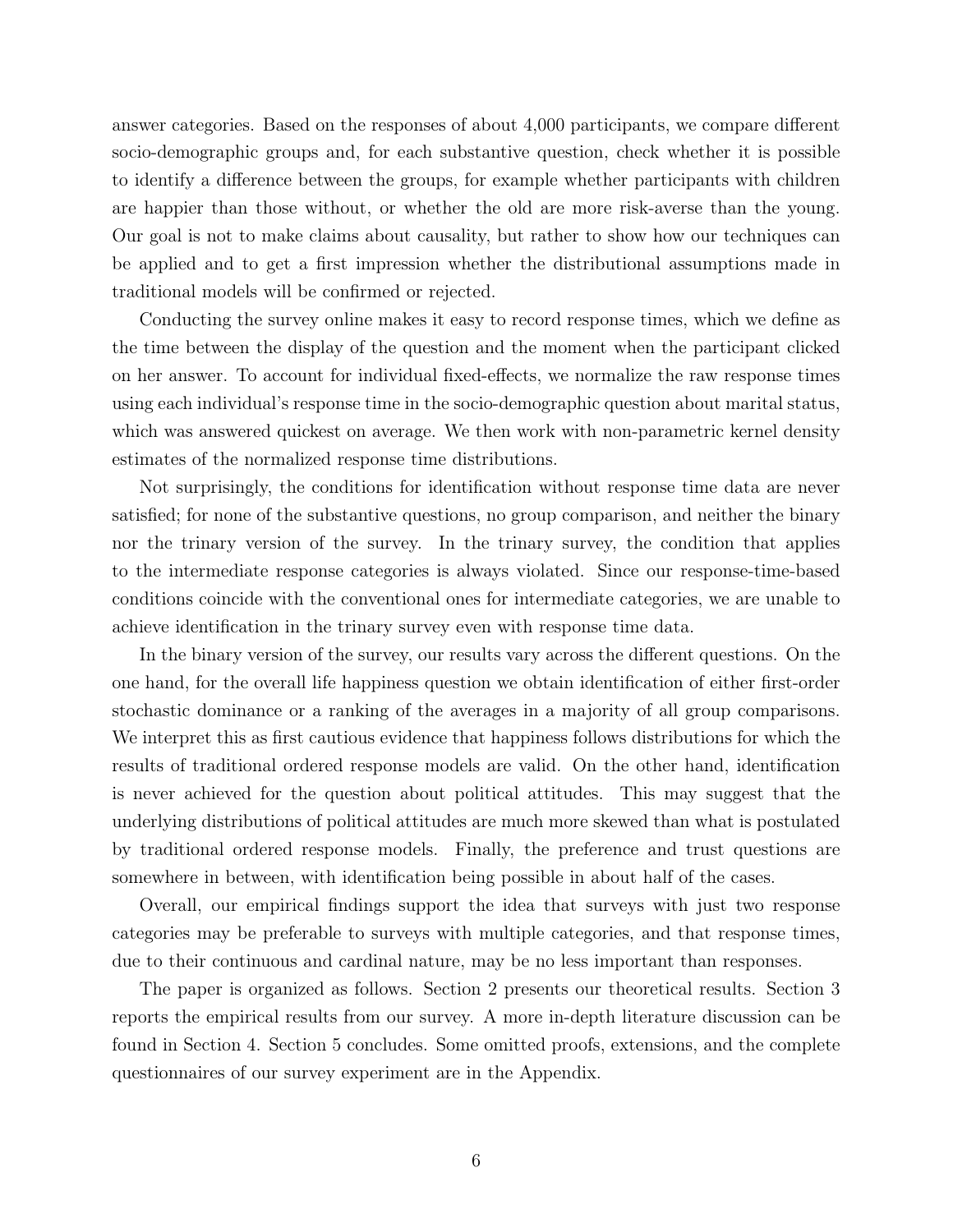answer categories. Based on the responses of about 4,000 participants, we compare different socio-demographic groups and, for each substantive question, check whether it is possible to identify a difference between the groups, for example whether participants with children are happier than those without, or whether the old are more risk-averse than the young. Our goal is not to make claims about causality, but rather to show how our techniques can be applied and to get a first impression whether the distributional assumptions made in traditional models will be confirmed or rejected.

Conducting the survey online makes it easy to record response times, which we define as the time between the display of the question and the moment when the participant clicked on her answer. To account for individual fixed-effects, we normalize the raw response times using each individual's response time in the socio-demographic question about marital status, which was answered quickest on average. We then work with non-parametric kernel density estimates of the normalized response time distributions.

Not surprisingly, the conditions for identification without response time data are never satisfied; for none of the substantive questions, no group comparison, and neither the binary nor the trinary version of the survey. In the trinary survey, the condition that applies to the intermediate response categories is always violated. Since our response-time-based conditions coincide with the conventional ones for intermediate categories, we are unable to achieve identification in the trinary survey even with response time data.

In the binary version of the survey, our results vary across the different questions. On the one hand, for the overall life happiness question we obtain identification of either first-order stochastic dominance or a ranking of the averages in a majority of all group comparisons. We interpret this as first cautious evidence that happiness follows distributions for which the results of traditional ordered response models are valid. On the other hand, identification is never achieved for the question about political attitudes. This may suggest that the underlying distributions of political attitudes are much more skewed than what is postulated by traditional ordered response models. Finally, the preference and trust questions are somewhere in between, with identification being possible in about half of the cases.

Overall, our empirical findings support the idea that surveys with just two response categories may be preferable to surveys with multiple categories, and that response times, due to their continuous and cardinal nature, may be no less important than responses.

The paper is organized as follows. Section 2 presents our theoretical results. Section 3 reports the empirical results from our survey. A more in-depth literature discussion can be found in Section 4. Section 5 concludes. Some omitted proofs, extensions, and the complete questionnaires of our survey experiment are in the Appendix.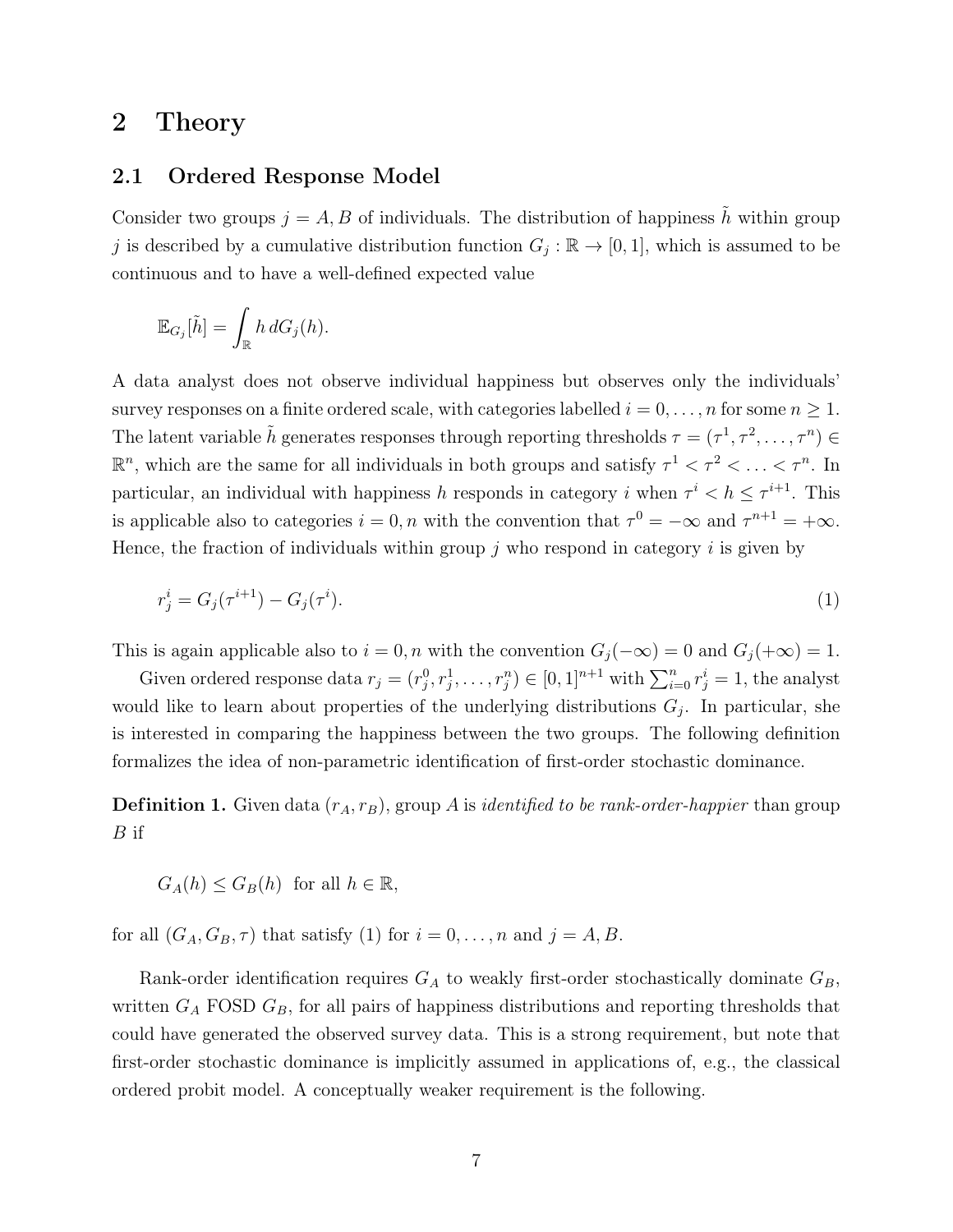# 2 Theory

## 2.1 Ordered Response Model

Consider two groups $j = A, B$ of individuals. The distribution of happiness $\tilde{h}$ within group $j$ is described by a cumulative distribution function $G_j : \mathbb{R} \to [0, 1]$, which is assumed to be continuous and to have a well-defined expected value

$$\mathbb{E}_{G_j}[\tilde{h}] = \int_{\mathbb{R}} h \, dG_j(h).$$

A data analyst does not observe individual happiness but observes only the individuals' survey responses on a finite ordered scale, with categories labelled $i = 0, \ldots, n$ for some $n \geq 1$. The latent variable $\tilde{h}$ generates responses through reporting thresholds $\tau = (\tau^1, \tau^2, \ldots, \tau^n) \in \mathbb{R}^n$, which are the same for all individuals in both groups and satisfy $\tau^1 < \tau^2 < \ldots < \tau^n$. In particular, an individual with happiness $h$ responds in category $i$ when $\tau^i < h \leq \tau^{i+1}$. This is applicable also to categories $i = 0, n$ with the convention that $\tau^0 = -\infty$ and $\tau^{n+1} = +\infty$. Hence, the fraction of individuals within group $j$ who respond in category $i$ is given by

$$r_j^i = G_j(\tau^{i+1}) - G_j(\tau^i). \tag{1}$$

This is again applicable also to $i = 0, n$ with the convention $G_j(-\infty) = 0$ and $G_j(+\infty) = 1$.

Given ordered response data $r_j = (r_j^0, r_j^1, \ldots, r_j^n) \in [0, 1]^{n+1}$ with $\sum_{i=0}^n r_j^i = 1$, the analyst would like to learn about properties of the underlying distributions $G_j$. In particular, she is interested in comparing the happiness between the two groups. The following definition formalizes the idea of non-parametric identification of first-order stochastic dominance.

**Definition 1.** Given data $(r_A, r_B)$, group $A$ is *identified to be rank-order-happier* than group $B$ if

$$G_A(h) \leq G_B(h) \;\text{ for all } h \in \mathbb{R},$$

for all $(G_A, G_B, \tau)$ that satisfy (1) for $i = 0, \ldots, n$ and $j = A, B$.

Rank-order identification requires $G_A$ to weakly first-order stochastically dominate $G_B$, written $G_A$ FOSD $G_B$, for all pairs of happiness distributions and reporting thresholds that could have generated the observed survey data. This is a strong requirement, but note that first-order stochastic dominance is implicitly assumed in applications of, e.g., the classical ordered probit model. A conceptually weaker requirement is the following.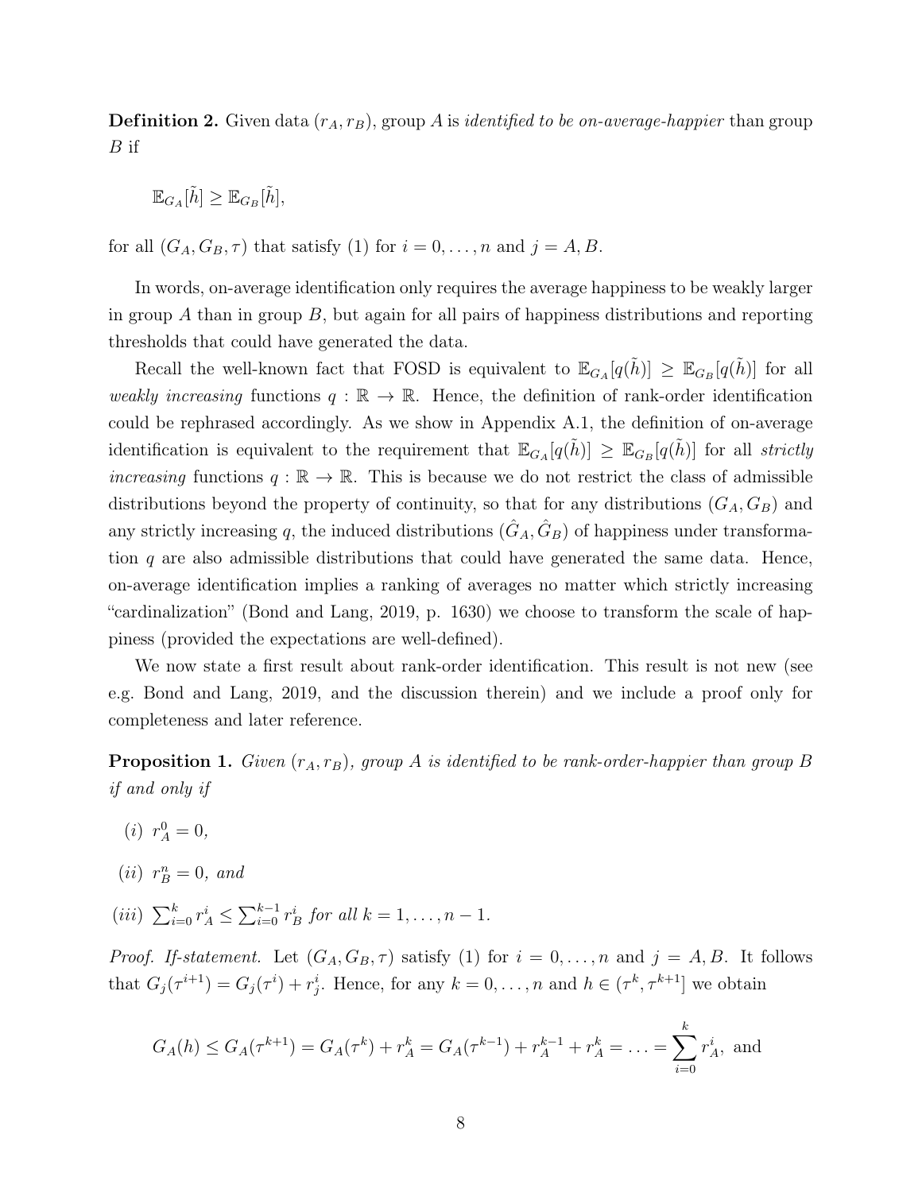**Definition 2.** Given data $(r_A, r_B)$, group $A$ is *identified to be on-average-happier* than group $B$ if

$$\mathbb{E}_{G_A}[\tilde{h}] \geq \mathbb{E}_{G_B}[\tilde{h}],$$

for all $(G_A, G_B, \tau)$ that satisfy (1) for $i = 0, \ldots, n$ and $j = A, B$.

In words, on-average identification only requires the average happiness to be weakly larger in group $A$ than in group $B$, but again for all pairs of happiness distributions and reporting thresholds that could have generated the data.

Recall the well-known fact that FOSD is equivalent to $\mathbb{E}_{G_A}[q(\tilde{h})] \geq \mathbb{E}_{G_B}[q(\tilde{h})]$ for all *weakly increasing* functions $q : \mathbb{R} \to \mathbb{R}$. Hence, the definition of rank-order identification could be rephrased accordingly. As we show in Appendix A.1, the definition of on-average identification is equivalent to the requirement that $\mathbb{E}_{G_A}[q(\tilde{h})] \geq \mathbb{E}_{G_B}[q(\tilde{h})]$ for all *strictly increasing* functions $q : \mathbb{R} \to \mathbb{R}$. This is because we do not restrict the class of admissible distributions beyond the property of continuity, so that for any distributions $(G_A, G_B)$ and any strictly increasing $q$, the induced distributions $(\hat{G}_A, \hat{G}_B)$ of happiness under transformation $q$ are also admissible distributions that could have generated the same data. Hence, on-average identification implies a ranking of averages no matter which strictly increasing "cardinalization" (Bond and Lang, 2019, p. 1630) we choose to transform the scale of happiness (provided the expectations are well-defined).

We now state a first result about rank-order identification. This result is not new (see e.g. Bond and Lang, 2019, and the discussion therein) and we include a proof only for completeness and later reference.

**Proposition 1.** *Given $(r_A, r_B)$, group $A$ is identified to be rank-order-happier than group $B$ if and only if*

*(i)* $r_A^0 = 0$,

*(ii)* $r_B^n = 0$, *and*

*(iii)* $\sum_{i=0}^{k} r_A^i \leq \sum_{i=0}^{k-1} r_B^i$ *for all* $k = 1, \ldots, n-1$.

*Proof. If-statement.* Let $(G_A, G_B, \tau)$ satisfy (1) for $i = 0, \ldots, n$ and $j = A, B$. It follows that $G_j(\tau^{i+1}) = G_j(\tau^i) + r_j^i$. Hence, for any $k = 0, \ldots, n$ and $h \in (\tau^k, \tau^{k+1}]$ we obtain

$$G_A(h) \leq G_A(\tau^{k+1}) = G_A(\tau^k) + r_A^k = G_A(\tau^{k-1}) + r_A^{k-1} + r_A^k = \ldots = \sum_{i=0}^{k} r_A^i, \text{ and}$$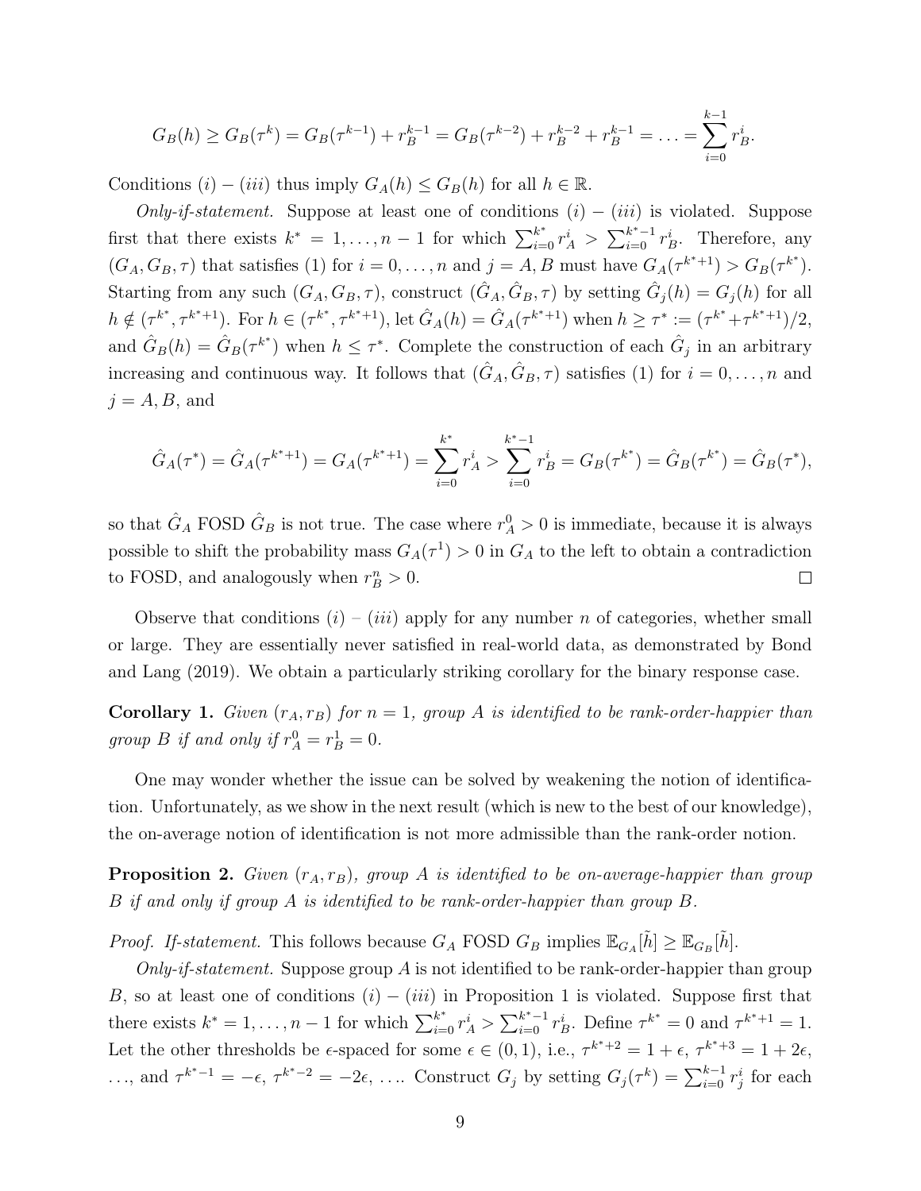$$G_B(h) \geq G_B(\tau^k) = G_B(\tau^{k-1}) + r_B^{k-1} = G_B(\tau^{k-2}) + r_B^{k-2} + r_B^{k-1} = \ldots = \sum_{i=0}^{k-1} r_B^i.$$

Conditions $(i) - (iii)$ thus imply $G_A(h) \leq G_B(h)$ for all $h \in \mathbb{R}$.

*Only-if-statement.* Suppose at least one of conditions $(i) - (iii)$ is violated. Suppose first that there exists $k^* = 1, \ldots, n-1$ for which $\sum_{i=0}^{k^*} r_A^i > \sum_{i=0}^{k^*-1} r_B^i$. Therefore, any $(G_A, G_B, \tau)$ that satisfies (1) for $i = 0, \ldots, n$ and $j = A, B$ must have $G_A(\tau^{k^*+1}) > G_B(\tau^{k^*})$. Starting from any such $(G_A, G_B, \tau)$, construct $(\hat{G}_A, \hat{G}_B, \tau)$ by setting $\hat{G}_j(h) = G_j(h)$ for all $h \notin (\tau^{k^*}, \tau^{k^*+1})$. For $h \in (\tau^{k^*}, \tau^{k^*+1})$, let $\hat{G}_A(h) = \hat{G}_A(\tau^{k^*+1})$ when $h \geq \tau^* := (\tau^{k^*} + \tau^{k^*+1})/2$, and $\hat{G}_B(h) = \hat{G}_B(\tau^{k^*})$ when $h \leq \tau^*$. Complete the construction of each $\hat{G}_j$ in an arbitrary increasing and continuous way. It follows that $(\hat{G}_A, \hat{G}_B, \tau)$ satisfies (1) for $i = 0, \ldots, n$ and $j = A, B$, and

$$\hat{G}_A(\tau^*) = \hat{G}_A(\tau^{k^*+1}) = G_A(\tau^{k^*+1}) = \sum_{i=0}^{k^*} r_A^i > \sum_{i=0}^{k^*-1} r_B^i = G_B(\tau^{k^*}) = \hat{G}_B(\tau^{k^*}) = \hat{G}_B(\tau^*),$$

so that $\hat{G}_A$ FOSD $\hat{G}_B$ is not true. The case where $r_A^0 > 0$ is immediate, because it is always possible to shift the probability mass $G_A(\tau^1) > 0$ in $G_A$ to the left to obtain a contradiction to FOSD, and analogously when $r_B^n > 0$. $\square$

Observe that conditions $(i)$ – $(iii)$ apply for any number $n$ of categories, whether small or large. They are essentially never satisfied in real-world data, as demonstrated by Bond and Lang (2019). We obtain a particularly striking corollary for the binary response case.

**Corollary 1.** *Given $(r_A, r_B)$ for $n = 1$, group A is identified to be rank-order-happier than group B if and only if $r_A^0 = r_B^1 = 0$.*

One may wonder whether the issue can be solved by weakening the notion of identification. Unfortunately, as we show in the next result (which is new to the best of our knowledge), the on-average notion of identification is not more admissible than the rank-order notion.

**Proposition 2.** *Given $(r_A, r_B)$, group A is identified to be on-average-happier than group B if and only if group A is identified to be rank-order-happier than group B.*

*Proof. If-statement.* This follows because $G_A$ FOSD $G_B$ implies $\mathbb{E}_{G_A}[\tilde{h}] \geq \mathbb{E}_{G_B}[\tilde{h}]$.

*Only-if-statement.* Suppose group A is not identified to be rank-order-happier than group B, so at least one of conditions $(i) - (iii)$ in Proposition 1 is violated. Suppose first that there exists $k^* = 1, \ldots, n-1$ for which $\sum_{i=0}^{k^*} r_A^i > \sum_{i=0}^{k^*-1} r_B^i$. Define $\tau^{k^*} = 0$ and $\tau^{k^*+1} = 1$. Let the other thresholds be $\epsilon$-spaced for some $\epsilon \in (0, 1)$, i.e., $\tau^{k^*+2} = 1 + \epsilon$, $\tau^{k^*+3} = 1 + 2\epsilon$, $\ldots$, and $\tau^{k^*-1} = -\epsilon$, $\tau^{k^*-2} = -2\epsilon$, $\ldots$. Construct $G_j$ by setting $G_j(\tau^k) = \sum_{i=0}^{k-1} r_j^i$ for each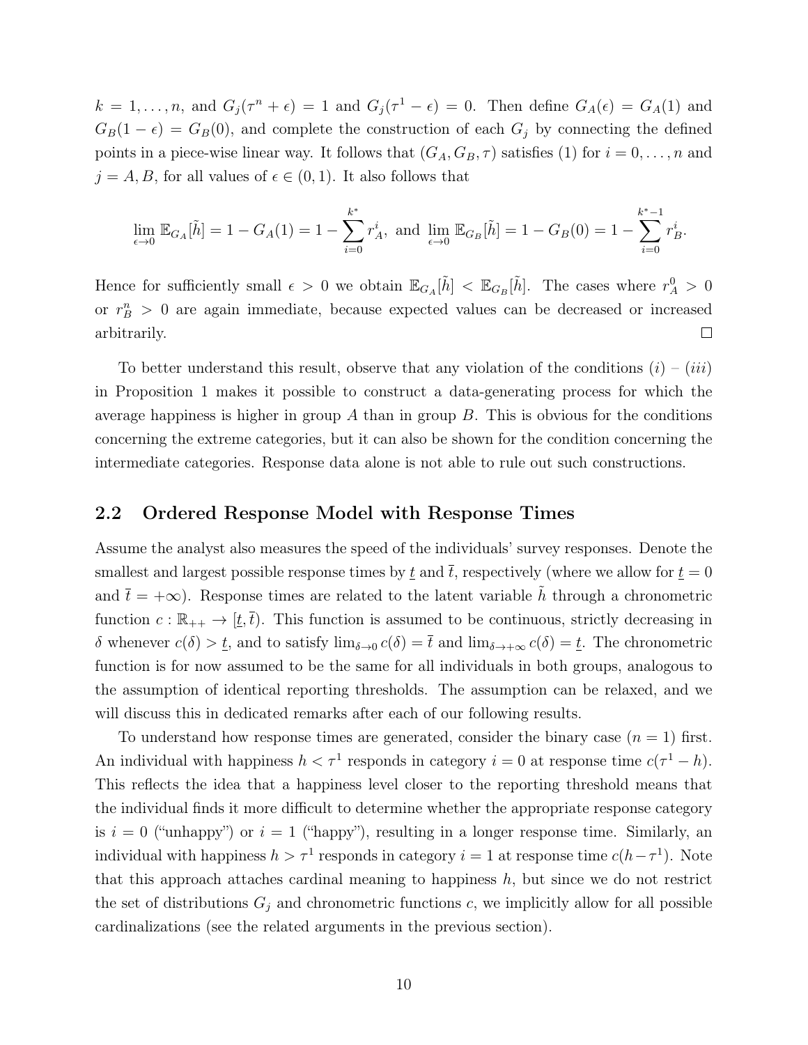$k = 1, \ldots, n$, and $G_j(\tau^n + \epsilon) = 1$ and $G_j(\tau^1 - \epsilon) = 0$. Then define $G_A(\epsilon) = G_A(1)$ and $G_B(1-\epsilon) = G_B(0)$, and complete the construction of each $G_j$ by connecting the defined points in a piece-wise linear way. It follows that $(G_A, G_B, \tau)$ satisfies (1) for $i = 0, \ldots, n$ and $j = A, B$, for all values of $\epsilon \in (0, 1)$. It also follows that

$$\lim_{\epsilon \to 0} \mathbb{E}_{G_A}[\tilde{h}] = 1 - G_A(1) = 1 - \sum_{i=0}^{k^*} r_A^i, \text{ and } \lim_{\epsilon \to 0} \mathbb{E}_{G_B}[\tilde{h}] = 1 - G_B(0) = 1 - \sum_{i=0}^{k^*-1} r_B^i.$$

Hence for sufficiently small $\epsilon > 0$ we obtain $\mathbb{E}_{G_A}[\tilde{h}] < \mathbb{E}_{G_B}[\tilde{h}]$. The cases where $r_A^0 > 0$ or $r_B^n > 0$ are again immediate, because expected values can be decreased or increased arbitrarily. □

To better understand this result, observe that any violation of the conditions $(i)$ – $(iii)$ in Proposition 1 makes it possible to construct a data-generating process for which the average happiness is higher in group $A$ than in group $B$. This is obvious for the conditions concerning the extreme categories, but it can also be shown for the condition concerning the intermediate categories. Response data alone is not able to rule out such constructions.

## 2.2 Ordered Response Model with Response Times

Assume the analyst also measures the speed of the individuals' survey responses. Denote the smallest and largest possible response times by $\underline{t}$ and $\bar{t}$, respectively (where we allow for $\underline{t} = 0$ and $\bar{t} = +\infty$). Response times are related to the latent variable $\tilde{h}$ through a chronometric function $c : \mathbb{R}_{++} \to [\underline{t}, \bar{t})$. This function is assumed to be continuous, strictly decreasing in $\delta$ whenever $c(\delta) > \underline{t}$, and to satisfy $\lim_{\delta \to 0} c(\delta) = \bar{t}$ and $\lim_{\delta \to +\infty} c(\delta) = \underline{t}$. The chronometric function is for now assumed to be the same for all individuals in both groups, analogous to the assumption of identical reporting thresholds. The assumption can be relaxed, and we will discuss this in dedicated remarks after each of our following results.

To understand how response times are generated, consider the binary case ($n = 1$) first. An individual with happiness $h < \tau^1$ responds in category $i = 0$ at response time $c(\tau^1 - h)$. This reflects the idea that a happiness level closer to the reporting threshold means that the individual finds it more difficult to determine whether the appropriate response category is $i = 0$ ("unhappy") or $i = 1$ ("happy"), resulting in a longer response time. Similarly, an individual with happiness $h > \tau^1$ responds in category $i = 1$ at response time $c(h - \tau^1)$. Note that this approach attaches cardinal meaning to happiness $h$, but since we do not restrict the set of distributions $G_j$ and chronometric functions $c$, we implicitly allow for all possible cardinalizations (see the related arguments in the previous section).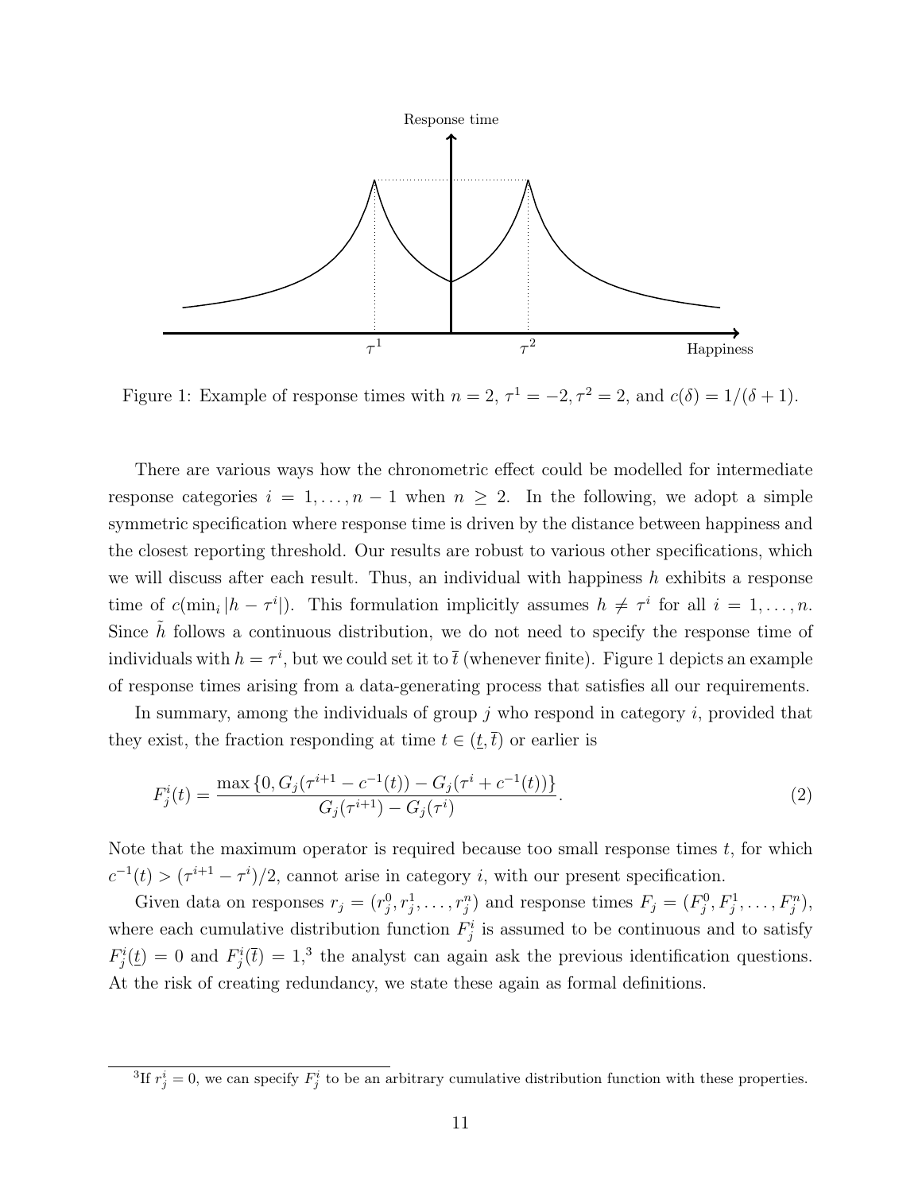Figure 1: Example of response times with $n = 2$, $\tau^1 = -2, \tau^2 = 2$, and $c(\delta) = 1/(\delta + 1)$.

There are various ways how the chronometric effect could be modelled for intermediate response categories $i = 1, \ldots, n-1$ when $n \geq 2$. In the following, we adopt a simple symmetric specification where response time is driven by the distance between happiness and the closest reporting threshold. Our results are robust to various other specifications, which we will discuss after each result. Thus, an individual with happiness $h$ exhibits a response time of $c(\min_i |h - \tau^i|)$. This formulation implicitly assumes $h \neq \tau^i$ for all $i = 1, \ldots, n$. Since $\tilde{h}$ follows a continuous distribution, we do not need to specify the response time of individuals with $h = \tau^i$, but we could set it to $\bar{t}$ (whenever finite). Figure 1 depicts an example of response times arising from a data-generating process that satisfies all our requirements.

In summary, among the individuals of group $j$ who respond in category $i$, provided that they exist, the fraction responding at time $t \in (\underline{t}, \bar{t})$ or earlier is

$$F_j^i(t) = \frac{\max\{0, G_j(\tau^{i+1} - c^{-1}(t)) - G_j(\tau^i + c^{-1}(t))\}}{G_j(\tau^{i+1}) - G_j(\tau^i)}. \tag{2}$$

Note that the maximum operator is required because too small response times $t$, for which $c^{-1}(t) > (\tau^{i+1} - \tau^i)/2$, cannot arise in category $i$, with our present specification.

Given data on responses $r_j = (r_j^0, r_j^1, \ldots, r_j^n)$ and response times $F_j = (F_j^0, F_j^1, \ldots, F_j^n)$, where each cumulative distribution function $F_j^i$ is assumed to be continuous and to satisfy $F_j^i(\underline{t}) = 0$ and $F_j^i(\bar{t}) = 1$,[3] the analyst can again ask the previous identification questions. At the risk of creating redundancy, we state these again as formal definitions.

[3] If $r_j^i = 0$, we can specify $F_j^i$ to be an arbitrary cumulative distribution function with these properties.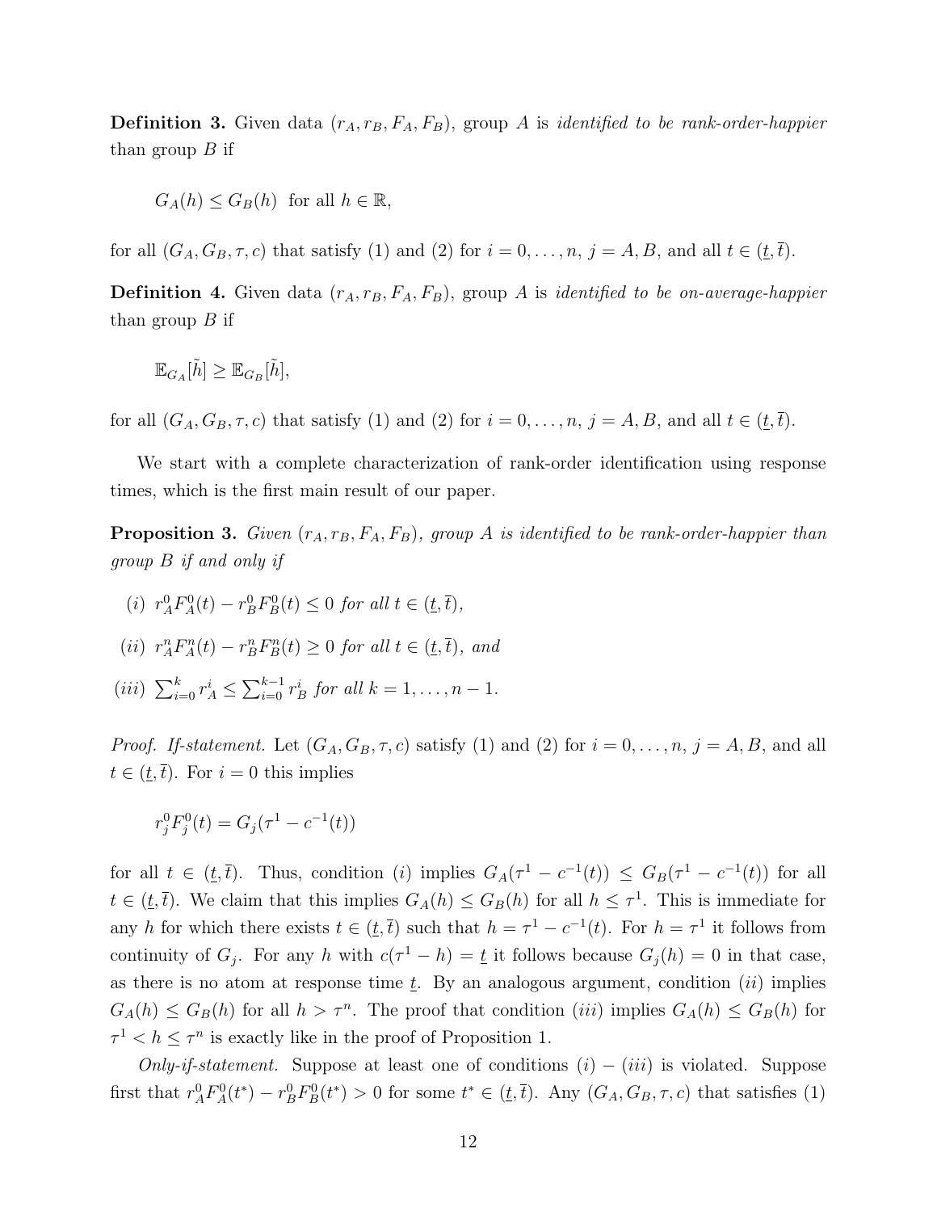**Definition 3.** Given data $(r_A, r_B, F_A, F_B)$, group $A$ is *identified to be rank-order-happier* than group $B$ if

$$G_A(h) \leq G_B(h) \text{ for all } h \in \mathbb{R},$$

for all $(G_A, G_B, \tau, c)$ that satisfy (1) and (2) for $i = 0, \ldots, n$, $j = A, B$, and all $t \in (\underline{t}, \overline{t})$.

**Definition 4.** Given data $(r_A, r_B, F_A, F_B)$, group $A$ is *identified to be on-average-happier* than group $B$ if

$$\mathbb{E}_{G_A}[\tilde{h}] \geq \mathbb{E}_{G_B}[\tilde{h}],$$

for all $(G_A, G_B, \tau, c)$ that satisfy (1) and (2) for $i = 0, \ldots, n$, $j = A, B$, and all $t \in (\underline{t}, \overline{t})$.

We start with a complete characterization of rank-order identification using response times, which is the first main result of our paper.

**Proposition 3.** *Given $(r_A, r_B, F_A, F_B)$, group $A$ is identified to be rank-order-happier than group $B$ if and only if*

*(i) $r_A^0 F_A^0(t) - r_B^0 F_B^0(t) \leq 0$ for all $t \in (\underline{t}, \overline{t})$,*

*(ii) $r_A^n F_A^n(t) - r_B^n F_B^n(t) \geq 0$ for all $t \in (\underline{t}, \overline{t})$, and*

*(iii) $\sum_{i=0}^{k} r_A^i \leq \sum_{i=0}^{k-1} r_B^i$ for all $k = 1, \ldots, n-1$.*

*Proof. If-statement.* Let $(G_A, G_B, \tau, c)$ satisfy (1) and (2) for $i = 0, \ldots, n$, $j = A, B$, and all $t \in (\underline{t}, \overline{t})$. For $i = 0$ this implies

$$r_j^0 F_j^0(t) = G_j(\tau^1 - c^{-1}(t))$$

for all $t \in (\underline{t}, \overline{t})$. Thus, condition $(i)$ implies $G_A(\tau^1 - c^{-1}(t)) \leq G_B(\tau^1 - c^{-1}(t))$ for all $t \in (\underline{t}, \overline{t})$. We claim that this implies $G_A(h) \leq G_B(h)$ for all $h \leq \tau^1$. This is immediate for any $h$ for which there exists $t \in (\underline{t}, \overline{t})$ such that $h = \tau^1 - c^{-1}(t)$. For $h = \tau^1$ it follows from continuity of $G_j$. For any $h$ with $c(\tau^1 - h) = \underline{t}$ it follows because $G_j(h) = 0$ in that case, as there is no atom at response time $\underline{t}$. By an analogous argument, condition $(ii)$ implies $G_A(h) \leq G_B(h)$ for all $h > \tau^n$. The proof that condition $(iii)$ implies $G_A(h) \leq G_B(h)$ for $\tau^1 < h \leq \tau^n$ is exactly like in the proof of Proposition 1.

*Only-if-statement.* Suppose at least one of conditions $(i) - (iii)$ is violated. Suppose first that $r_A^0 F_A^0(t^*) - r_B^0 F_B^0(t^*) > 0$ for some $t^* \in (\underline{t}, \overline{t})$. Any $(G_A, G_B, \tau, c)$ that satisfies (1)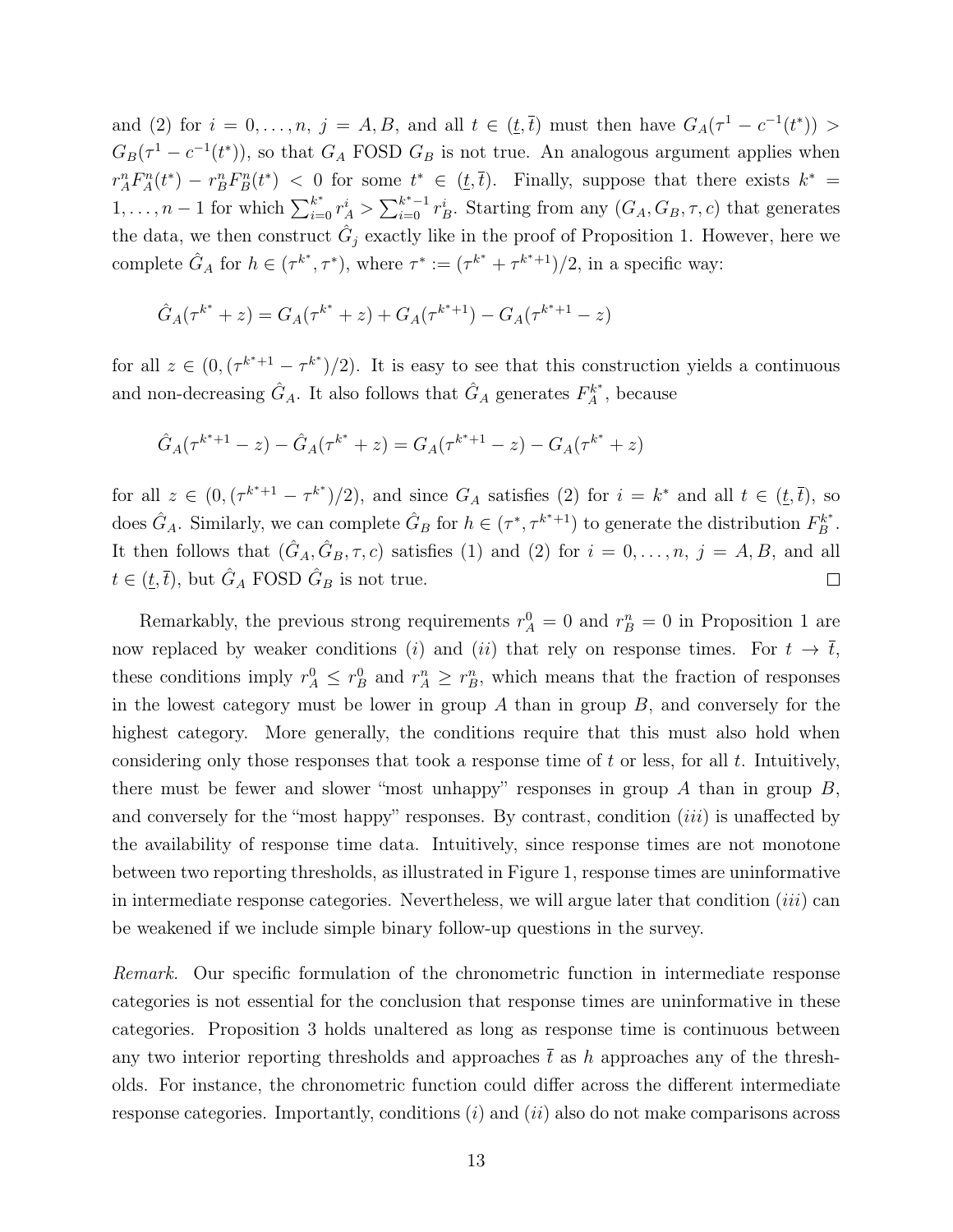and (2) for $i = 0, \ldots, n$, $j = A, B$, and all $t \in (\underline{t}, \overline{t})$ must then have $G_A(\tau^1 - c^{-1}(t^*)) > G_B(\tau^1 - c^{-1}(t^*))$, so that $G_A$ FOSD $G_B$ is not true. An analogous argument applies when $r_A^n F_A^n(t^*) - r_B^n F_B^n(t^*) < 0$ for some $t^* \in (\underline{t}, \overline{t})$. Finally, suppose that there exists $k^* = 1, \ldots, n-1$ for which $\sum_{i=0}^{k^*} r_A^i > \sum_{i=0}^{k^*-1} r_B^i$. Starting from any $(G_A, G_B, \tau, c)$ that generates the data, we then construct $\hat{G}_j$ exactly like in the proof of Proposition 1. However, here we complete $\hat{G}_A$ for $h \in (\tau^{k^*}, \tau^*)$, where $\tau^* := (\tau^{k^*} + \tau^{k^*+1})/2$, in a specific way:

$$\hat{G}_A(\tau^{k^*} + z) = G_A(\tau^{k^*} + z) + G_A(\tau^{k^*+1}) - G_A(\tau^{k^*+1} - z)$$

for all $z \in (0, (\tau^{k^*+1} - \tau^{k^*})/2)$. It is easy to see that this construction yields a continuous and non-decreasing $\hat{G}_A$. It also follows that $\hat{G}_A$ generates $F_A^{k^*}$, because

$$\hat{G}_A(\tau^{k^*+1} - z) - \hat{G}_A(\tau^{k^*} + z) = G_A(\tau^{k^*+1} - z) - G_A(\tau^{k^*} + z)$$

for all $z \in (0, (\tau^{k^*+1} - \tau^{k^*})/2)$, and since $G_A$ satisfies (2) for $i = k^*$ and all $t \in (\underline{t}, \overline{t})$, so does $\hat{G}_A$. Similarly, we can complete $\hat{G}_B$ for $h \in (\tau^*, \tau^{k^*+1})$ to generate the distribution $F_B^{k^*}$. It then follows that $(\hat{G}_A, \hat{G}_B, \tau, c)$ satisfies (1) and (2) for $i = 0, \ldots, n$, $j = A, B$, and all $t \in (\underline{t}, \overline{t})$, but $\hat{G}_A$ FOSD $\hat{G}_B$ is not true. $\square$

Remarkably, the previous strong requirements $r_A^0 = 0$ and $r_B^n = 0$ in Proposition 1 are now replaced by weaker conditions $(i)$ and $(ii)$ that rely on response times. For $t \to \overline{t}$, these conditions imply $r_A^0 \leq r_B^0$ and $r_A^n \geq r_B^n$, which means that the fraction of responses in the lowest category must be lower in group $A$ than in group $B$, and conversely for the highest category. More generally, the conditions require that this must also hold when considering only those responses that took a response time of $t$ or less, for all $t$. Intuitively, there must be fewer and slower "most unhappy" responses in group $A$ than in group $B$, and conversely for the "most happy" responses. By contrast, condition $(iii)$ is unaffected by the availability of response time data. Intuitively, since response times are not monotone between two reporting thresholds, as illustrated in Figure 1, response times are uninformative in intermediate response categories. Nevertheless, we will argue later that condition $(iii)$ can be weakened if we include simple binary follow-up questions in the survey.

*Remark.* Our specific formulation of the chronometric function in intermediate response categories is not essential for the conclusion that response times are uninformative in these categories. Proposition 3 holds unaltered as long as response time is continuous between any two interior reporting thresholds and approaches $\overline{t}$ as $h$ approaches any of the thresholds. For instance, the chronometric function could differ across the different intermediate response categories. Importantly, conditions $(i)$ and $(ii)$ also do not make comparisons across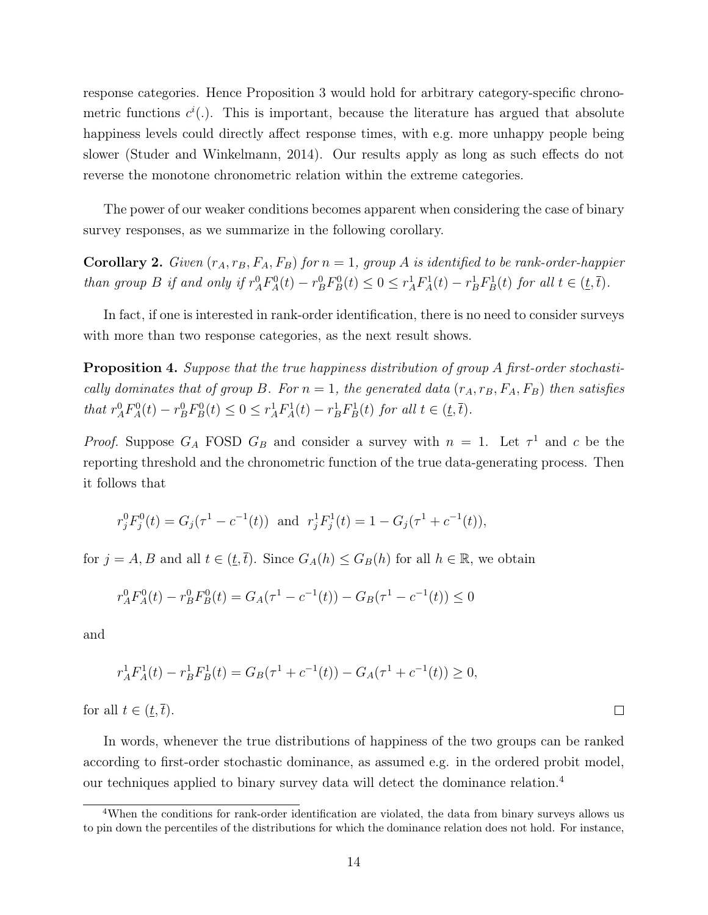response categories. Hence Proposition 3 would hold for arbitrary category-specific chronometric functions $c^i(.)$. This is important, because the literature has argued that absolute happiness levels could directly affect response times, with e.g. more unhappy people being slower (Studer and Winkelmann, 2014). Our results apply as long as such effects do not reverse the monotone chronometric relation within the extreme categories.

The power of our weaker conditions becomes apparent when considering the case of binary survey responses, as we summarize in the following corollary.

**Corollary 2.** *Given $(r_A, r_B, F_A, F_B)$ for $n = 1$, group A is identified to be rank-order-happier than group B if and only if $r_A^0 F_A^0(t) - r_B^0 F_B^0(t) \leq 0 \leq r_A^1 F_A^1(t) - r_B^1 F_B^1(t)$ for all $t \in (\underline{t}, \bar{t})$.*

In fact, if one is interested in rank-order identification, there is no need to consider surveys with more than two response categories, as the next result shows.

**Proposition 4.** *Suppose that the true happiness distribution of group A first-order stochastically dominates that of group B. For $n = 1$, the generated data $(r_A, r_B, F_A, F_B)$ then satisfies that $r_A^0 F_A^0(t) - r_B^0 F_B^0(t) \leq 0 \leq r_A^1 F_A^1(t) - r_B^1 F_B^1(t)$ for all $t \in (\underline{t}, \bar{t})$.*

*Proof.* Suppose $G_A$ FOSD $G_B$ and consider a survey with $n = 1$. Let $\tau^1$ and $c$ be the reporting threshold and the chronometric function of the true data-generating process. Then it follows that

$$r_j^0 F_j^0(t) = G_j(\tau^1 - c^{-1}(t)) \text{ and } r_j^1 F_j^1(t) = 1 - G_j(\tau^1 + c^{-1}(t)),$$

for $j = A, B$ and all $t \in (\underline{t}, \bar{t})$. Since $G_A(h) \leq G_B(h)$ for all $h \in \mathbb{R}$, we obtain

$$r_A^0 F_A^0(t) - r_B^0 F_B^0(t) = G_A(\tau^1 - c^{-1}(t)) - G_B(\tau^1 - c^{-1}(t)) \leq 0$$

and

$$r_A^1 F_A^1(t) - r_B^1 F_B^1(t) = G_B(\tau^1 + c^{-1}(t)) - G_A(\tau^1 + c^{-1}(t)) \geq 0,$$

for all $t \in (\underline{t}, \bar{t})$. $\square$

In words, whenever the true distributions of happiness of the two groups can be ranked according to first-order stochastic dominance, as assumed e.g. in the ordered probit model, our techniques applied to binary survey data will detect the dominance relation.[4]

[4] When the conditions for rank-order identification are violated, the data from binary surveys allows us to pin down the percentiles of the distributions for which the dominance relation does not hold. For instance,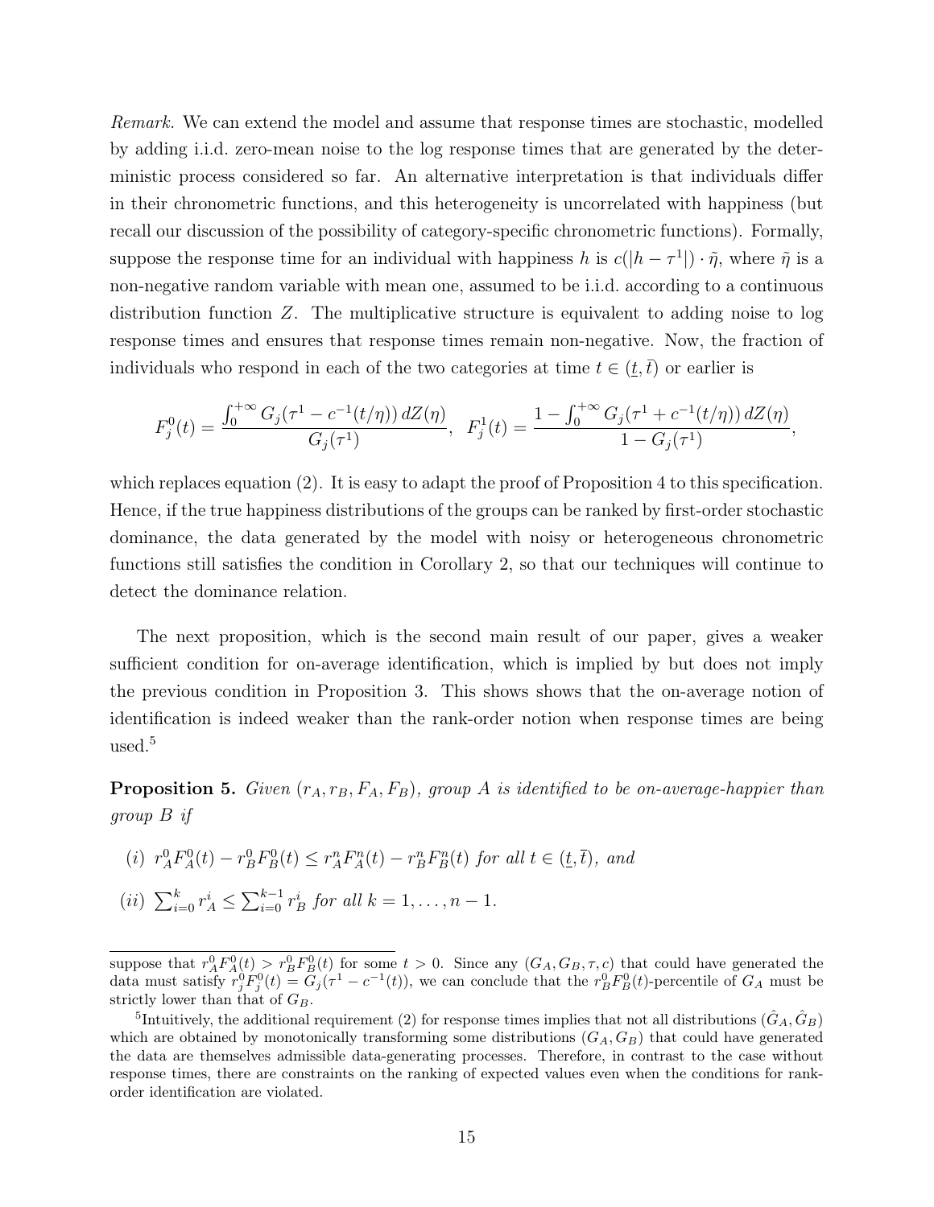*Remark.* We can extend the model and assume that response times are stochastic, modelled by adding i.i.d. zero-mean noise to the log response times that are generated by the deterministic process considered so far. An alternative interpretation is that individuals differ in their chronometric functions, and this heterogeneity is uncorrelated with happiness (but recall our discussion of the possibility of category-specific chronometric functions). Formally, suppose the response time for an individual with happiness $h$ is $c(|h - \tau^1|) \cdot \tilde{\eta}$, where $\tilde{\eta}$ is a non-negative random variable with mean one, assumed to be i.i.d. according to a continuous distribution function $Z$. The multiplicative structure is equivalent to adding noise to log response times and ensures that response times remain non-negative. Now, the fraction of individuals who respond in each of the two categories at time $t \in (\underline{t}, \bar{t})$ or earlier is

$$F_j^0(t) = \frac{\int_0^{+\infty} G_j(\tau^1 - c^{-1}(t/\eta))\, dZ(\eta)}{G_j(\tau^1)}, \quad F_j^1(t) = \frac{1 - \int_0^{+\infty} G_j(\tau^1 + c^{-1}(t/\eta))\, dZ(\eta)}{1 - G_j(\tau^1)},$$

which replaces equation (2). It is easy to adapt the proof of Proposition 4 to this specification. Hence, if the true happiness distributions of the groups can be ranked by first-order stochastic dominance, the data generated by the model with noisy or heterogeneous chronometric functions still satisfies the condition in Corollary 2, so that our techniques will continue to detect the dominance relation.

The next proposition, which is the second main result of our paper, gives a weaker sufficient condition for on-average identification, which is implied by but does not imply the previous condition in Proposition 3. This shows shows that the on-average notion of identification is indeed weaker than the rank-order notion when response times are being used.[5]

**Proposition 5.** *Given $(r_A, r_B, F_A, F_B)$, group A is identified to be on-average-happier than group B if*

(i) $r_A^0 F_A^0(t) - r_B^0 F_B^0(t) \leq r_A^n F_A^n(t) - r_B^n F_B^n(t)$ *for all* $t \in (\underline{t}, \bar{t})$*, and*

(ii) $\sum_{i=0}^{k} r_A^i \leq \sum_{i=0}^{k-1} r_B^i$ *for all* $k = 1, \ldots, n-1$.

---

suppose that $r_A^0 F_A^0(t) > r_B^0 F_B^0(t)$ for some $t > 0$. Since any $(G_A, G_B, \tau, c)$ that could have generated the data must satisfy $r_j^0 F_j^0(t) = G_j(\tau^1 - c^{-1}(t))$, we can conclude that the $r_B^0 F_B^0(t)$-percentile of $G_A$ must be strictly lower than that of $G_B$.

[5] Intuitively, the additional requirement (2) for response times implies that not all distributions $(\hat{G}_A, \hat{G}_B)$ which are obtained by monotonically transforming some distributions $(G_A, G_B)$ that could have generated the data are themselves admissible data-generating processes. Therefore, in contrast to the case without response times, there are constraints on the ranking of expected values even when the conditions for rank-order identification are violated.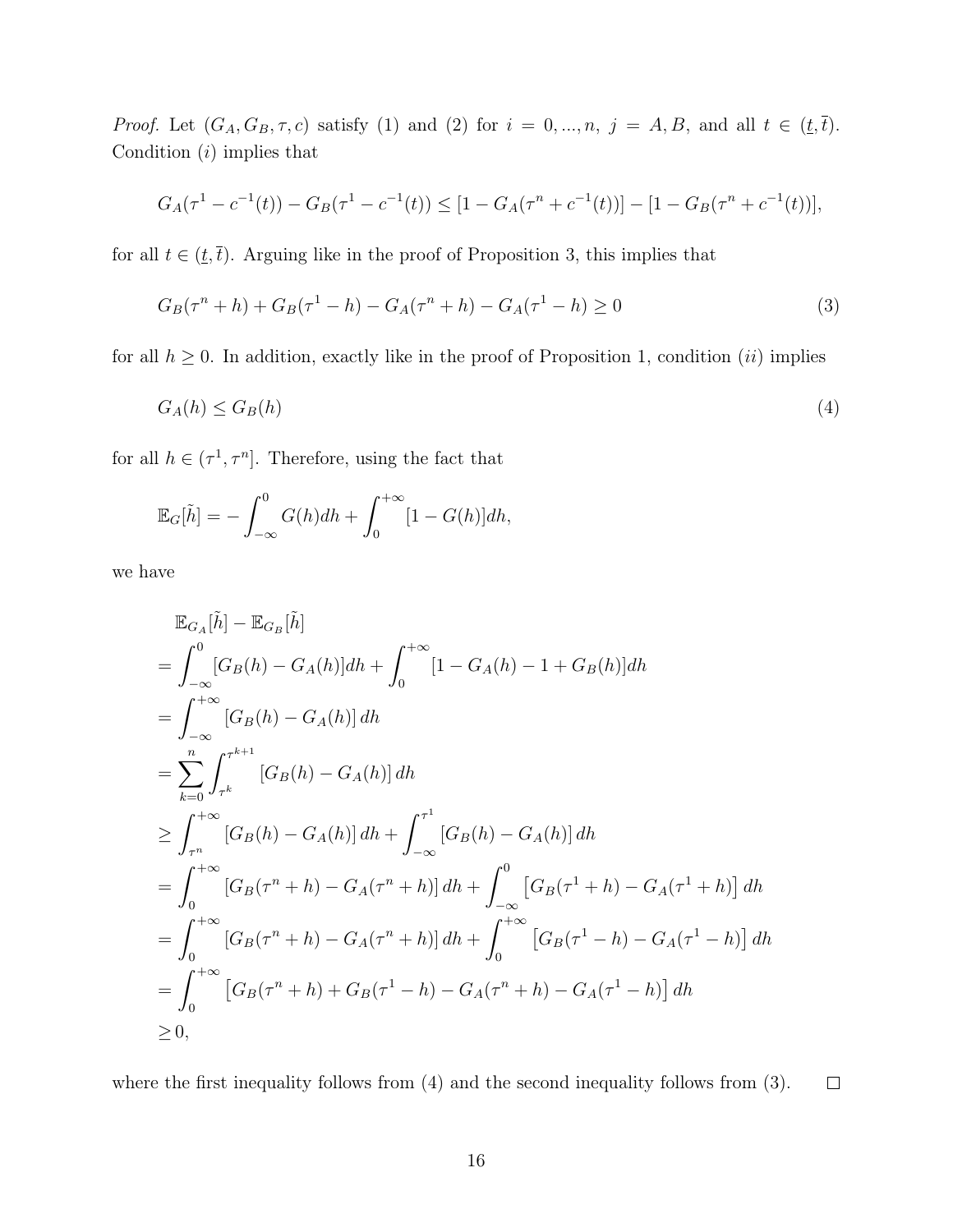*Proof.* Let $(G_A, G_B, \tau, c)$ satisfy (1) and (2) for $i = 0, ..., n$, $j = A, B$, and all $t \in (\underline{t}, \overline{t})$. Condition $(i)$ implies that

$$G_A(\tau^1 - c^{-1}(t)) - G_B(\tau^1 - c^{-1}(t)) \leq [1 - G_A(\tau^n + c^{-1}(t))] - [1 - G_B(\tau^n + c^{-1}(t))],$$

for all $t \in (\underline{t}, \overline{t})$. Arguing like in the proof of Proposition 3, this implies that

$$G_B(\tau^n + h) + G_B(\tau^1 - h) - G_A(\tau^n + h) - G_A(\tau^1 - h) \geq 0 \tag{3}$$

for all $h \geq 0$. In addition, exactly like in the proof of Proposition 1, condition $(ii)$ implies

$$G_A(h) \leq G_B(h) \tag{4}$$

for all $h \in (\tau^1, \tau^n]$. Therefore, using the fact that

$$\mathbb{E}_G[\tilde{h}] = -\int_{-\infty}^{0} G(h)dh + \int_{0}^{+\infty} [1 - G(h)]dh,$$

we have

$$\begin{aligned}
&\mathbb{E}_{G_A}[\tilde{h}] - \mathbb{E}_{G_B}[\tilde{h}] \\
&= \int_{-\infty}^{0} [G_B(h) - G_A(h)]dh + \int_{0}^{+\infty} [1 - G_A(h) - 1 + G_B(h)]dh \\
&= \int_{-\infty}^{+\infty} [G_B(h) - G_A(h)]\, dh \\
&= \sum_{k=0}^{n} \int_{\tau^k}^{\tau^{k+1}} [G_B(h) - G_A(h)]\, dh \\
&\geq \int_{\tau^n}^{+\infty} [G_B(h) - G_A(h)]\, dh + \int_{-\infty}^{\tau^1} [G_B(h) - G_A(h)]\, dh \\
&= \int_{0}^{+\infty} [G_B(\tau^n + h) - G_A(\tau^n + h)]\, dh + \int_{-\infty}^{0} \left[G_B(\tau^1 + h) - G_A(\tau^1 + h)\right] dh \\
&= \int_{0}^{+\infty} [G_B(\tau^n + h) - G_A(\tau^n + h)]\, dh + \int_{0}^{+\infty} \left[G_B(\tau^1 - h) - G_A(\tau^1 - h)\right] dh \\
&= \int_{0}^{+\infty} \left[G_B(\tau^n + h) + G_B(\tau^1 - h) - G_A(\tau^n + h) - G_A(\tau^1 - h)\right] dh \\
&\geq 0,
\end{aligned}$$

where the first inequality follows from (4) and the second inequality follows from (3). $\square$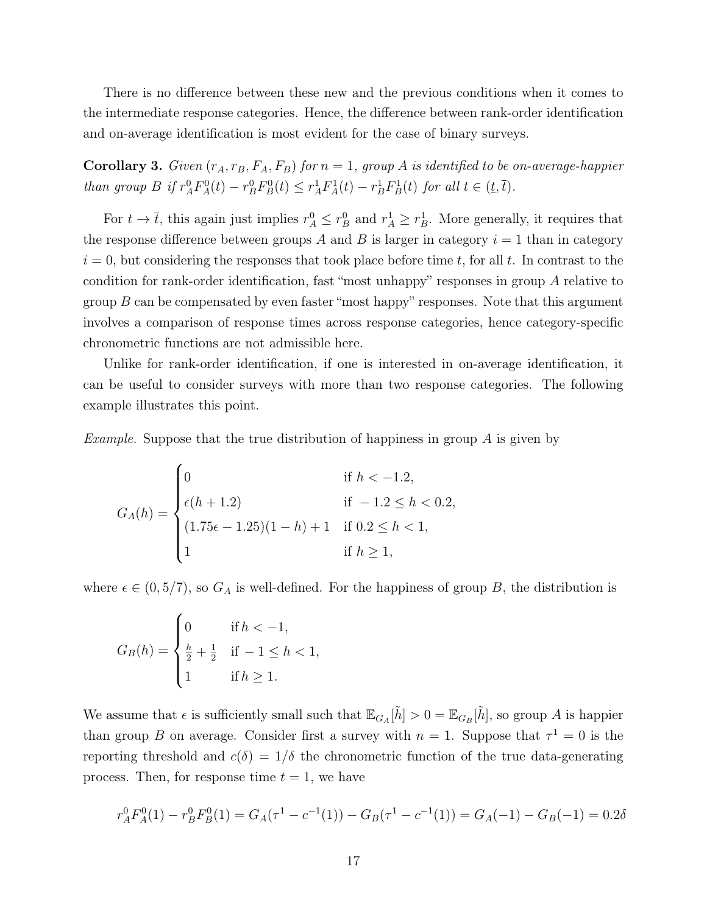There is no difference between these new and the previous conditions when it comes to the intermediate response categories. Hence, the difference between rank-order identification and on-average identification is most evident for the case of binary surveys.

**Corollary 3.** *Given $(r_A, r_B, F_A, F_B)$ for $n = 1$, group $A$ is identified to be on-average-happier than group $B$ if $r_A^0 F_A^0(t) - r_B^0 F_B^0(t) \leq r_A^1 F_A^1(t) - r_B^1 F_B^1(t)$ for all $t \in (\underline{t}, \overline{t})$.*

For $t \to \overline{t}$, this again just implies $r_A^0 \leq r_B^0$ and $r_A^1 \geq r_B^1$. More generally, it requires that the response difference between groups $A$ and $B$ is larger in category $i = 1$ than in category $i = 0$, but considering the responses that took place before time $t$, for all $t$. In contrast to the condition for rank-order identification, fast "most unhappy" responses in group $A$ relative to group $B$ can be compensated by even faster "most happy" responses. Note that this argument involves a comparison of response times across response categories, hence category-specific chronometric functions are not admissible here.

Unlike for rank-order identification, if one is interested in on-average identification, it can be useful to consider surveys with more than two response categories. The following example illustrates this point.

*Example.* Suppose that the true distribution of happiness in group $A$ is given by

$$G_A(h) = \begin{cases} 0 & \text{if } h < -1.2, \\ \epsilon(h + 1.2) & \text{if } -1.2 \leq h < 0.2, \\ (1.75\epsilon - 1.25)(1 - h) + 1 & \text{if } 0.2 \leq h < 1, \\ 1 & \text{if } h \geq 1, \end{cases}$$

where $\epsilon \in (0, 5/7)$, so $G_A$ is well-defined. For the happiness of group $B$, the distribution is

$$G_B(h) = \begin{cases} 0 & \text{if } h < -1, \\ \frac{h}{2} + \frac{1}{2} & \text{if } -1 \leq h < 1, \\ 1 & \text{if } h \geq 1. \end{cases}$$

We assume that $\epsilon$ is sufficiently small such that $\mathbb{E}_{G_A}[\tilde{h}] > 0 = \mathbb{E}_{G_B}[\tilde{h}]$, so group $A$ is happier than group $B$ on average. Consider first a survey with $n = 1$. Suppose that $\tau^1 = 0$ is the reporting threshold and $c(\delta) = 1/\delta$ the chronometric function of the true data-generating process. Then, for response time $t = 1$, we have

$$r_A^0 F_A^0(1) - r_B^0 F_B^0(1) = G_A(\tau^1 - c^{-1}(1)) - G_B(\tau^1 - c^{-1}(1)) = G_A(-1) - G_B(-1) = 0.2\delta$$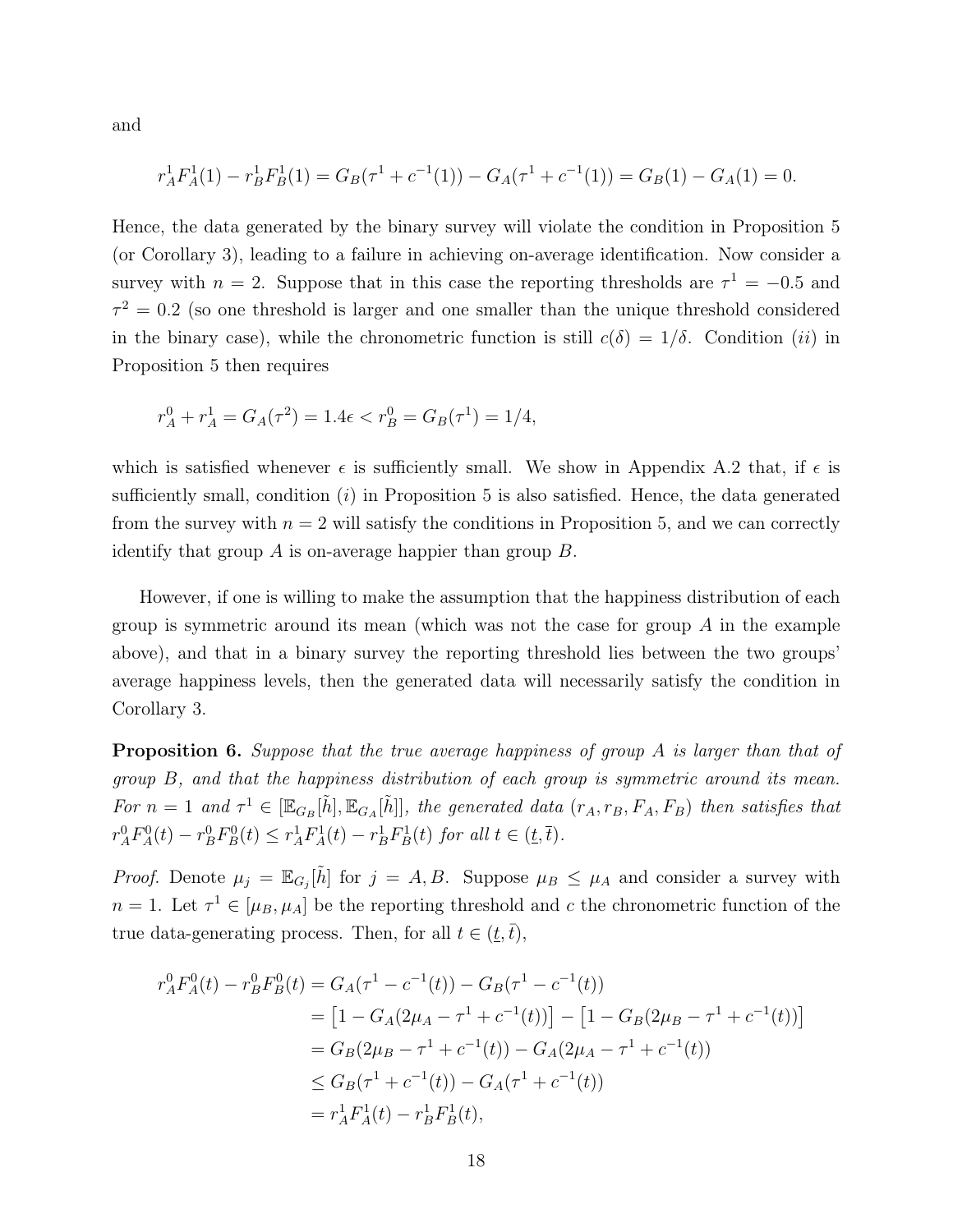and

$$r_A^1 F_A^1(1) - r_B^1 F_B^1(1) = G_B(\tau^1 + c^{-1}(1)) - G_A(\tau^1 + c^{-1}(1)) = G_B(1) - G_A(1) = 0.$$

Hence, the data generated by the binary survey will violate the condition in Proposition 5 (or Corollary 3), leading to a failure in achieving on-average identification. Now consider a survey with $n = 2$. Suppose that in this case the reporting thresholds are $\tau^1 = -0.5$ and $\tau^2 = 0.2$ (so one threshold is larger and one smaller than the unique threshold considered in the binary case), while the chronometric function is still $c(\delta) = 1/\delta$. Condition $(ii)$ in Proposition 5 then requires

$$r_A^0 + r_A^1 = G_A(\tau^2) = 1.4\epsilon < r_B^0 = G_B(\tau^1) = 1/4,$$

which is satisfied whenever $\epsilon$ is sufficiently small. We show in Appendix A.2 that, if $\epsilon$ is sufficiently small, condition $(i)$ in Proposition 5 is also satisfied. Hence, the data generated from the survey with $n = 2$ will satisfy the conditions in Proposition 5, and we can correctly identify that group $A$ is on-average happier than group $B$.

However, if one is willing to make the assumption that the happiness distribution of each group is symmetric around its mean (which was not the case for group $A$ in the example above), and that in a binary survey the reporting threshold lies between the two groups' average happiness levels, then the generated data will necessarily satisfy the condition in Corollary 3.

**Proposition 6.** *Suppose that the true average happiness of group $A$ is larger than that of group $B$, and that the happiness distribution of each group is symmetric around its mean. For $n = 1$ and $\tau^1 \in [\mathbb{E}_{G_B}[\tilde{h}], \mathbb{E}_{G_A}[\tilde{h}]]$, the generated data $(r_A, r_B, F_A, F_B)$ then satisfies that $r_A^0 F_A^0(t) - r_B^0 F_B^0(t) \leq r_A^1 F_A^1(t) - r_B^1 F_B^1(t)$ for all $t \in (\underline{t}, \bar{t})$.*

*Proof.* Denote $\mu_j = \mathbb{E}_{G_j}[\tilde{h}]$ for $j = A, B$. Suppose $\mu_B \leq \mu_A$ and consider a survey with $n = 1$. Let $\tau^1 \in [\mu_B, \mu_A]$ be the reporting threshold and $c$ the chronometric function of the true data-generating process. Then, for all $t \in (\underline{t}, \bar{t})$,

$$\begin{aligned}
r_A^0 F_A^0(t) - r_B^0 F_B^0(t) &= G_A(\tau^1 - c^{-1}(t)) - G_B(\tau^1 - c^{-1}(t)) \\
&= \left[1 - G_A(2\mu_A - \tau^1 + c^{-1}(t))\right] - \left[1 - G_B(2\mu_B - \tau^1 + c^{-1}(t))\right] \\
&= G_B(2\mu_B - \tau^1 + c^{-1}(t)) - G_A(2\mu_A - \tau^1 + c^{-1}(t)) \\
&\leq G_B(\tau^1 + c^{-1}(t)) - G_A(\tau^1 + c^{-1}(t)) \\
&= r_A^1 F_A^1(t) - r_B^1 F_B^1(t),
\end{aligned}$$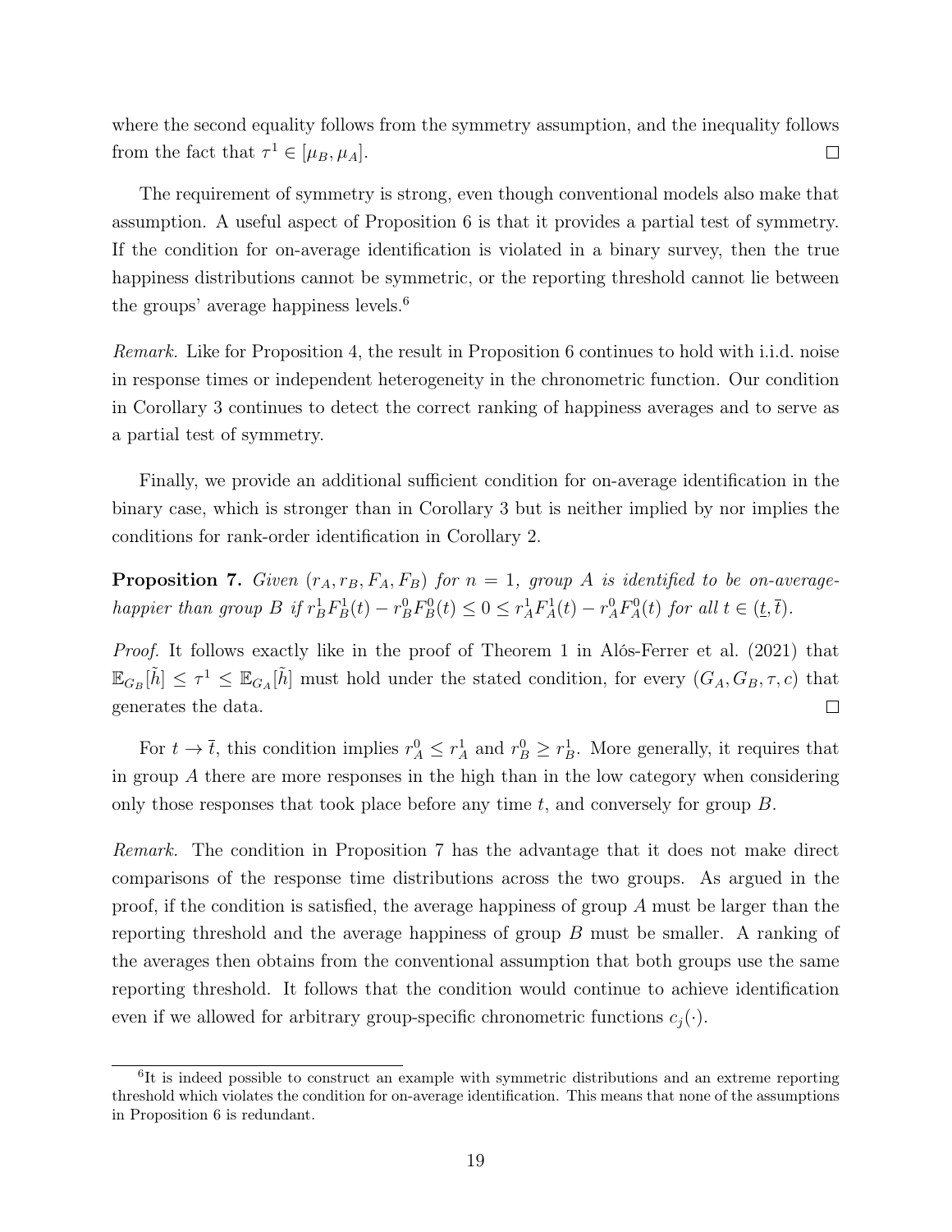where the second equality follows from the symmetry assumption, and the inequality follows from the fact that $\tau^1 \in [\mu_B, \mu_A]$. $\square$

The requirement of symmetry is strong, even though conventional models also make that assumption. A useful aspect of Proposition 6 is that it provides a partial test of symmetry. If the condition for on-average identification is violated in a binary survey, then the true happiness distributions cannot be symmetric, or the reporting threshold cannot lie between the groups' average happiness levels.[6]

*Remark.* Like for Proposition 4, the result in Proposition 6 continues to hold with i.i.d. noise in response times or independent heterogeneity in the chronometric function. Our condition in Corollary 3 continues to detect the correct ranking of happiness averages and to serve as a partial test of symmetry.

Finally, we provide an additional sufficient condition for on-average identification in the binary case, which is stronger than in Corollary 3 but is neither implied by nor implies the conditions for rank-order identification in Corollary 2.

**Proposition 7.** *Given $(r_A, r_B, F_A, F_B)$ for $n = 1$, group A is identified to be on-average-happier than group B if $r_B^1 F_B^1(t) - r_B^0 F_B^0(t) \leq 0 \leq r_A^1 F_A^1(t) - r_A^0 F_A^0(t)$ for all $t \in (\underline{t}, \overline{t})$.*

*Proof.* It follows exactly like in the proof of Theorem 1 in Alós-Ferrer et al. (2021) that $\mathbb{E}_{G_B}[\tilde{h}] \leq \tau^1 \leq \mathbb{E}_{G_A}[\tilde{h}]$ must hold under the stated condition, for every $(G_A, G_B, \tau, c)$ that generates the data. $\square$

For $t \to \overline{t}$, this condition implies $r_A^0 \leq r_A^1$ and $r_B^0 \geq r_B^1$. More generally, it requires that in group $A$ there are more responses in the high than in the low category when considering only those responses that took place before any time $t$, and conversely for group $B$.

*Remark.* The condition in Proposition 7 has the advantage that it does not make direct comparisons of the response time distributions across the two groups. As argued in the proof, if the condition is satisfied, the average happiness of group $A$ must be larger than the reporting threshold and the average happiness of group $B$ must be smaller. A ranking of the averages then obtains from the conventional assumption that both groups use the same reporting threshold. It follows that the condition would continue to achieve identification even if we allowed for arbitrary group-specific chronometric functions $c_j(\cdot)$.

[6] It is indeed possible to construct an example with symmetric distributions and an extreme reporting threshold which violates the condition for on-average identification. This means that none of the assumptions in Proposition 6 is redundant.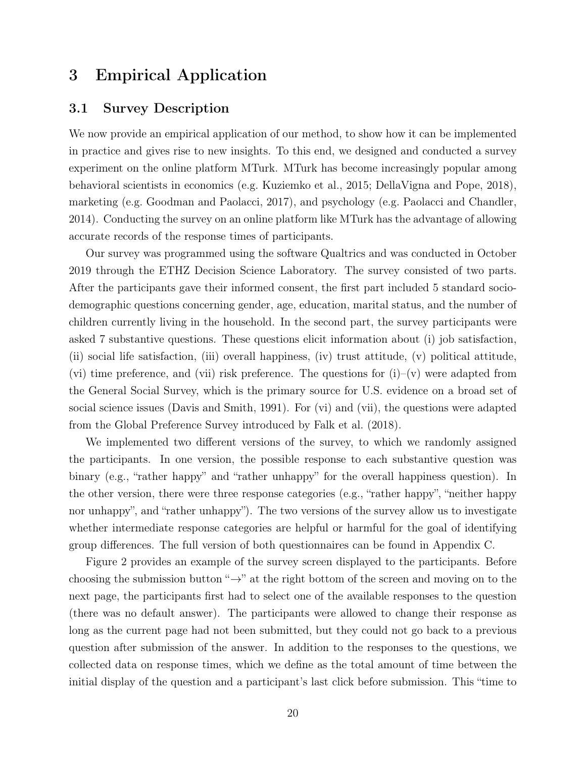# 3 Empirical Application

## 3.1 Survey Description

We now provide an empirical application of our method, to show how it can be implemented in practice and gives rise to new insights. To this end, we designed and conducted a survey experiment on the online platform MTurk. MTurk has become increasingly popular among behavioral scientists in economics (e.g. Kuziemko et al., 2015; DellaVigna and Pope, 2018), marketing (e.g. Goodman and Paolacci, 2017), and psychology (e.g. Paolacci and Chandler, 2014). Conducting the survey on an online platform like MTurk has the advantage of allowing accurate records of the response times of participants.

Our survey was programmed using the software Qualtrics and was conducted in October 2019 through the ETHZ Decision Science Laboratory. The survey consisted of two parts. After the participants gave their informed consent, the first part included 5 standard socio-demographic questions concerning gender, age, education, marital status, and the number of children currently living in the household. In the second part, the survey participants were asked 7 substantive questions. These questions elicit information about (i) job satisfaction, (ii) social life satisfaction, (iii) overall happiness, (iv) trust attitude, (v) political attitude, (vi) time preference, and (vii) risk preference. The questions for (i)–(v) were adapted from the General Social Survey, which is the primary source for U.S. evidence on a broad set of social science issues (Davis and Smith, 1991). For (vi) and (vii), the questions were adapted from the Global Preference Survey introduced by Falk et al. (2018).

We implemented two different versions of the survey, to which we randomly assigned the participants. In one version, the possible response to each substantive question was binary (e.g., "rather happy" and "rather unhappy" for the overall happiness question). In the other version, there were three response categories (e.g., "rather happy", "neither happy nor unhappy", and "rather unhappy"). The two versions of the survey allow us to investigate whether intermediate response categories are helpful or harmful for the goal of identifying group differences. The full version of both questionnaires can be found in Appendix C.

Figure 2 provides an example of the survey screen displayed to the participants. Before choosing the submission button "→" at the right bottom of the screen and moving on to the next page, the participants first had to select one of the available responses to the question (there was no default answer). The participants were allowed to change their response as long as the current page had not been submitted, but they could not go back to a previous question after submission of the answer. In addition to the responses to the questions, we collected data on response times, which we define as the total amount of time between the initial display of the question and a participant's last click before submission. This "time to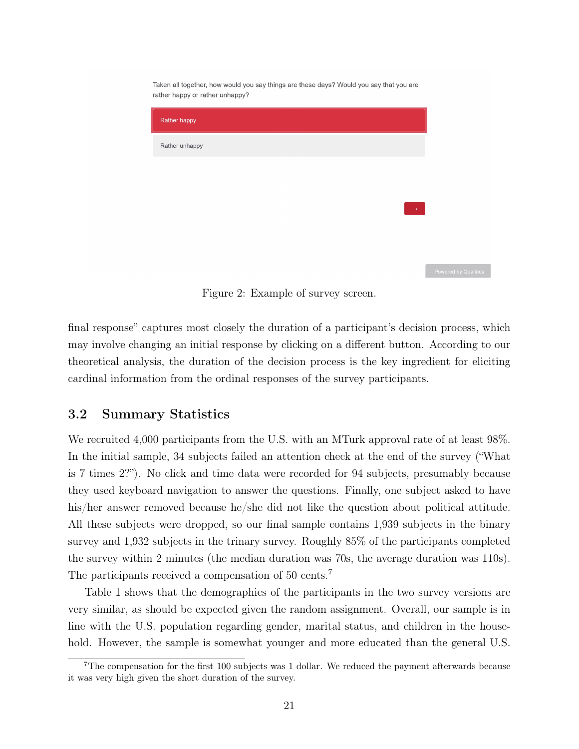Figure 2: Example of survey screen.

final response" captures most closely the duration of a participant's decision process, which may involve changing an initial response by clicking on a different button. According to our theoretical analysis, the duration of the decision process is the key ingredient for eliciting cardinal information from the ordinal responses of the survey participants.

## 3.2 Summary Statistics

We recruited 4,000 participants from the U.S. with an MTurk approval rate of at least 98%. In the initial sample, 34 subjects failed an attention check at the end of the survey ("What is 7 times 2?"). No click and time data were recorded for 94 subjects, presumably because they used keyboard navigation to answer the questions. Finally, one subject asked to have his/her answer removed because he/she did not like the question about political attitude. All these subjects were dropped, so our final sample contains 1,939 subjects in the binary survey and 1,932 subjects in the trinary survey. Roughly 85% of the participants completed the survey within 2 minutes (the median duration was 70s, the average duration was 110s). The participants received a compensation of 50 cents.[7]

Table 1 shows that the demographics of the participants in the two survey versions are very similar, as should be expected given the random assignment. Overall, our sample is in line with the U.S. population regarding gender, marital status, and children in the household. However, the sample is somewhat younger and more educated than the general U.S.

[7] The compensation for the first 100 subjects was 1 dollar. We reduced the payment afterwards because it was very high given the short duration of the survey.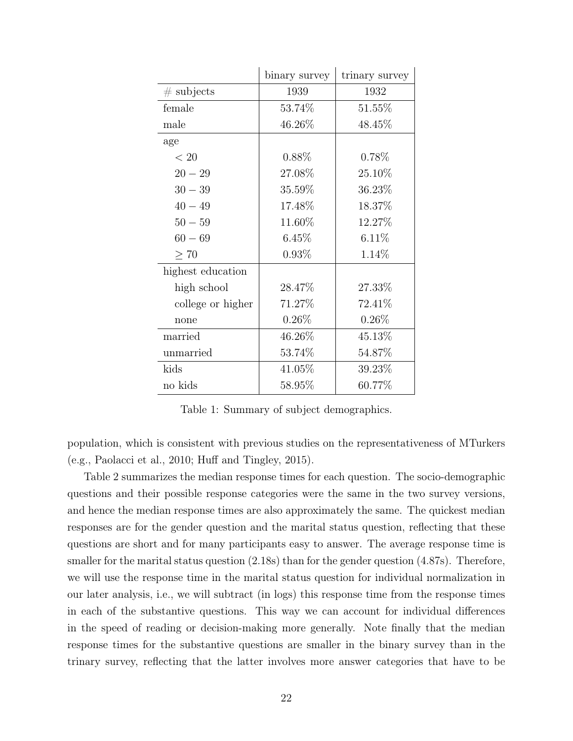| | binary survey | trinary survey |
|---|---|---|
| # subjects | 1939 | 1932 |
| female | 53.74% | 51.55% |
| male | 46.26% | 48.45% |
| age | | |
| $< 20$ | 0.88% | 0.78% |
| $20 - 29$ | 27.08% | 25.10% |
| $30 - 39$ | 35.59% | 36.23% |
| $40 - 49$ | 17.48% | 18.37% |
| $50 - 59$ | 11.60% | 12.27% |
| $60 - 69$ | 6.45% | 6.11% |
| $\geq 70$ | 0.93% | 1.14% |
| highest education | | |
| high school | 28.47% | 27.33% |
| college or higher | 71.27% | 72.41% |
| none | 0.26% | 0.26% |
| married | 46.26% | 45.13% |
| unmarried | 53.74% | 54.87% |
| kids | 41.05% | 39.23% |
| no kids | 58.95% | 60.77% |

Table 1: Summary of subject demographics.

population, which is consistent with previous studies on the representativeness of MTurkers (e.g., Paolacci et al., 2010; Huff and Tingley, 2015).

Table 2 summarizes the median response times for each question. The socio-demographic questions and their possible response categories were the same in the two survey versions, and hence the median response times are also approximately the same. The quickest median responses are for the gender question and the marital status question, reflecting that these questions are short and for many participants easy to answer. The average response time is smaller for the marital status question (2.18s) than for the gender question (4.87s). Therefore, we will use the response time in the marital status question for individual normalization in our later analysis, i.e., we will subtract (in logs) this response time from the response times in each of the substantive questions. This way we can account for individual differences in the speed of reading or decision-making more generally. Note finally that the median response times for the substantive questions are smaller in the binary survey than in the trinary survey, reflecting that the latter involves more answer categories that have to be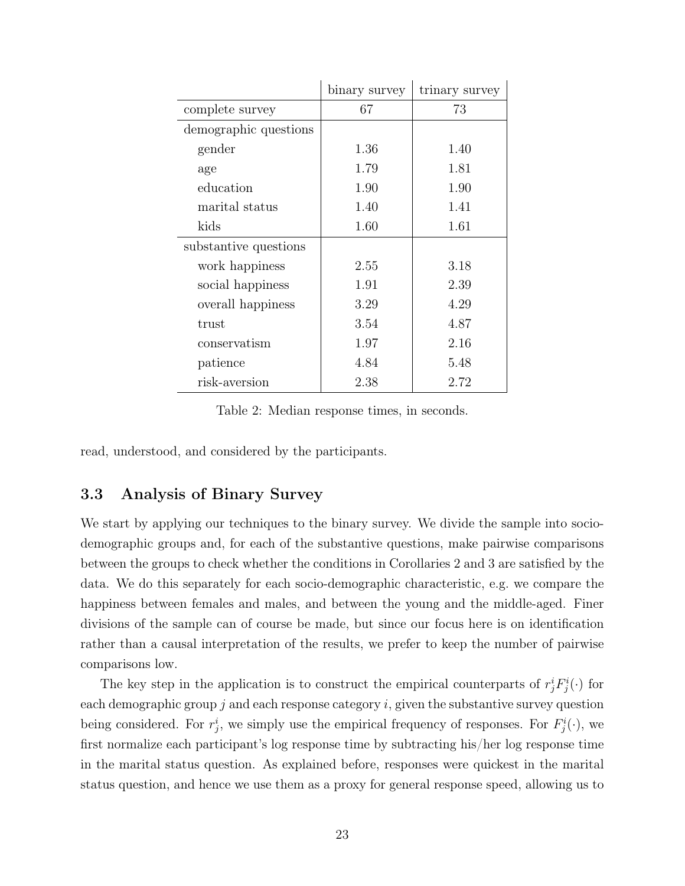| | binary survey | trinary survey |
|---|---|---|
| complete survey | 67 | 73 |
| demographic questions | | |
| gender | 1.36 | 1.40 |
| age | 1.79 | 1.81 |
| education | 1.90 | 1.90 |
| marital status | 1.40 | 1.41 |
| kids | 1.60 | 1.61 |
| substantive questions | | |
| work happiness | 2.55 | 3.18 |
| social happiness | 1.91 | 2.39 |
| overall happiness | 3.29 | 4.29 |
| trust | 3.54 | 4.87 |
| conservatism | 1.97 | 2.16 |
| patience | 4.84 | 5.48 |
| risk-aversion | 2.38 | 2.72 |

Table 2: Median response times, in seconds.

read, understood, and considered by the participants.

### 3.3 Analysis of Binary Survey

We start by applying our techniques to the binary survey. We divide the sample into socio-demographic groups and, for each of the substantive questions, make pairwise comparisons between the groups to check whether the conditions in Corollaries 2 and 3 are satisfied by the data. We do this separately for each socio-demographic characteristic, e.g. we compare the happiness between females and males, and between the young and the middle-aged. Finer divisions of the sample can of course be made, but since our focus here is on identification rather than a causal interpretation of the results, we prefer to keep the number of pairwise comparisons low.

The key step in the application is to construct the empirical counterparts of $r_j^i F_j^i(\cdot)$ for each demographic group $j$ and each response category $i$, given the substantive survey question being considered. For $r_j^i$, we simply use the empirical frequency of responses. For $F_j^i(\cdot)$, we first normalize each participant's log response time by subtracting his/her log response time in the marital status question. As explained before, responses were quickest in the marital status question, and hence we use them as a proxy for general response speed, allowing us to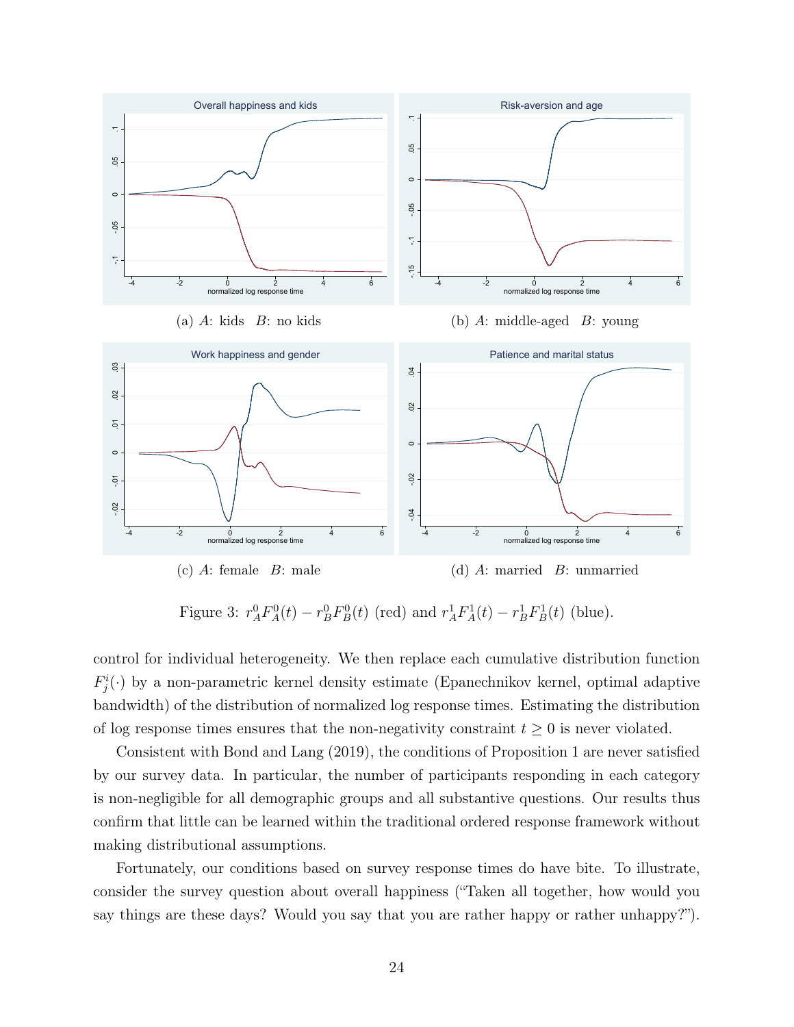(a) $A$: kids $B$: no kids

(b) $A$: middle-aged $B$: young

(c) $A$: female $B$: male

(d) $A$: married $B$: unmarried

Figure 3: $r_A^0 F_A^0(t) - r_B^0 F_B^0(t)$ (red) and $r_A^1 F_A^1(t) - r_B^1 F_B^1(t)$ (blue).

control for individual heterogeneity. We then replace each cumulative distribution function $F_j^i(\cdot)$ by a non-parametric kernel density estimate (Epanechnikov kernel, optimal adaptive bandwidth) of the distribution of normalized log response times. Estimating the distribution of log response times ensures that the non-negativity constraint $t \geq 0$ is never violated.

Consistent with Bond and Lang (2019), the conditions of Proposition 1 are never satisfied by our survey data. In particular, the number of participants responding in each category is non-negligible for all demographic groups and all substantive questions. Our results thus confirm that little can be learned within the traditional ordered response framework without making distributional assumptions.

Fortunately, our conditions based on survey response times do have bite. To illustrate, consider the survey question about overall happiness ("Taken all together, how would you say things are these days? Would you say that you are rather happy or rather unhappy?").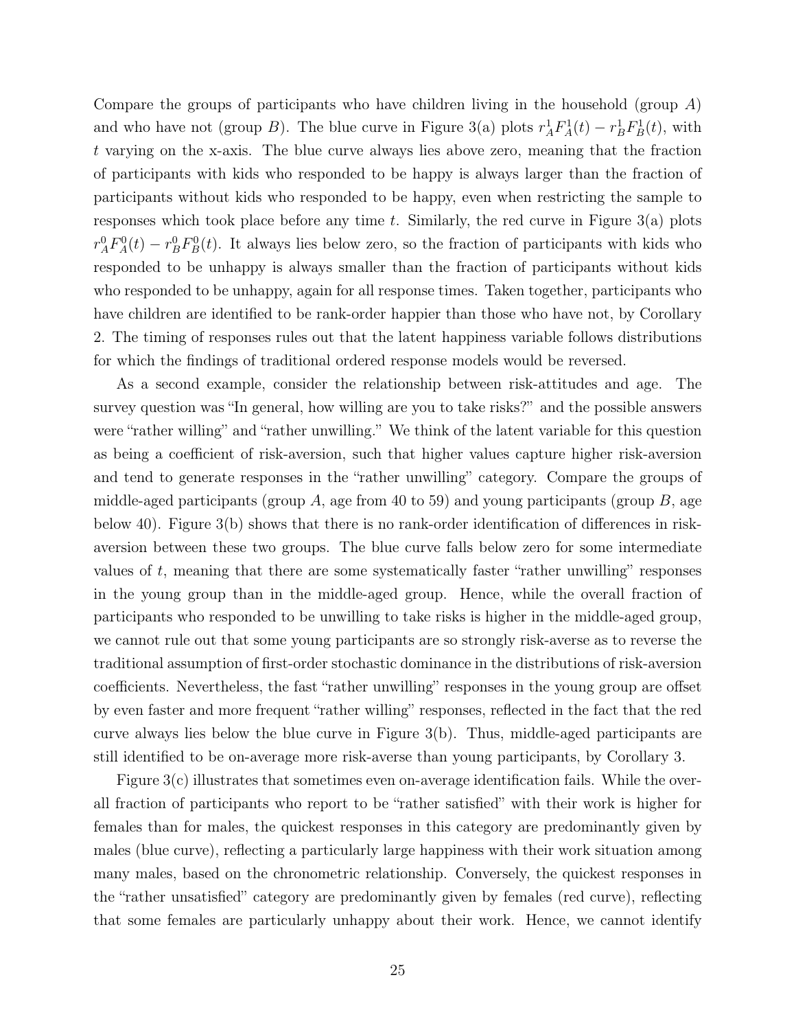Compare the groups of participants who have children living in the household (group $A$) and who have not (group $B$). The blue curve in Figure 3(a) plots $r_A^1 F_A^1(t) - r_B^1 F_B^1(t)$, with $t$ varying on the x-axis. The blue curve always lies above zero, meaning that the fraction of participants with kids who responded to be happy is always larger than the fraction of participants without kids who responded to be happy, even when restricting the sample to responses which took place before any time $t$. Similarly, the red curve in Figure 3(a) plots $r_A^0 F_A^0(t) - r_B^0 F_B^0(t)$. It always lies below zero, so the fraction of participants with kids who responded to be unhappy is always smaller than the fraction of participants without kids who responded to be unhappy, again for all response times. Taken together, participants who have children are identified to be rank-order happier than those who have not, by Corollary 2. The timing of responses rules out that the latent happiness variable follows distributions for which the findings of traditional ordered response models would be reversed.

As a second example, consider the relationship between risk-attitudes and age. The survey question was "In general, how willing are you to take risks?" and the possible answers were "rather willing" and "rather unwilling." We think of the latent variable for this question as being a coefficient of risk-aversion, such that higher values capture higher risk-aversion and tend to generate responses in the "rather unwilling" category. Compare the groups of middle-aged participants (group $A$, age from 40 to 59) and young participants (group $B$, age below 40). Figure 3(b) shows that there is no rank-order identification of differences in risk-aversion between these two groups. The blue curve falls below zero for some intermediate values of $t$, meaning that there are some systematically faster "rather unwilling" responses in the young group than in the middle-aged group. Hence, while the overall fraction of participants who responded to be unwilling to take risks is higher in the middle-aged group, we cannot rule out that some young participants are so strongly risk-averse as to reverse the traditional assumption of first-order stochastic dominance in the distributions of risk-aversion coefficients. Nevertheless, the fast "rather unwilling" responses in the young group are offset by even faster and more frequent "rather willing" responses, reflected in the fact that the red curve always lies below the blue curve in Figure 3(b). Thus, middle-aged participants are still identified to be on-average more risk-averse than young participants, by Corollary 3.

Figure 3(c) illustrates that sometimes even on-average identification fails. While the overall fraction of participants who report to be "rather satisfied" with their work is higher for females than for males, the quickest responses in this category are predominantly given by males (blue curve), reflecting a particularly large happiness with their work situation among many males, based on the chronometric relationship. Conversely, the quickest responses in the "rather unsatisfied" category are predominantly given by females (red curve), reflecting that some females are particularly unhappy about their work. Hence, we cannot identify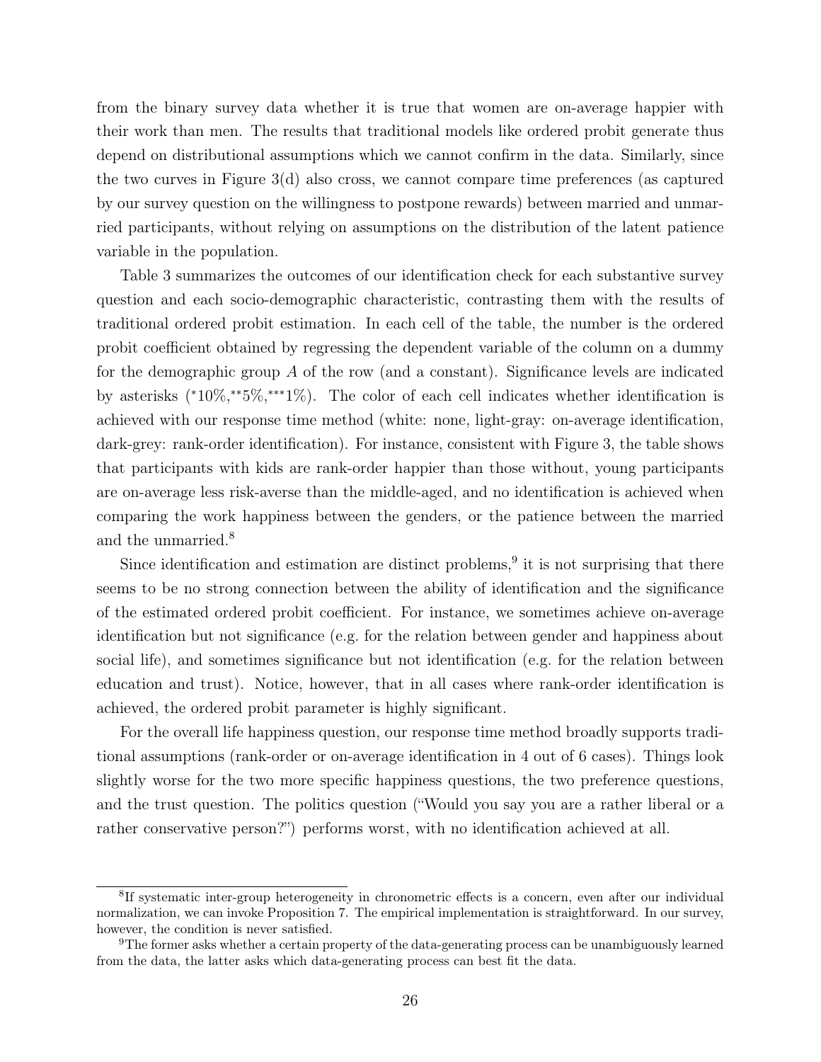from the binary survey data whether it is true that women are on-average happier with their work than men. The results that traditional models like ordered probit generate thus depend on distributional assumptions which we cannot confirm in the data. Similarly, since the two curves in Figure 3(d) also cross, we cannot compare time preferences (as captured by our survey question on the willingness to postpone rewards) between married and unmarried participants, without relying on assumptions on the distribution of the latent patience variable in the population.

Table 3 summarizes the outcomes of our identification check for each substantive survey question and each socio-demographic characteristic, contrasting them with the results of traditional ordered probit estimation. In each cell of the table, the number is the ordered probit coefficient obtained by regressing the dependent variable of the column on a dummy for the demographic group $A$ of the row (and a constant). Significance levels are indicated by asterisks ($^{*}10\%$,$^{**}5\%$,$^{***}1\%$). The color of each cell indicates whether identification is achieved with our response time method (white: none, light-gray: on-average identification, dark-grey: rank-order identification). For instance, consistent with Figure 3, the table shows that participants with kids are rank-order happier than those without, young participants are on-average less risk-averse than the middle-aged, and no identification is achieved when comparing the work happiness between the genders, or the patience between the married and the unmarried.[8]

Since identification and estimation are distinct problems,[9] it is not surprising that there seems to be no strong connection between the ability of identification and the significance of the estimated ordered probit coefficient. For instance, we sometimes achieve on-average identification but not significance (e.g. for the relation between gender and happiness about social life), and sometimes significance but not identification (e.g. for the relation between education and trust). Notice, however, that in all cases where rank-order identification is achieved, the ordered probit parameter is highly significant.

For the overall life happiness question, our response time method broadly supports traditional assumptions (rank-order or on-average identification in 4 out of 6 cases). Things look slightly worse for the two more specific happiness questions, the two preference questions, and the trust question. The politics question ("Would you say you are a rather liberal or a rather conservative person?") performs worst, with no identification achieved at all.

---

[8] If systematic inter-group heterogeneity in chronometric effects is a concern, even after our individual normalization, we can invoke Proposition 7. The empirical implementation is straightforward. In our survey, however, the condition is never satisfied.

[9] The former asks whether a certain property of the data-generating process can be unambiguously learned from the data, the latter asks which data-generating process can best fit the data.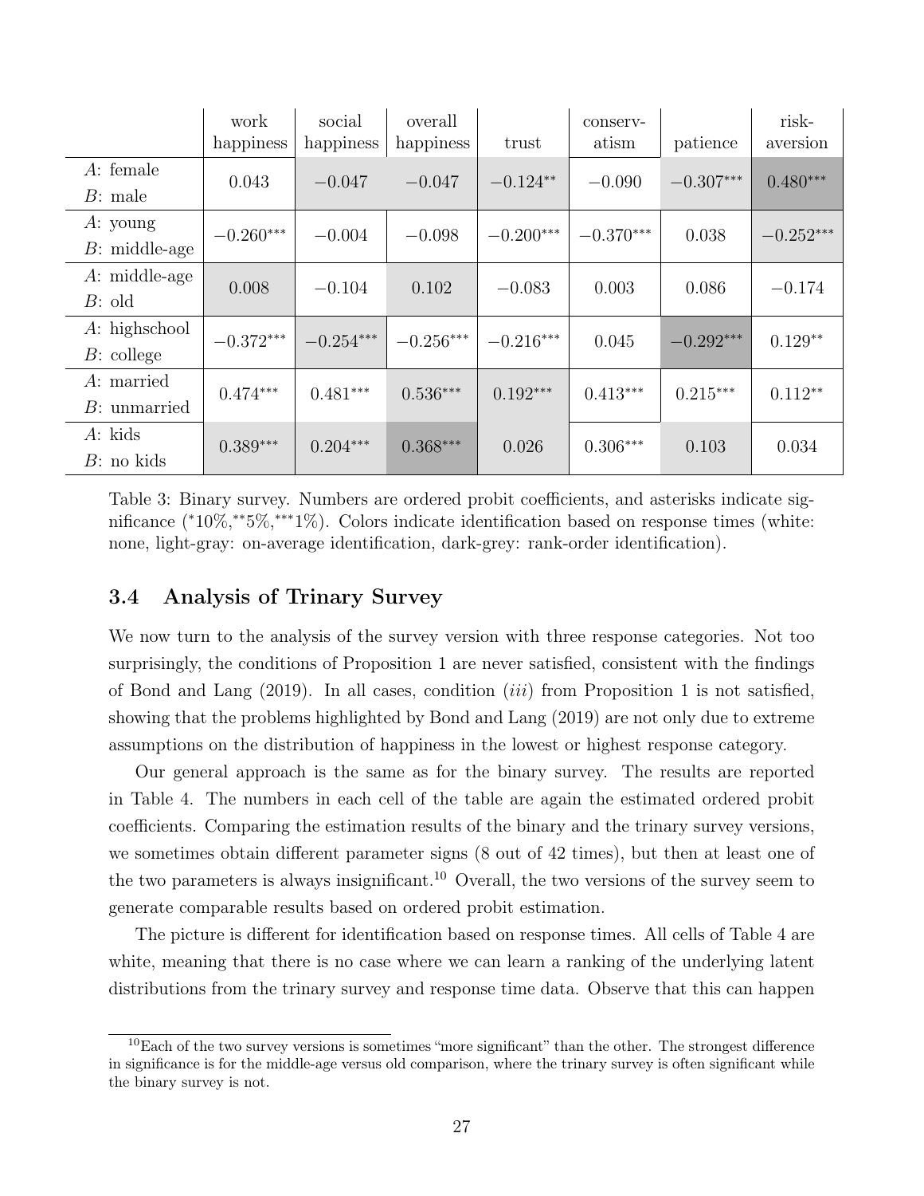| | work happiness | social happiness | overall happiness | trust | conserv-atism | patience | risk-aversion |
|---|---|---|---|---|---|---|---|
| $A$: female<br>$B$: male | 0.043 | $-0.047$ | $-0.047$ | $-0.124^{**}$ | $-0.090$ | $-0.307^{***}$ | $0.480^{***}$ |
| $A$: young<br>$B$: middle-age | $-0.260^{***}$ | $-0.004$ | $-0.098$ | $-0.200^{***}$ | $-0.370^{***}$ | 0.038 | $-0.252^{***}$ |
| $A$: middle-age<br>$B$: old | 0.008 | $-0.104$ | 0.102 | $-0.083$ | 0.003 | 0.086 | $-0.174$ |
| $A$: highschool<br>$B$: college | $-0.372^{***}$ | $-0.254^{***}$ | $-0.256^{***}$ | $-0.216^{***}$ | 0.045 | $-0.292^{***}$ | $0.129^{**}$ |
| $A$: married<br>$B$: unmarried | $0.474^{***}$ | $0.481^{***}$ | $0.536^{***}$ | $0.192^{***}$ | $0.413^{***}$ | $0.215^{***}$ | $0.112^{**}$ |
| $A$: kids<br>$B$: no kids | $0.389^{***}$ | $0.204^{***}$ | $0.368^{***}$ | 0.026 | $0.306^{***}$ | 0.103 | 0.034 |

Table 3: Binary survey. Numbers are ordered probit coefficients, and asterisks indicate significance (*10%,**5%,***1%). Colors indicate identification based on response times (white: none, light-gray: on-average identification, dark-grey: rank-order identification).

### 3.4 Analysis of Trinary Survey

We now turn to the analysis of the survey version with three response categories. Not too surprisingly, the conditions of Proposition 1 are never satisfied, consistent with the findings of Bond and Lang (2019). In all cases, condition (*iii*) from Proposition 1 is not satisfied, showing that the problems highlighted by Bond and Lang (2019) are not only due to extreme assumptions on the distribution of happiness in the lowest or highest response category.

Our general approach is the same as for the binary survey. The results are reported in Table 4. The numbers in each cell of the table are again the estimated ordered probit coefficients. Comparing the estimation results of the binary and the trinary survey versions, we sometimes obtain different parameter signs (8 out of 42 times), but then at least one of the two parameters is always insignificant.[10] Overall, the two versions of the survey seem to generate comparable results based on ordered probit estimation.

The picture is different for identification based on response times. All cells of Table 4 are white, meaning that there is no case where we can learn a ranking of the underlying latent distributions from the trinary survey and response time data. Observe that this can happen

[10]Each of the two survey versions is sometimes "more significant" than the other. The strongest difference in significance is for the middle-age versus old comparison, where the trinary survey is often significant while the binary survey is not.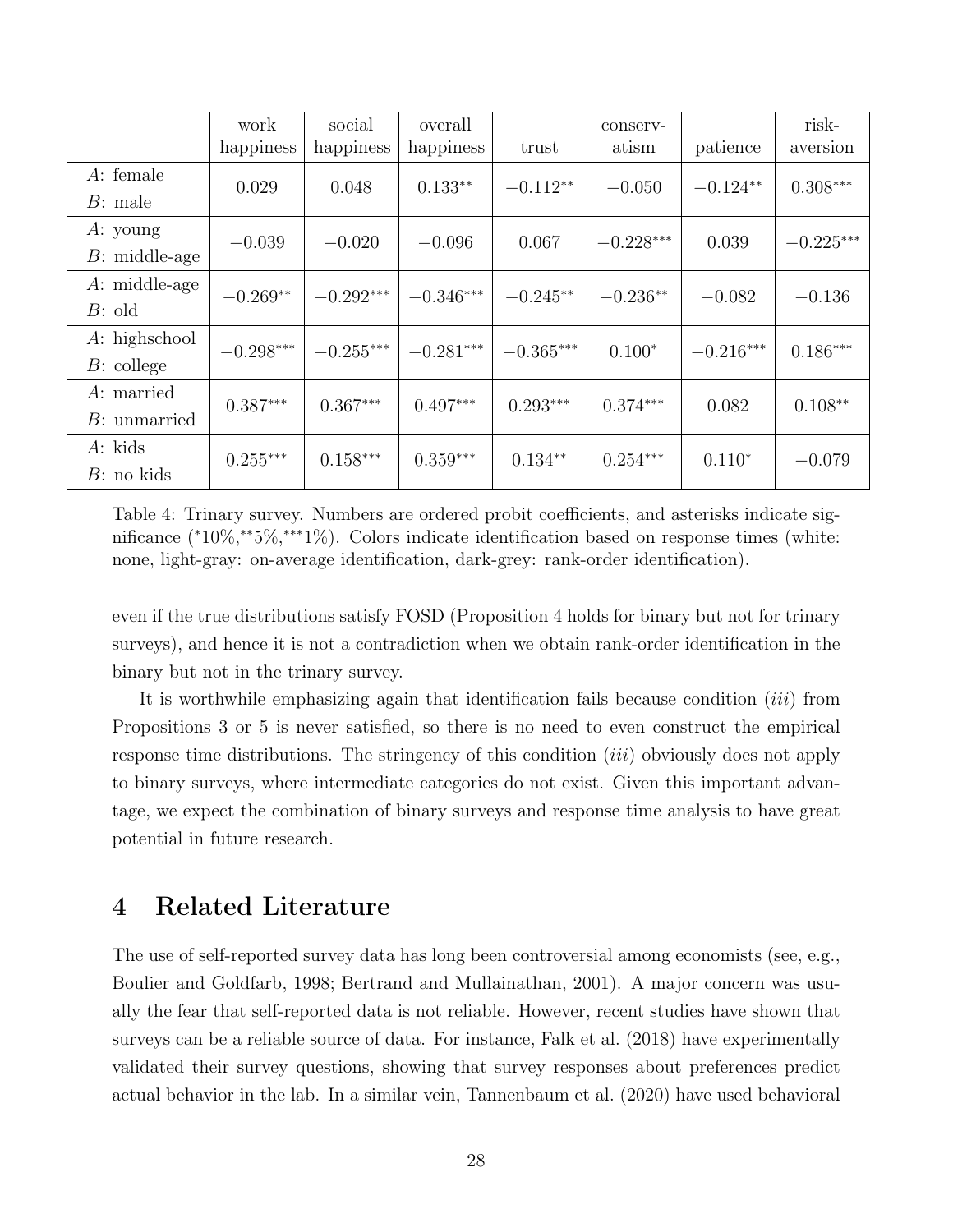|  | work happiness | social happiness | overall happiness | trust | conserv-atism | patience | risk-aversion |
|---|---|---|---|---|---|---|---|
| *A*: female<br>*B*: male | 0.029 | 0.048 | $0.133^{**}$ | $-0.112^{**}$ | $-0.050$ | $-0.124^{**}$ | $0.308^{***}$ |
| *A*: young<br>*B*: middle-age | $-0.039$ | $-0.020$ | $-0.096$ | 0.067 | $-0.228^{***}$ | 0.039 | $-0.225^{***}$ |
| *A*: middle-age<br>*B*: old | $-0.269^{**}$ | $-0.292^{***}$ | $-0.346^{***}$ | $-0.245^{**}$ | $-0.236^{**}$ | $-0.082$ | $-0.136$ |
| *A*: highschool<br>*B*: college | $-0.298^{***}$ | $-0.255^{***}$ | $-0.281^{***}$ | $-0.365^{***}$ | $0.100^{*}$ | $-0.216^{***}$ | $0.186^{***}$ |
| *A*: married<br>*B*: unmarried | $0.387^{***}$ | $0.367^{***}$ | $0.497^{***}$ | $0.293^{***}$ | $0.374^{***}$ | 0.082 | $0.108^{**}$ |
| *A*: kids<br>*B*: no kids | $0.255^{***}$ | $0.158^{***}$ | $0.359^{***}$ | $0.134^{**}$ | $0.254^{***}$ | $0.110^{*}$ | $-0.079$ |

Table 4: Trinary survey. Numbers are ordered probit coefficients, and asterisks indicate significance (*10%,**5%,***1%). Colors indicate identification based on response times (white: none, light-gray: on-average identification, dark-grey: rank-order identification).

even if the true distributions satisfy FOSD (Proposition 4 holds for binary but not for trinary surveys), and hence it is not a contradiction when we obtain rank-order identification in the binary but not in the trinary survey.

It is worthwhile emphasizing again that identification fails because condition (*iii*) from Propositions 3 or 5 is never satisfied, so there is no need to even construct the empirical response time distributions. The stringency of this condition (*iii*) obviously does not apply to binary surveys, where intermediate categories do not exist. Given this important advantage, we expect the combination of binary surveys and response time analysis to have great potential in future research.

## 4 Related Literature

The use of self-reported survey data has long been controversial among economists (see, e.g., Boulier and Goldfarb, 1998; Bertrand and Mullainathan, 2001). A major concern was usually the fear that self-reported data is not reliable. However, recent studies have shown that surveys can be a reliable source of data. For instance, Falk et al. (2018) have experimentally validated their survey questions, showing that survey responses about preferences predict actual behavior in the lab. In a similar vein, Tannenbaum et al. (2020) have used behavioral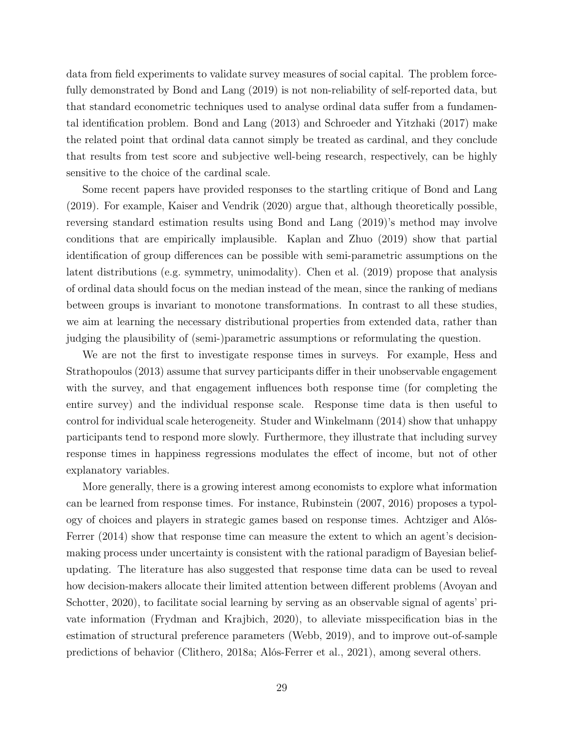data from field experiments to validate survey measures of social capital. The problem forcefully demonstrated by Bond and Lang (2019) is not non-reliability of self-reported data, but that standard econometric techniques used to analyse ordinal data suffer from a fundamental identification problem. Bond and Lang (2013) and Schroeder and Yitzhaki (2017) make the related point that ordinal data cannot simply be treated as cardinal, and they conclude that results from test score and subjective well-being research, respectively, can be highly sensitive to the choice of the cardinal scale.

Some recent papers have provided responses to the startling critique of Bond and Lang (2019). For example, Kaiser and Vendrik (2020) argue that, although theoretically possible, reversing standard estimation results using Bond and Lang (2019)'s method may involve conditions that are empirically implausible. Kaplan and Zhuo (2019) show that partial identification of group differences can be possible with semi-parametric assumptions on the latent distributions (e.g. symmetry, unimodality). Chen et al. (2019) propose that analysis of ordinal data should focus on the median instead of the mean, since the ranking of medians between groups is invariant to monotone transformations. In contrast to all these studies, we aim at learning the necessary distributional properties from extended data, rather than judging the plausibility of (semi-)parametric assumptions or reformulating the question.

We are not the first to investigate response times in surveys. For example, Hess and Strathopoulos (2013) assume that survey participants differ in their unobservable engagement with the survey, and that engagement influences both response time (for completing the entire survey) and the individual response scale. Response time data is then useful to control for individual scale heterogeneity. Studer and Winkelmann (2014) show that unhappy participants tend to respond more slowly. Furthermore, they illustrate that including survey response times in happiness regressions modulates the effect of income, but not of other explanatory variables.

More generally, there is a growing interest among economists to explore what information can be learned from response times. For instance, Rubinstein (2007, 2016) proposes a typology of choices and players in strategic games based on response times. Achtziger and Alós-Ferrer (2014) show that response time can measure the extent to which an agent's decision-making process under uncertainty is consistent with the rational paradigm of Bayesian belief-updating. The literature has also suggested that response time data can be used to reveal how decision-makers allocate their limited attention between different problems (Avoyan and Schotter, 2020), to facilitate social learning by serving as an observable signal of agents' private information (Frydman and Krajbich, 2020), to alleviate misspecification bias in the estimation of structural preference parameters (Webb, 2019), and to improve out-of-sample predictions of behavior (Clithero, 2018a; Alós-Ferrer et al., 2021), among several others.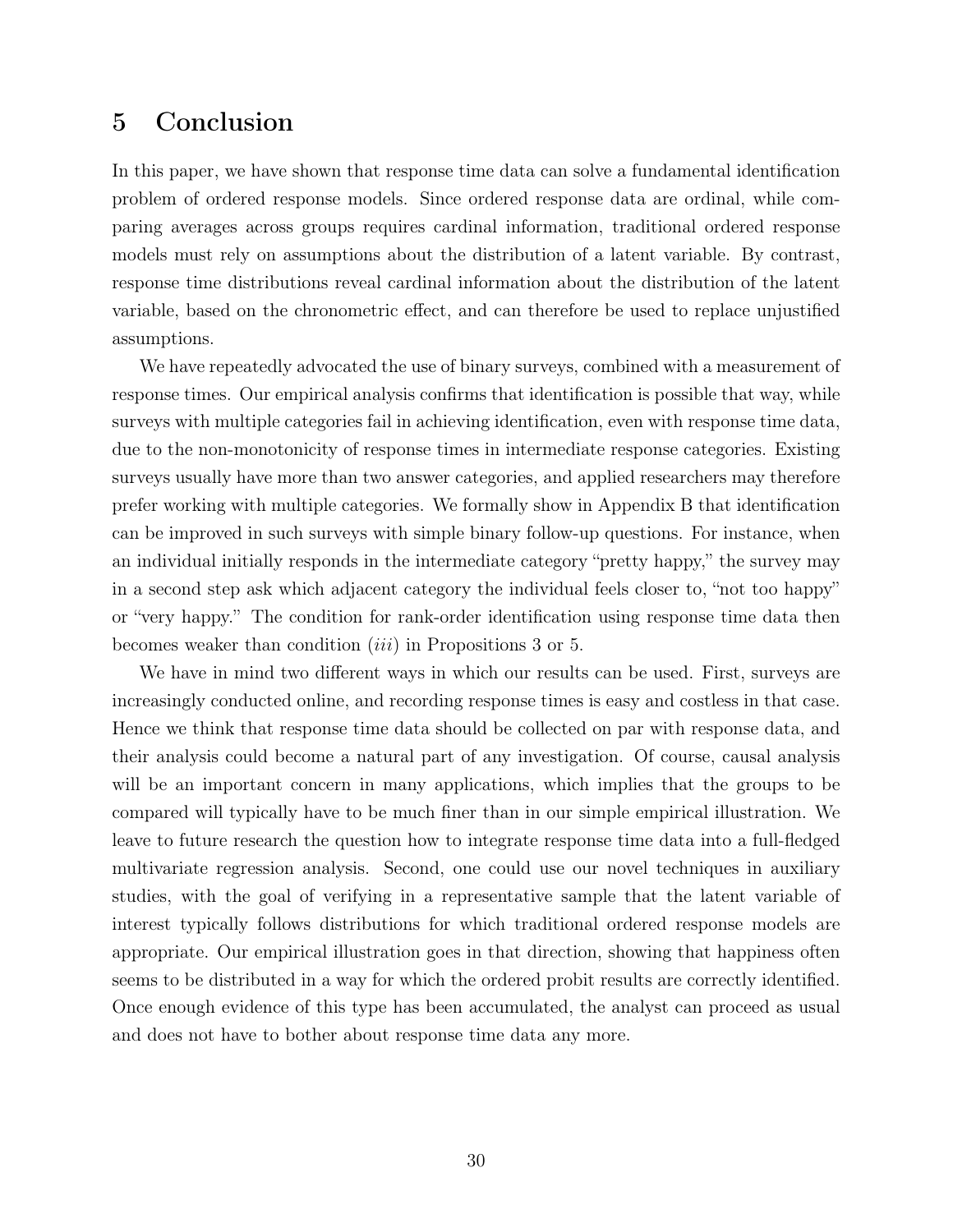# 5 Conclusion

In this paper, we have shown that response time data can solve a fundamental identification problem of ordered response models. Since ordered response data are ordinal, while comparing averages across groups requires cardinal information, traditional ordered response models must rely on assumptions about the distribution of a latent variable. By contrast, response time distributions reveal cardinal information about the distribution of the latent variable, based on the chronometric effect, and can therefore be used to replace unjustified assumptions.

We have repeatedly advocated the use of binary surveys, combined with a measurement of response times. Our empirical analysis confirms that identification is possible that way, while surveys with multiple categories fail in achieving identification, even with response time data, due to the non-monotonicity of response times in intermediate response categories. Existing surveys usually have more than two answer categories, and applied researchers may therefore prefer working with multiple categories. We formally show in Appendix B that identification can be improved in such surveys with simple binary follow-up questions. For instance, when an individual initially responds in the intermediate category "pretty happy," the survey may in a second step ask which adjacent category the individual feels closer to, "not too happy" or "very happy." The condition for rank-order identification using response time data then becomes weaker than condition (*iii*) in Propositions 3 or 5.

We have in mind two different ways in which our results can be used. First, surveys are increasingly conducted online, and recording response times is easy and costless in that case. Hence we think that response time data should be collected on par with response data, and their analysis could become a natural part of any investigation. Of course, causal analysis will be an important concern in many applications, which implies that the groups to be compared will typically have to be much finer than in our simple empirical illustration. We leave to future research the question how to integrate response time data into a full-fledged multivariate regression analysis. Second, one could use our novel techniques in auxiliary studies, with the goal of verifying in a representative sample that the latent variable of interest typically follows distributions for which traditional ordered response models are appropriate. Our empirical illustration goes in that direction, showing that happiness often seems to be distributed in a way for which the ordered probit results are correctly identified. Once enough evidence of this type has been accumulated, the analyst can proceed as usual and does not have to bother about response time data any more.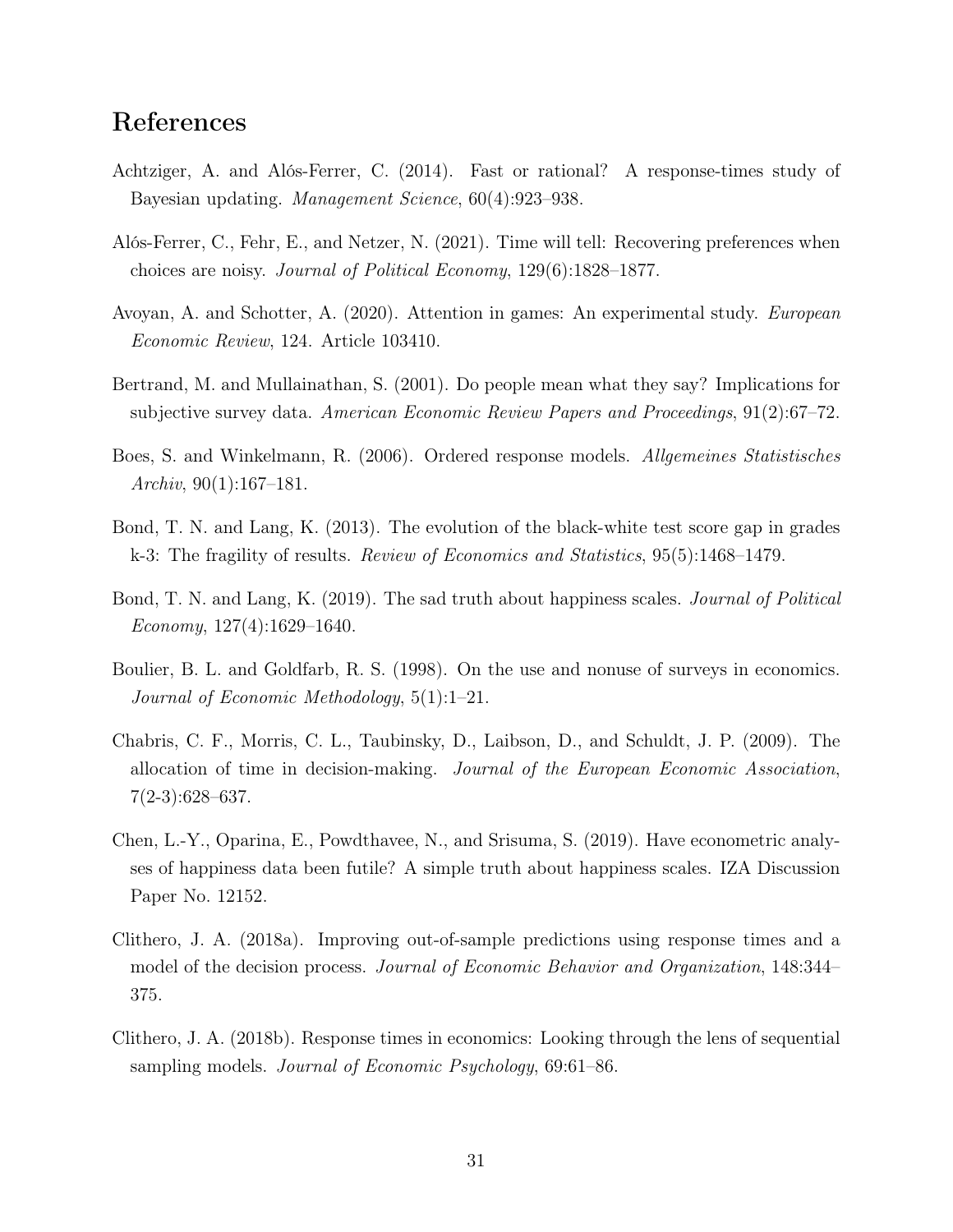# References

Achtziger, A. and Alós-Ferrer, C. (2014). Fast or rational? A response-times study of Bayesian updating. *Management Science*, 60(4):923–938.

Alós-Ferrer, C., Fehr, E., and Netzer, N. (2021). Time will tell: Recovering preferences when choices are noisy. *Journal of Political Economy*, 129(6):1828–1877.

Avoyan, A. and Schotter, A. (2020). Attention in games: An experimental study. *European Economic Review*, 124. Article 103410.

Bertrand, M. and Mullainathan, S. (2001). Do people mean what they say? Implications for subjective survey data. *American Economic Review Papers and Proceedings*, 91(2):67–72.

Boes, S. and Winkelmann, R. (2006). Ordered response models. *Allgemeines Statistisches Archiv*, 90(1):167–181.

Bond, T. N. and Lang, K. (2013). The evolution of the black-white test score gap in grades k-3: The fragility of results. *Review of Economics and Statistics*, 95(5):1468–1479.

Bond, T. N. and Lang, K. (2019). The sad truth about happiness scales. *Journal of Political Economy*, 127(4):1629–1640.

Boulier, B. L. and Goldfarb, R. S. (1998). On the use and nonuse of surveys in economics. *Journal of Economic Methodology*, 5(1):1–21.

Chabris, C. F., Morris, C. L., Taubinsky, D., Laibson, D., and Schuldt, J. P. (2009). The allocation of time in decision-making. *Journal of the European Economic Association*, 7(2-3):628–637.

Chen, L.-Y., Oparina, E., Powdthavee, N., and Srisuma, S. (2019). Have econometric analyses of happiness data been futile? A simple truth about happiness scales. IZA Discussion Paper No. 12152.

Clithero, J. A. (2018a). Improving out-of-sample predictions using response times and a model of the decision process. *Journal of Economic Behavior and Organization*, 148:344–375.

Clithero, J. A. (2018b). Response times in economics: Looking through the lens of sequential sampling models. *Journal of Economic Psychology*, 69:61–86.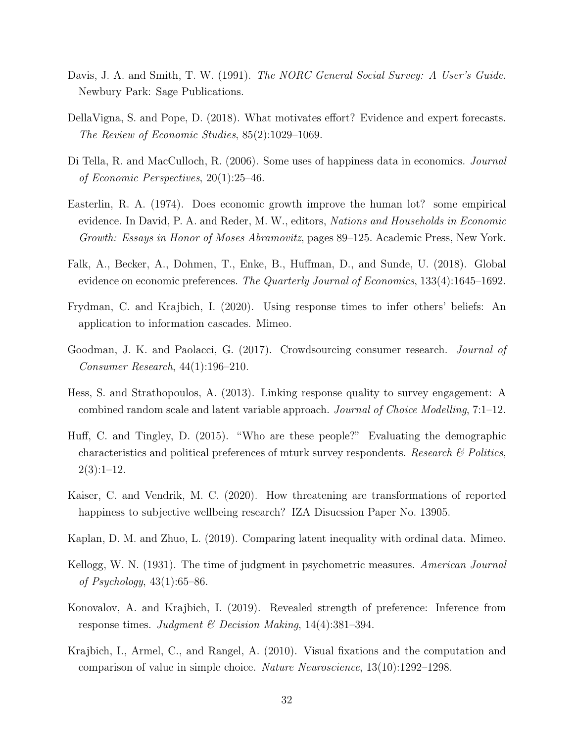Davis, J. A. and Smith, T. W. (1991). *The NORC General Social Survey: A User's Guide*. Newbury Park: Sage Publications.

DellaVigna, S. and Pope, D. (2018). What motivates effort? Evidence and expert forecasts. *The Review of Economic Studies*, 85(2):1029–1069.

Di Tella, R. and MacCulloch, R. (2006). Some uses of happiness data in economics. *Journal of Economic Perspectives*, 20(1):25–46.

Easterlin, R. A. (1974). Does economic growth improve the human lot? some empirical evidence. In David, P. A. and Reder, M. W., editors, *Nations and Households in Economic Growth: Essays in Honor of Moses Abramovitz*, pages 89–125. Academic Press, New York.

Falk, A., Becker, A., Dohmen, T., Enke, B., Huffman, D., and Sunde, U. (2018). Global evidence on economic preferences. *The Quarterly Journal of Economics*, 133(4):1645–1692.

Frydman, C. and Krajbich, I. (2020). Using response times to infer others' beliefs: An application to information cascades. Mimeo.

Goodman, J. K. and Paolacci, G. (2017). Crowdsourcing consumer research. *Journal of Consumer Research*, 44(1):196–210.

Hess, S. and Strathopoulos, A. (2013). Linking response quality to survey engagement: A combined random scale and latent variable approach. *Journal of Choice Modelling*, 7:1–12.

Huff, C. and Tingley, D. (2015). "Who are these people?" Evaluating the demographic characteristics and political preferences of mturk survey respondents. *Research & Politics*, 2(3):1–12.

Kaiser, C. and Vendrik, M. C. (2020). How threatening are transformations of reported happiness to subjective wellbeing research? IZA Disucssion Paper No. 13905.

Kaplan, D. M. and Zhuo, L. (2019). Comparing latent inequality with ordinal data. Mimeo.

Kellogg, W. N. (1931). The time of judgment in psychometric measures. *American Journal of Psychology*, 43(1):65–86.

Konovalov, A. and Krajbich, I. (2019). Revealed strength of preference: Inference from response times. *Judgment & Decision Making*, 14(4):381–394.

Krajbich, I., Armel, C., and Rangel, A. (2010). Visual fixations and the computation and comparison of value in simple choice. *Nature Neuroscience*, 13(10):1292–1298.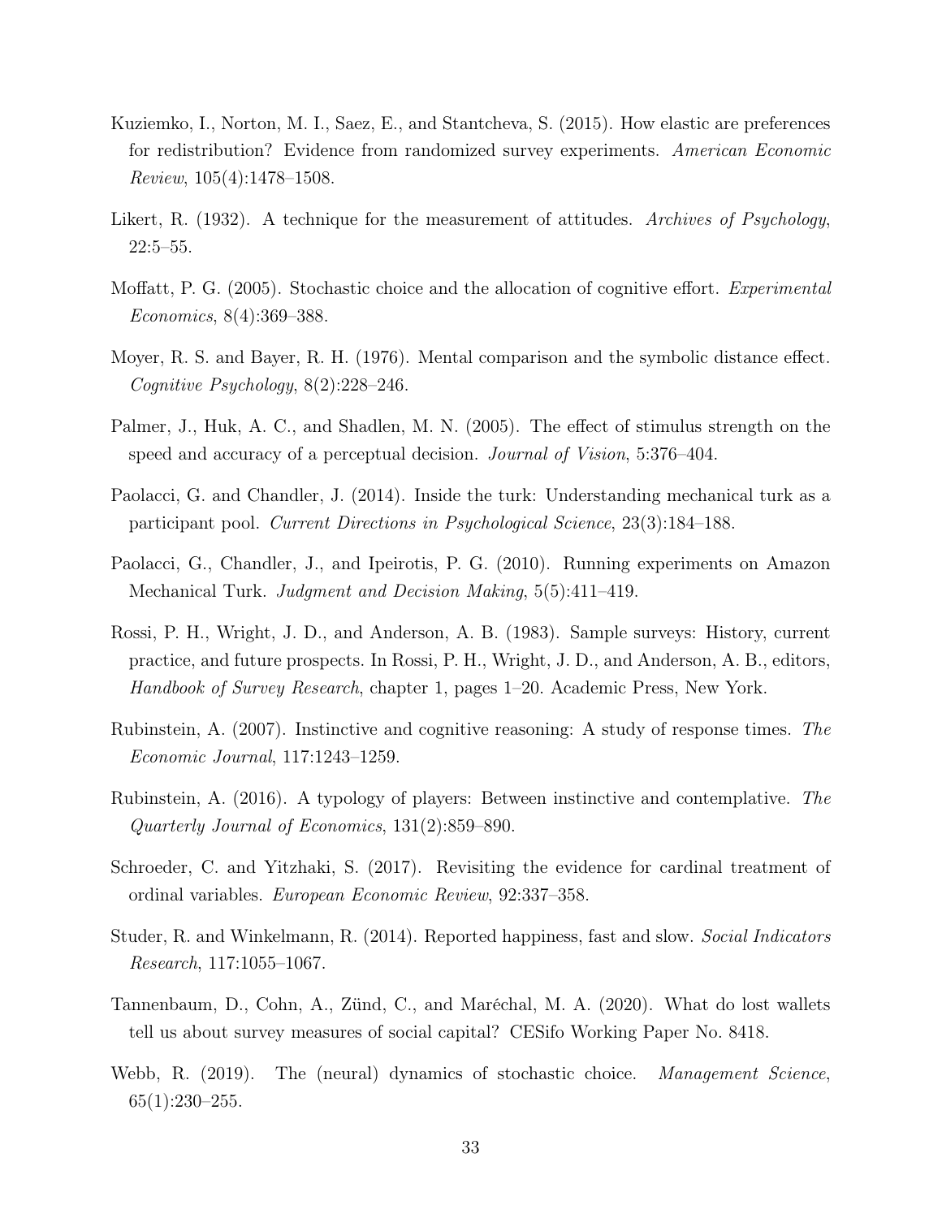Kuziemko, I., Norton, M. I., Saez, E., and Stantcheva, S. (2015). How elastic are preferences for redistribution? Evidence from randomized survey experiments. *American Economic Review*, 105(4):1478–1508.

Likert, R. (1932). A technique for the measurement of attitudes. *Archives of Psychology*, 22:5–55.

Moffatt, P. G. (2005). Stochastic choice and the allocation of cognitive effort. *Experimental Economics*, 8(4):369–388.

Moyer, R. S. and Bayer, R. H. (1976). Mental comparison and the symbolic distance effect. *Cognitive Psychology*, 8(2):228–246.

Palmer, J., Huk, A. C., and Shadlen, M. N. (2005). The effect of stimulus strength on the speed and accuracy of a perceptual decision. *Journal of Vision*, 5:376–404.

Paolacci, G. and Chandler, J. (2014). Inside the turk: Understanding mechanical turk as a participant pool. *Current Directions in Psychological Science*, 23(3):184–188.

Paolacci, G., Chandler, J., and Ipeirotis, P. G. (2010). Running experiments on Amazon Mechanical Turk. *Judgment and Decision Making*, 5(5):411–419.

Rossi, P. H., Wright, J. D., and Anderson, A. B. (1983). Sample surveys: History, current practice, and future prospects. In Rossi, P. H., Wright, J. D., and Anderson, A. B., editors, *Handbook of Survey Research*, chapter 1, pages 1–20. Academic Press, New York.

Rubinstein, A. (2007). Instinctive and cognitive reasoning: A study of response times. *The Economic Journal*, 117:1243–1259.

Rubinstein, A. (2016). A typology of players: Between instinctive and contemplative. *The Quarterly Journal of Economics*, 131(2):859–890.

Schroeder, C. and Yitzhaki, S. (2017). Revisiting the evidence for cardinal treatment of ordinal variables. *European Economic Review*, 92:337–358.

Studer, R. and Winkelmann, R. (2014). Reported happiness, fast and slow. *Social Indicators Research*, 117:1055–1067.

Tannenbaum, D., Cohn, A., Zünd, C., and Maréchal, M. A. (2020). What do lost wallets tell us about survey measures of social capital? CESifo Working Paper No. 8418.

Webb, R. (2019). The (neural) dynamics of stochastic choice. *Management Science*, 65(1):230–255.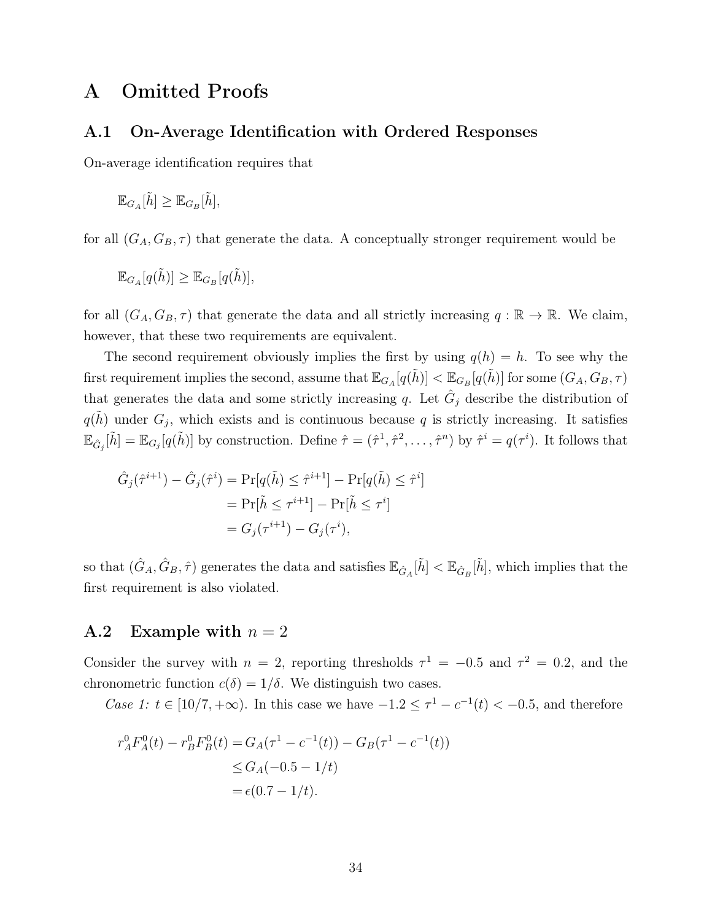# A Omitted Proofs

## A.1 On-Average Identification with Ordered Responses

On-average identification requires that

$$\mathbb{E}_{G_A}[\tilde{h}] \geq \mathbb{E}_{G_B}[\tilde{h}],$$

for all $(G_A, G_B, \tau)$ that generate the data. A conceptually stronger requirement would be

$$\mathbb{E}_{G_A}[q(\tilde{h})] \geq \mathbb{E}_{G_B}[q(\tilde{h})],$$

for all $(G_A, G_B, \tau)$ that generate the data and all strictly increasing $q : \mathbb{R} \to \mathbb{R}$. We claim, however, that these two requirements are equivalent.

The second requirement obviously implies the first by using $q(h) = h$. To see why the first requirement implies the second, assume that $\mathbb{E}_{G_A}[q(\tilde{h})] < \mathbb{E}_{G_B}[q(\tilde{h})]$ for some $(G_A, G_B, \tau)$ that generates the data and some strictly increasing $q$. Let $\hat{G}_j$ describe the distribution of $q(\tilde{h})$ under $G_j$, which exists and is continuous because $q$ is strictly increasing. It satisfies $\mathbb{E}_{\hat{G}_j}[\tilde{h}] = \mathbb{E}_{G_j}[q(\tilde{h})]$ by construction. Define $\hat{\tau} = (\hat{\tau}^1, \hat{\tau}^2, \ldots, \hat{\tau}^n)$ by $\hat{\tau}^i = q(\tau^i)$. It follows that

$$\begin{aligned}
\hat{G}_j(\hat{\tau}^{i+1}) - \hat{G}_j(\hat{\tau}^i) &= \Pr[q(\tilde{h}) \leq \hat{\tau}^{i+1}] - \Pr[q(\tilde{h}) \leq \hat{\tau}^i] \\
&= \Pr[\tilde{h} \leq \tau^{i+1}] - \Pr[\tilde{h} \leq \tau^i] \\
&= G_j(\tau^{i+1}) - G_j(\tau^i),
\end{aligned}$$

so that $(\hat{G}_A, \hat{G}_B, \hat{\tau})$ generates the data and satisfies $\mathbb{E}_{\hat{G}_A}[\tilde{h}] < \mathbb{E}_{\hat{G}_B}[\tilde{h}]$, which implies that the first requirement is also violated.

## A.2 Example with $n = 2$

Consider the survey with $n = 2$, reporting thresholds $\tau^1 = -0.5$ and $\tau^2 = 0.2$, and the chronometric function $c(\delta) = 1/\delta$. We distinguish two cases.

*Case 1: $t \in [10/7, +\infty)$.* In this case we have $-1.2 \leq \tau^1 - c^{-1}(t) < -0.5$, and therefore

$$\begin{aligned}
r_A^0 F_A^0(t) - r_B^0 F_B^0(t) &= G_A(\tau^1 - c^{-1}(t)) - G_B(\tau^1 - c^{-1}(t)) \\
&\leq G_A(-0.5 - 1/t) \\
&= \epsilon(0.7 - 1/t).
\end{aligned}$$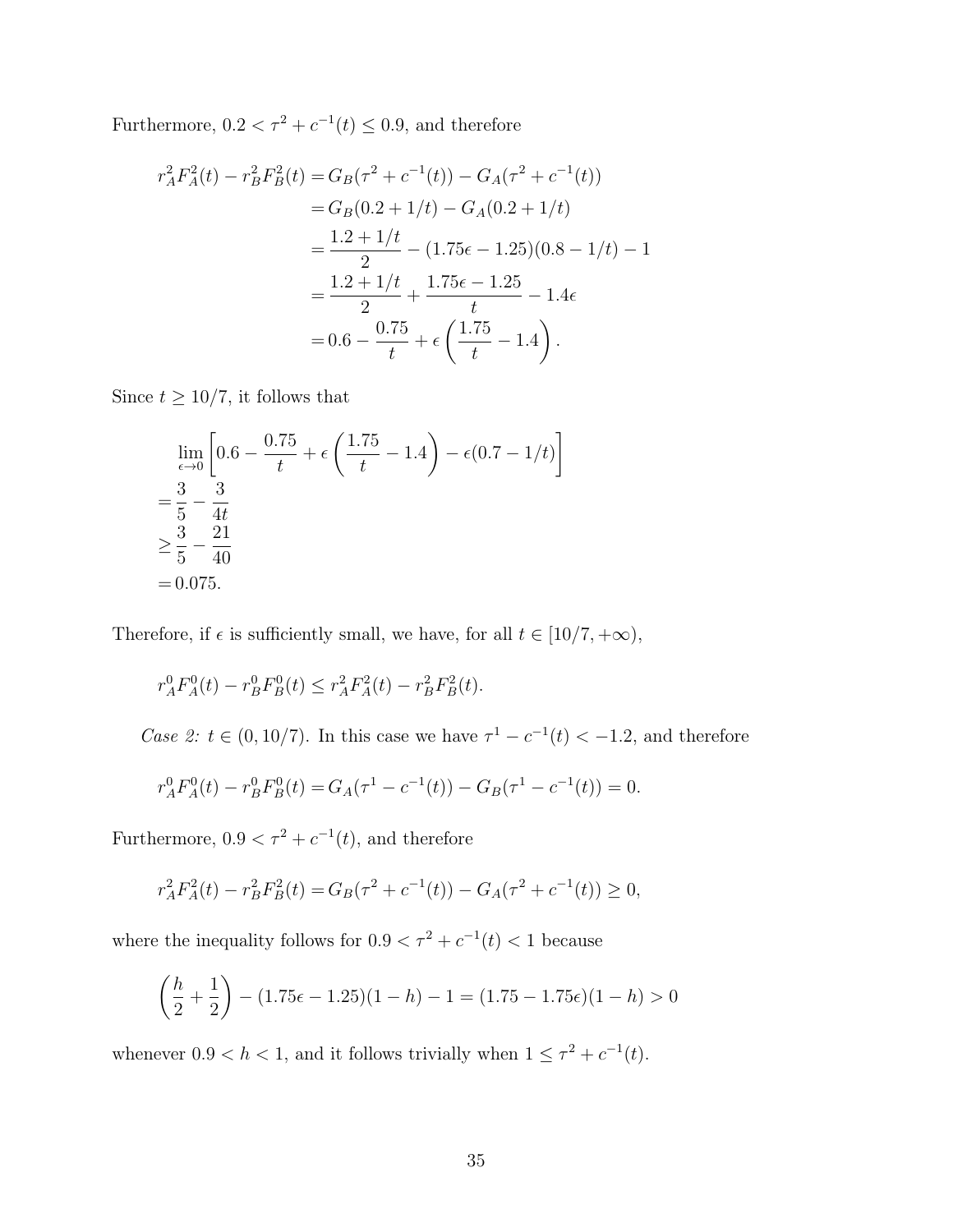Furthermore, $0.2 < \tau^2 + c^{-1}(t) \leq 0.9$, and therefore

$$
\begin{aligned}
r_A^2 F_A^2(t) - r_B^2 F_B^2(t) &= G_B(\tau^2 + c^{-1}(t)) - G_A(\tau^2 + c^{-1}(t)) \\
&= G_B(0.2 + 1/t) - G_A(0.2 + 1/t) \\
&= \frac{1.2 + 1/t}{2} - (1.75\epsilon - 1.25)(0.8 - 1/t) - 1 \\
&= \frac{1.2 + 1/t}{2} + \frac{1.75\epsilon - 1.25}{t} - 1.4\epsilon \\
&= 0.6 - \frac{0.75}{t} + \epsilon\left(\frac{1.75}{t} - 1.4\right).
\end{aligned}
$$

Since $t \geq 10/7$, it follows that

$$
\begin{aligned}
&\lim_{\epsilon \to 0}\left[0.6 - \frac{0.75}{t} + \epsilon\left(\frac{1.75}{t} - 1.4\right) - \epsilon(0.7 - 1/t)\right] \\
=& \frac{3}{5} - \frac{3}{4t} \\
\geq& \frac{3}{5} - \frac{21}{40} \\
=& 0.075.
\end{aligned}
$$

Therefore, if $\epsilon$ is sufficiently small, we have, for all $t \in [10/7, +\infty)$,

$$
r_A^0 F_A^0(t) - r_B^0 F_B^0(t) \leq r_A^2 F_A^2(t) - r_B^2 F_B^2(t).
$$

*Case 2:* $t \in (0, 10/7)$. In this case we have $\tau^1 - c^{-1}(t) < -1.2$, and therefore

$$
r_A^0 F_A^0(t) - r_B^0 F_B^0(t) = G_A(\tau^1 - c^{-1}(t)) - G_B(\tau^1 - c^{-1}(t)) = 0.
$$

Furthermore, $0.9 < \tau^2 + c^{-1}(t)$, and therefore

$$
r_A^2 F_A^2(t) - r_B^2 F_B^2(t) = G_B(\tau^2 + c^{-1}(t)) - G_A(\tau^2 + c^{-1}(t)) \geq 0,
$$

where the inequality follows for $0.9 < \tau^2 + c^{-1}(t) < 1$ because

$$
\left(\frac{h}{2} + \frac{1}{2}\right) - (1.75\epsilon - 1.25)(1 - h) - 1 = (1.75 - 1.75\epsilon)(1 - h) > 0
$$

whenever $0.9 < h < 1$, and it follows trivially when $1 \leq \tau^2 + c^{-1}(t)$.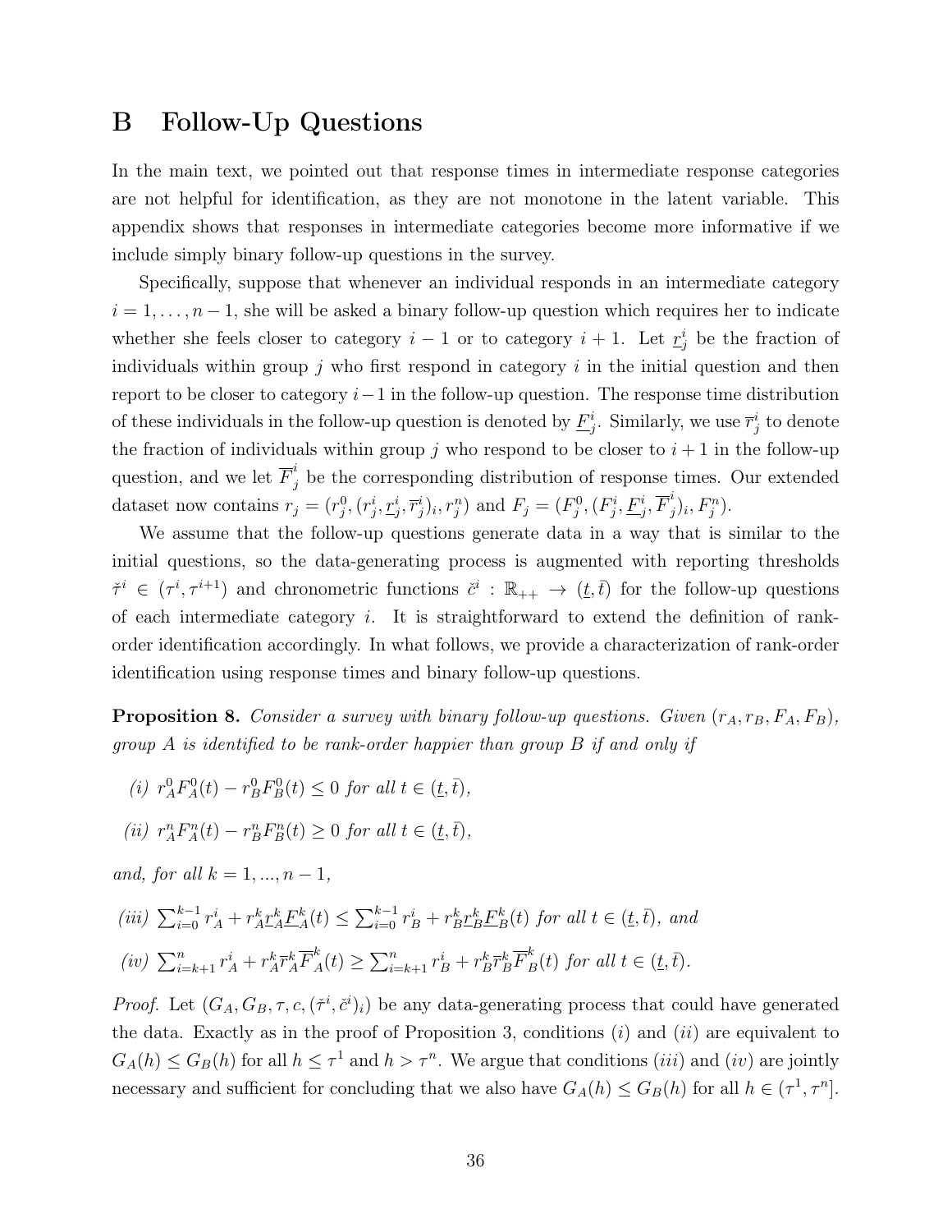# B Follow-Up Questions

In the main text, we pointed out that response times in intermediate response categories are not helpful for identification, as they are not monotone in the latent variable. This appendix shows that responses in intermediate categories become more informative if we include simply binary follow-up questions in the survey.

Specifically, suppose that whenever an individual responds in an intermediate category $i = 1, \ldots, n-1$, she will be asked a binary follow-up question which requires her to indicate whether she feels closer to category $i-1$ or to category $i+1$. Let $\underline{r}_j^i$ be the fraction of individuals within group $j$ who first respond in category $i$ in the initial question and then report to be closer to category $i-1$ in the follow-up question. The response time distribution of these individuals in the follow-up question is denoted by $\underline{F}_j^i$. Similarly, we use $\overline{r}_j^i$ to denote the fraction of individuals within group $j$ who respond to be closer to $i+1$ in the follow-up question, and we let $\overline{F}_j^i$ be the corresponding distribution of response times. Our extended dataset now contains $r_j = (r_j^0, (r_j^i, \underline{r}_j^i, \overline{r}_j^i)_i, r_j^n)$ and $F_j = (F_j^0, (F_j^i, \underline{F}_j^i, \overline{F}_j^i)_i, F_j^n)$.

We assume that the follow-up questions generate data in a way that is similar to the initial questions, so the data-generating process is augmented with reporting thresholds $\check{\tau}^i \in (\tau^i, \tau^{i+1})$ and chronometric functions $\check{c}^i : \mathbb{R}_{++} \to (\underline{t}, \bar{t})$ for the follow-up questions of each intermediate category $i$. It is straightforward to extend the definition of rank-order identification accordingly. In what follows, we provide a characterization of rank-order identification using response times and binary follow-up questions.

**Proposition 8.** *Consider a survey with binary follow-up questions. Given $(r_A, r_B, F_A, F_B)$, group $A$ is identified to be rank-order happier than group $B$ if and only if*

*(i)* $r_A^0 F_A^0(t) - r_B^0 F_B^0(t) \leq 0$ *for all* $t \in (\underline{t}, \bar{t})$,

*(ii)* $r_A^n F_A^n(t) - r_B^n F_B^n(t) \geq 0$ *for all* $t \in (\underline{t}, \bar{t})$,

*and, for all* $k = 1, ..., n-1$,

*(iii)* $\sum_{i=0}^{k-1} r_A^i + r_A^k \underline{r}_A^k \underline{F}_A^k(t) \leq \sum_{i=0}^{k-1} r_B^i + r_B^k \underline{r}_B^k \underline{F}_B^k(t)$ *for all* $t \in (\underline{t}, \bar{t})$, *and*

*(iv)* $\sum_{i=k+1}^{n} r_A^i + r_A^k \overline{r}_A^k \overline{F}_A^k(t) \geq \sum_{i=k+1}^{n} r_B^i + r_B^k \overline{r}_B^k \overline{F}_B^k(t)$ *for all* $t \in (\underline{t}, \bar{t})$.

*Proof.* Let $(G_A, G_B, \tau, c, (\check{\tau}^i, \check{c}^i)_i)$ be any data-generating process that could have generated the data. Exactly as in the proof of Proposition 3, conditions $(i)$ and $(ii)$ are equivalent to $G_A(h) \leq G_B(h)$ for all $h \leq \tau^1$ and $h > \tau^n$. We argue that conditions $(iii)$ and $(iv)$ are jointly necessary and sufficient for concluding that we also have $G_A(h) \leq G_B(h)$ for all $h \in (\tau^1, \tau^n]$.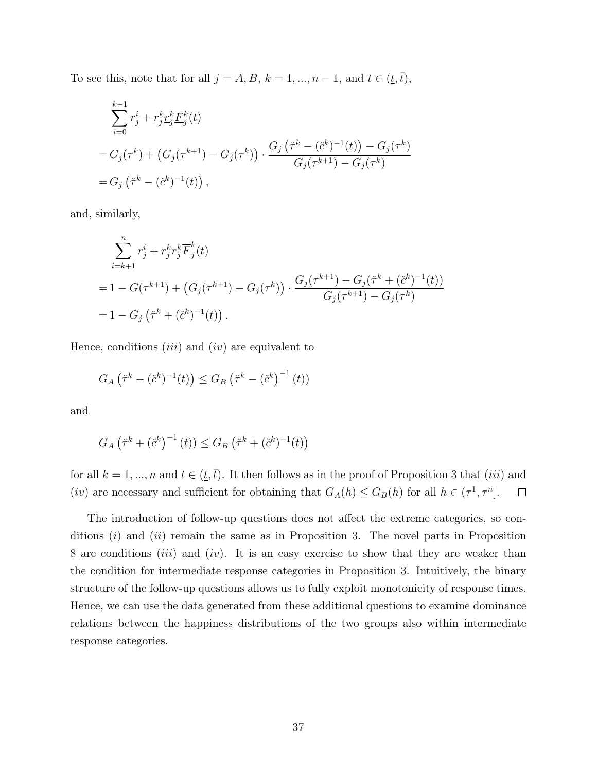To see this, note that for all $j = A, B$, $k = 1, ..., n-1$, and $t \in (\underline{t}, \bar{t})$,

$$
\begin{aligned}
&\sum_{i=0}^{k-1} r_j^i + r_j^k \underline{r}_j^k \underline{F}_j^k(t) \\
=& G_j(\tau^k) + \left(G_j(\tau^{k+1}) - G_j(\tau^k)\right) \cdot \frac{G_j\left(\check{\tau}^k - (\check{c}^k)^{-1}(t)\right) - G_j(\tau^k)}{G_j(\tau^{k+1}) - G_j(\tau^k)} \\
=& G_j\left(\check{\tau}^k - (\check{c}^k)^{-1}(t)\right),
\end{aligned}
$$

and, similarly,

$$
\begin{aligned}
&\sum_{i=k+1}^{n} r_j^i + r_j^k \overline{r}_j^k \overline{F}_j^k(t) \\
=& 1 - G(\tau^{k+1}) + \left(G_j(\tau^{k+1}) - G_j(\tau^k)\right) \cdot \frac{G_j(\tau^{k+1}) - G_j(\check{\tau}^k + (\check{c}^k)^{-1}(t))}{G_j(\tau^{k+1}) - G_j(\tau^k)} \\
=& 1 - G_j\left(\check{\tau}^k + (\check{c}^k)^{-1}(t)\right).
\end{aligned}
$$

Hence, conditions $(iii)$ and $(iv)$ are equivalent to

$$
G_A\left(\check{\tau}^k - (\check{c}^k)^{-1}(t)\right) \leq G_B\left(\check{\tau}^k - \left(\check{c}^k\right)^{-1}(t)\right)
$$

and

$$
G_A\left(\check{\tau}^k + \left(\check{c}^k\right)^{-1}(t)\right) \leq G_B\left(\check{\tau}^k + (\check{c}^k)^{-1}(t)\right)
$$

for all $k = 1, ..., n$ and $t \in (\underline{t}, \bar{t})$. It then follows as in the proof of Proposition 3 that $(iii)$ and $(iv)$ are necessary and sufficient for obtaining that $G_A(h) \leq G_B(h)$ for all $h \in (\tau^1, \tau^n]$. $\square$

The introduction of follow-up questions does not affect the extreme categories, so conditions $(i)$ and $(ii)$ remain the same as in Proposition 3. The novel parts in Proposition 8 are conditions $(iii)$ and $(iv)$. It is an easy exercise to show that they are weaker than the condition for intermediate response categories in Proposition 3. Intuitively, the binary structure of the follow-up questions allows us to fully exploit monotonicity of response times. Hence, we can use the data generated from these additional questions to examine dominance relations between the happiness distributions of the two groups also within intermediate response categories.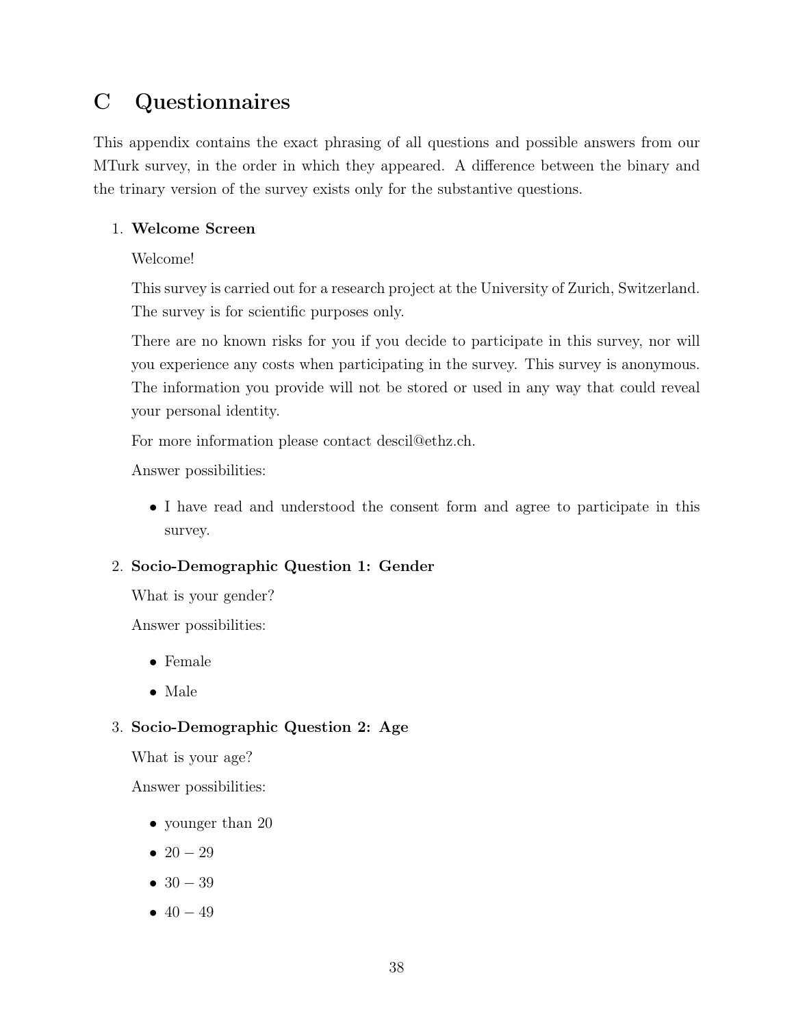# C Questionnaires

This appendix contains the exact phrasing of all questions and possible answers from our MTurk survey, in the order in which they appeared. A difference between the binary and the trinary version of the survey exists only for the substantive questions.

1. **Welcome Screen**

   Welcome!

   This survey is carried out for a research project at the University of Zurich, Switzerland. The survey is for scientific purposes only.

   There are no known risks for you if you decide to participate in this survey, nor will you experience any costs when participating in the survey. This survey is anonymous. The information you provide will not be stored or used in any way that could reveal your personal identity.

   For more information please contact descil@ethz.ch.

   Answer possibilities:

   - I have read and understood the consent form and agree to participate in this survey.

2. **Socio-Demographic Question 1: Gender**

   What is your gender?

   Answer possibilities:

   - Female
   - Male

3. **Socio-Demographic Question 2: Age**

   What is your age?

   Answer possibilities:

   - younger than 20
   - $20 - 29$
   - $30 - 39$
   - $40 - 49$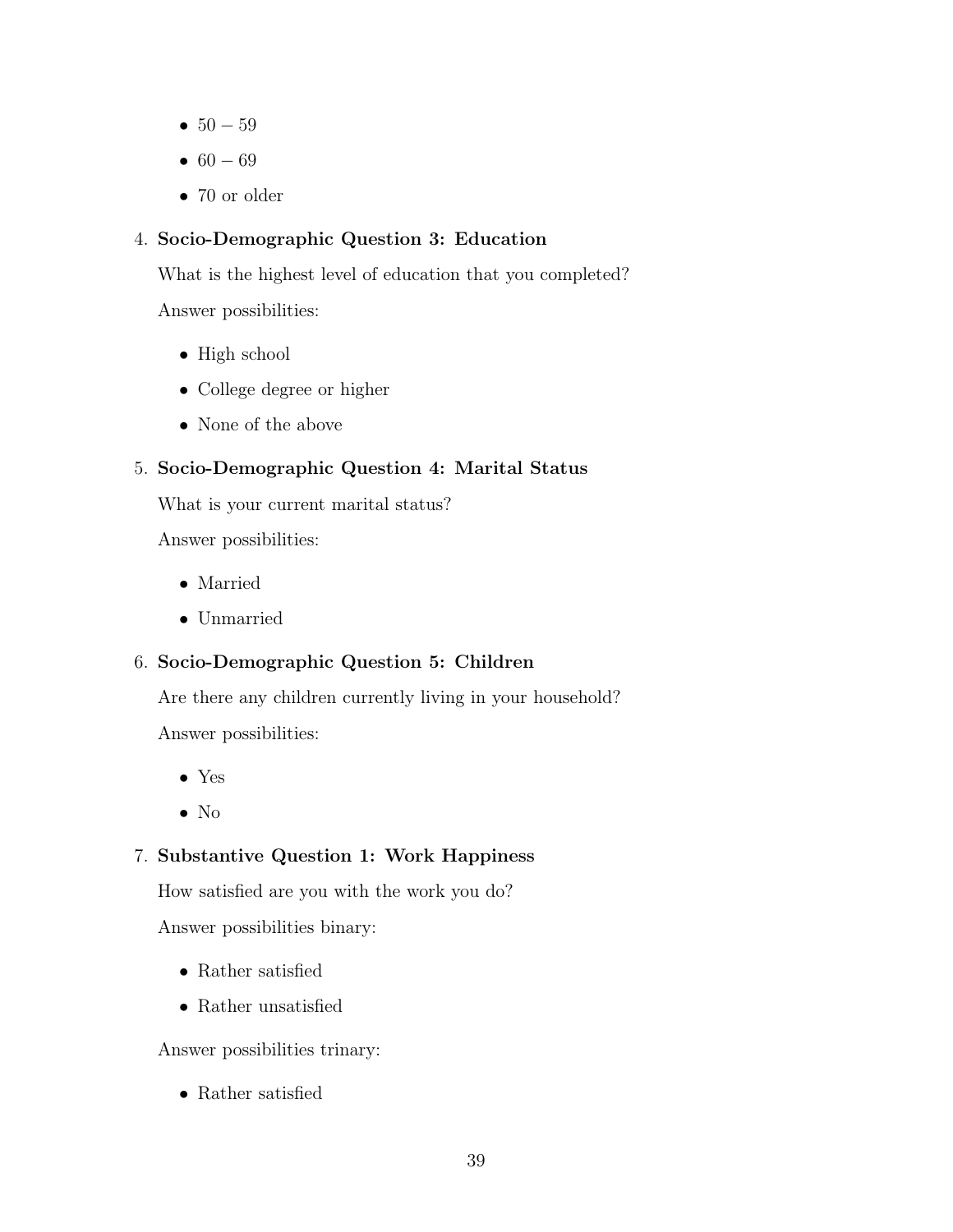- 50 – 59
- 60 – 69
- 70 or older

4. **Socio-Demographic Question 3: Education**

   What is the highest level of education that you completed?

   Answer possibilities:

   - High school
   - College degree or higher
   - None of the above

5. **Socio-Demographic Question 4: Marital Status**

   What is your current marital status?

   Answer possibilities:

   - Married
   - Unmarried

6. **Socio-Demographic Question 5: Children**

   Are there any children currently living in your household?

   Answer possibilities:

   - Yes
   - No

7. **Substantive Question 1: Work Happiness**

   How satisfied are you with the work you do?

   Answer possibilities binary:

   - Rather satisfied
   - Rather unsatisfied

   Answer possibilities trinary:

   - Rather satisfied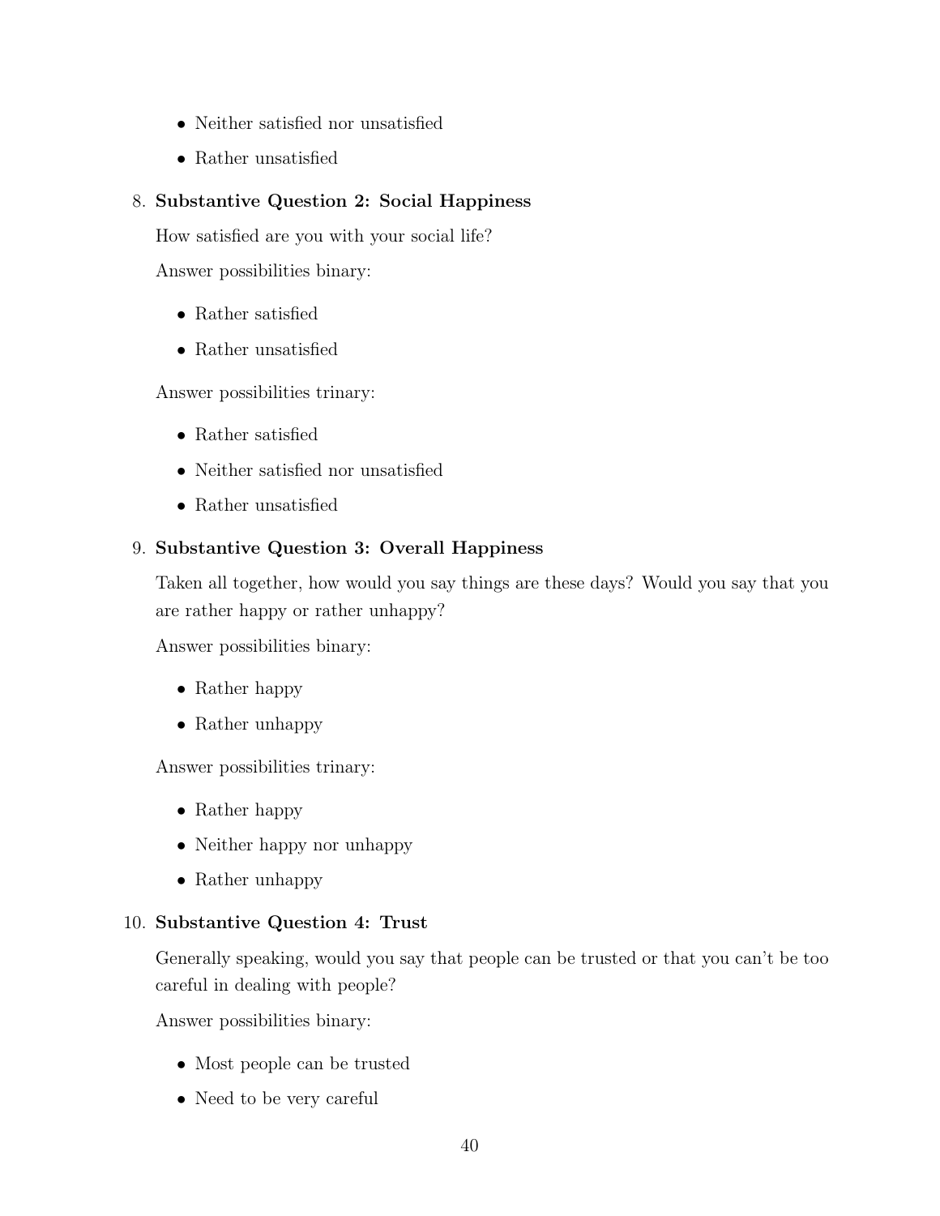- Neither satisfied nor unsatisfied
- Rather unsatisfied

8. **Substantive Question 2: Social Happiness**

   How satisfied are you with your social life?

   Answer possibilities binary:

   - Rather satisfied
   - Rather unsatisfied

   Answer possibilities trinary:

   - Rather satisfied
   - Neither satisfied nor unsatisfied
   - Rather unsatisfied

9. **Substantive Question 3: Overall Happiness**

   Taken all together, how would you say things are these days? Would you say that you are rather happy or rather unhappy?

   Answer possibilities binary:

   - Rather happy
   - Rather unhappy

   Answer possibilities trinary:

   - Rather happy
   - Neither happy nor unhappy
   - Rather unhappy

10. **Substantive Question 4: Trust**

    Generally speaking, would you say that people can be trusted or that you can't be too careful in dealing with people?

    Answer possibilities binary:

    - Most people can be trusted
    - Need to be very careful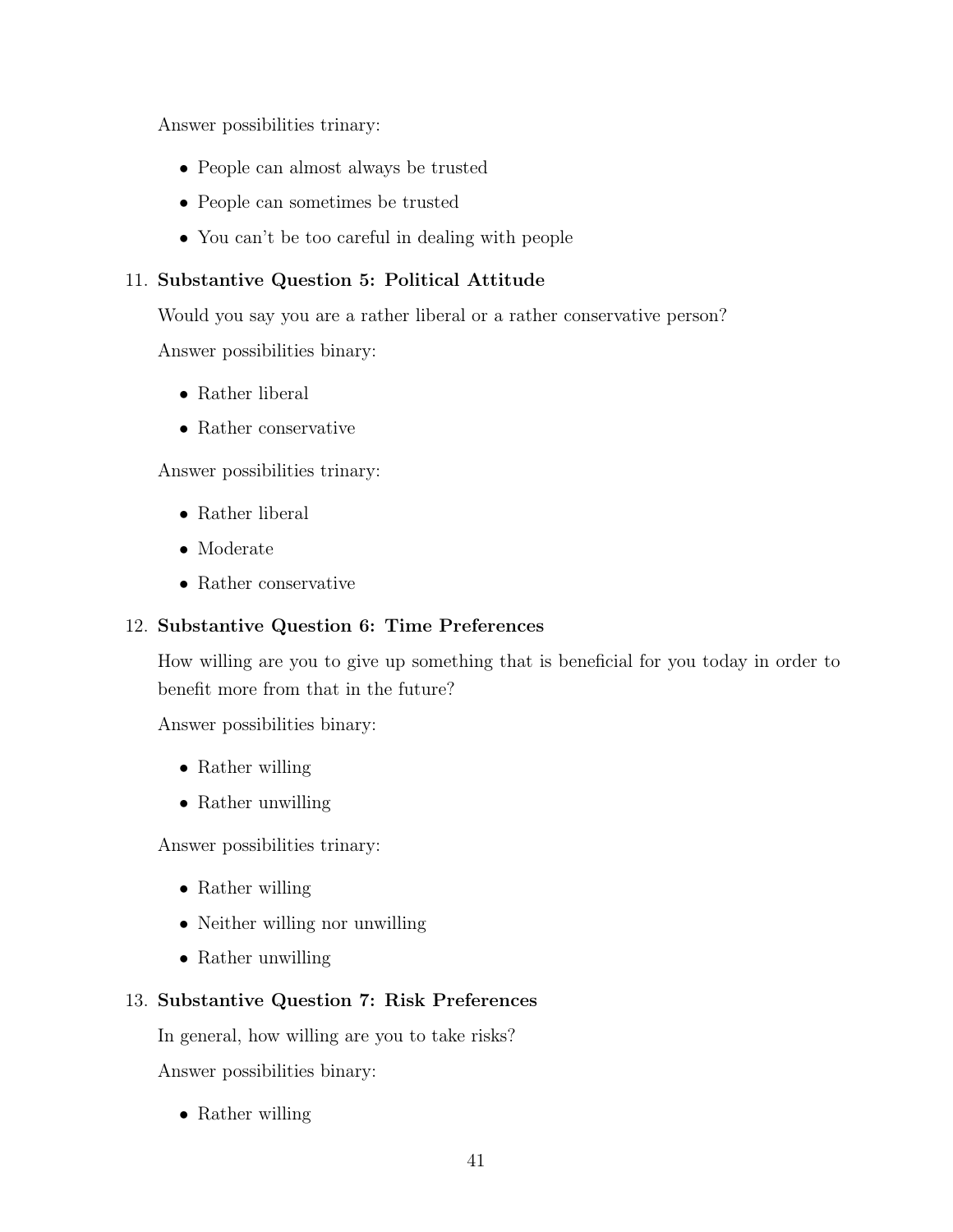Answer possibilities trinary:

- People can almost always be trusted
- People can sometimes be trusted
- You can't be too careful in dealing with people

11. **Substantive Question 5: Political Attitude**

    Would you say you are a rather liberal or a rather conservative person?

    Answer possibilities binary:

    - Rather liberal
    - Rather conservative

    Answer possibilities trinary:

    - Rather liberal
    - Moderate
    - Rather conservative

12. **Substantive Question 6: Time Preferences**

    How willing are you to give up something that is beneficial for you today in order to benefit more from that in the future?

    Answer possibilities binary:

    - Rather willing
    - Rather unwilling

    Answer possibilities trinary:

    - Rather willing
    - Neither willing nor unwilling
    - Rather unwilling

13. **Substantive Question 7: Risk Preferences**

    In general, how willing are you to take risks?

    Answer possibilities binary:

    - Rather willing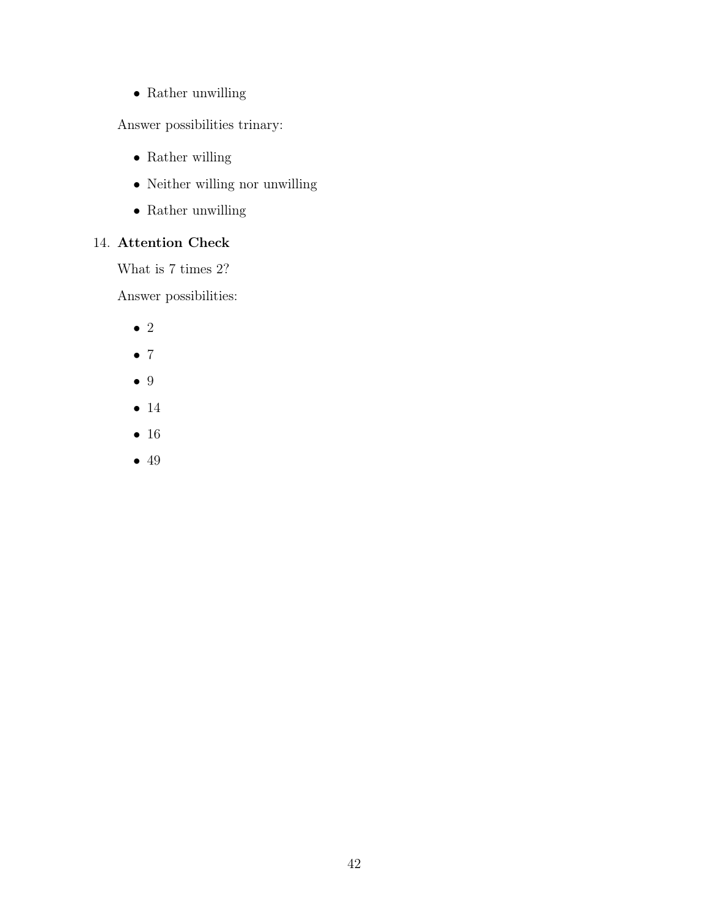- Rather unwilling

Answer possibilities trinary:

- Rather willing
- Neither willing nor unwilling
- Rather unwilling

14. **Attention Check**

    What is 7 times 2?

    Answer possibilities:

    - 2
    - 7
    - 9
    - 14
    - 16
    - 49